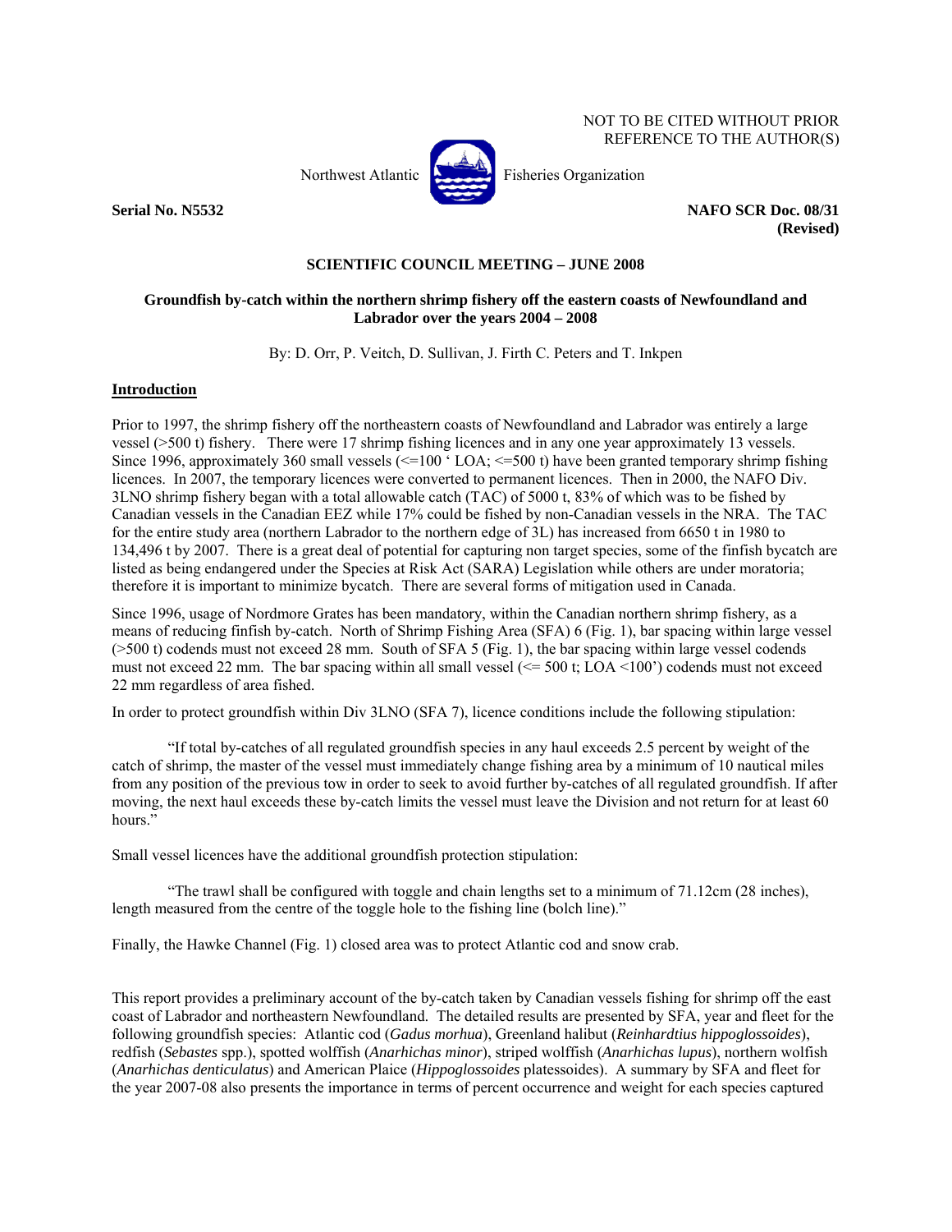NOT TO BE CITED WITHOUT PRIOR REFERENCE TO THE AUTHOR(S)

Northwest Atlantic Fisheries Organization

**Serial No. N5532** **NAFO SCR Doc. 08/31 (Revised)**

**SCIENTIFIC COUNCIL MEETING – JUNE 2008**

**Groundfish by-catch within the northern shrimp fishery off the eastern coasts of Newfoundland and Labrador over the years 2004 – 2008**

By: D. Orr, P. Veitch, D. Sullivan, J. Firth C. Peters and T. Inkpen

## Introduction

Prior to 1997, the shrimp fishery off the northeastern coasts of Newfoundland and Labrador was entirely a large vessel (>500 t) fishery. There were 17 shrimp fishing licences and in any one year approximately 13 vessels. Since 1996, approximately 360 small vessels (<=100 ' LOA; <=500 t) have been granted temporary shrimp fishing licences. In 2007, the temporary licences were converted to permanent licences. Then in 2000, the NAFO Div. 3LNO shrimp fishery began with a total allowable catch (TAC) of 5000 t, 83% of which was to be fished by Canadian vessels in the Canadian EEZ while 17% could be fished by non-Canadian vessels in the NRA. The TAC for the entire study area (northern Labrador to the northern edge of 3L) has increased from 6650 t in 1980 to 134,496 t by 2007. There is a great deal of potential for capturing non target species, some of the finfish bycatch are listed as being endangered under the Species at Risk Act (SARA) Legislation while others are under moratoria; therefore it is important to minimize bycatch. There are several forms of mitigation used in Canada.

Since 1996, usage of Nordmore Grates has been mandatory, within the Canadian northern shrimp fishery, as a means of reducing finfish by-catch. North of Shrimp Fishing Area (SFA) 6 (Fig. 1), bar spacing within large vessel (>500 t) codends must not exceed 28 mm. South of SFA 5 (Fig. 1), the bar spacing within large vessel codends must not exceed 22 mm. The bar spacing within all small vessel (<= 500 t; LOA <100') codends must not exceed 22 mm regardless of area fished.

In order to protect groundfish within Div 3LNO (SFA 7), licence conditions include the following stipulation:

"If total by-catches of all regulated groundfish species in any haul exceeds 2.5 percent by weight of the catch of shrimp, the master of the vessel must immediately change fishing area by a minimum of 10 nautical miles from any position of the previous tow in order to seek to avoid further by-catches of all regulated groundfish. If after moving, the next haul exceeds these by-catch limits the vessel must leave the Division and not return for at least 60 hours."

Small vessel licences have the additional groundfish protection stipulation:

"The trawl shall be configured with toggle and chain lengths set to a minimum of 71.12cm (28 inches), length measured from the centre of the toggle hole to the fishing line (bolch line)."

Finally, the Hawke Channel (Fig. 1) closed area was to protect Atlantic cod and snow crab.

This report provides a preliminary account of the by-catch taken by Canadian vessels fishing for shrimp off the east coast of Labrador and northeastern Newfoundland. The detailed results are presented by SFA, year and fleet for the following groundfish species: Atlantic cod (*Gadus morhua*), Greenland halibut (*Reinhardtius hippoglossoides*), redfish (*Sebastes* spp.), spotted wolffish (*Anarhichas minor*), striped wolffish (*Anarhichas lupus*), northern wolffish (*Anarhichas denticulatus*) and American Plaice (*Hippoglossoides* platessoides). A summary by SFA and fleet for the year 2007-08 also presents the importance in terms of percent occurrence and weight for each species captured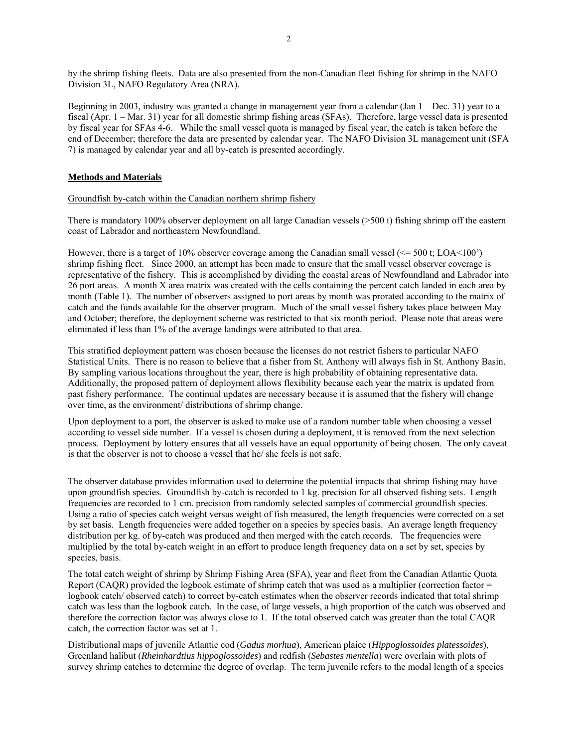by the shrimp fishing fleets. Data are also presented from the non-Canadian fleet fishing for shrimp in the NAFO Division 3L, NAFO Regulatory Area (NRA).

Beginning in 2003, industry was granted a change in management year from a calendar (Jan 1 – Dec. 31) year to a fiscal (Apr. 1 – Mar. 31) year for all domestic shrimp fishing areas (SFAs). Therefore, large vessel data is presented by fiscal year for SFAs 4-6. While the small vessel quota is managed by fiscal year, the catch is taken before the end of December; therefore the data are presented by calendar year. The NAFO Division 3L management unit (SFA 7) is managed by calendar year and all by-catch is presented accordingly.

## Methods and Materials

### Groundfish by-catch within the Canadian northern shrimp fishery

There is mandatory 100% observer deployment on all large Canadian vessels (>500 t) fishing shrimp off the eastern coast of Labrador and northeastern Newfoundland.

However, there is a target of 10% observer coverage among the Canadian small vessel (<= 500 t; LOA<100') shrimp fishing fleet. Since 2000, an attempt has been made to ensure that the small vessel observer coverage is representative of the fishery. This is accomplished by dividing the coastal areas of Newfoundland and Labrador into 26 port areas. A month X area matrix was created with the cells containing the percent catch landed in each area by month (Table 1). The number of observers assigned to port areas by month was prorated according to the matrix of catch and the funds available for the observer program. Much of the small vessel fishery takes place between May and October; therefore, the deployment scheme was restricted to that six month period. Please note that areas were eliminated if less than 1% of the average landings were attributed to that area.

This stratified deployment pattern was chosen because the licenses do not restrict fishers to particular NAFO Statistical Units. There is no reason to believe that a fisher from St. Anthony will always fish in St. Anthony Basin. By sampling various locations throughout the year, there is high probability of obtaining representative data. Additionally, the proposed pattern of deployment allows flexibility because each year the matrix is updated from past fishery performance. The continual updates are necessary because it is assumed that the fishery will change over time, as the environment/ distributions of shrimp change.

Upon deployment to a port, the observer is asked to make use of a random number table when choosing a vessel according to vessel side number. If a vessel is chosen during a deployment, it is removed from the next selection process. Deployment by lottery ensures that all vessels have an equal opportunity of being chosen. The only caveat is that the observer is not to choose a vessel that he/ she feels is not safe.

The observer database provides information used to determine the potential impacts that shrimp fishing may have upon groundfish species. Groundfish by-catch is recorded to 1 kg. precision for all observed fishing sets. Length frequencies are recorded to 1 cm. precision from randomly selected samples of commercial groundfish species. Using a ratio of species catch weight versus weight of fish measured, the length frequencies were corrected on a set by set basis. Length frequencies were added together on a species by species basis. An average length frequency distribution per kg. of by-catch was produced and then merged with the catch records. The frequencies were multiplied by the total by-catch weight in an effort to produce length frequency data on a set by set, species by species, basis.

The total catch weight of shrimp by Shrimp Fishing Area (SFA), year and fleet from the Canadian Atlantic Quota Report (CAQR) provided the logbook estimate of shrimp catch that was used as a multiplier (correction factor = logbook catch/ observed catch) to correct by-catch estimates when the observer records indicated that total shrimp catch was less than the logbook catch. In the case, of large vessels, a high proportion of the catch was observed and therefore the correction factor was always close to 1. If the total observed catch was greater than the total CAQR catch, the correction factor was set at 1.

Distributional maps of juvenile Atlantic cod (*Gadus morhua*), American plaice (*Hippoglossoides platessoides*), Greenland halibut (*Rheinhardtius hippoglossoides*) and redfish (*Sebastes mentella*) were overlain with plots of survey shrimp catches to determine the degree of overlap. The term juvenile refers to the modal length of a species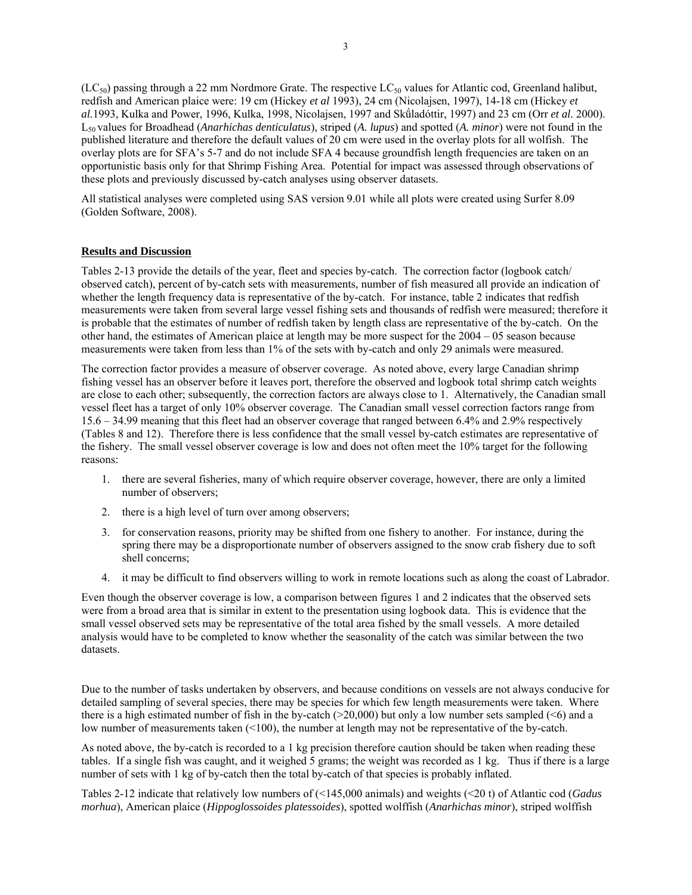($LC_{50}$) passing through a 22 mm Nordmore Grate. The respective $LC_{50}$ values for Atlantic cod, Greenland halibut, redfish and American plaice were: 19 cm (Hickey *et al* 1993), 24 cm (Nicolajsen, 1997), 14-18 cm (Hickey *et al.*1993, Kulka and Power, 1996, Kulka, 1998, Nicolajsen, 1997 and Skűladóttir, 1997) and 23 cm (Orr *et al.* 2000). $L_{50}$ values for Broadhead (*Anarhichas denticulatus*), striped (*A. lupus*) and spotted (*A. minor*) were not found in the published literature and therefore the default values of 20 cm were used in the overlay plots for all wolfish. The overlay plots are for SFA's 5-7 and do not include SFA 4 because groundfish length frequencies are taken on an opportunistic basis only for that Shrimp Fishing Area. Potential for impact was assessed through observations of these plots and previously discussed by-catch analyses using observer datasets.

All statistical analyses were completed using SAS version 9.01 while all plots were created using Surfer 8.09 (Golden Software, 2008).

## Results and Discussion

Tables 2-13 provide the details of the year, fleet and species by-catch. The correction factor (logbook catch/ observed catch), percent of by-catch sets with measurements, number of fish measured all provide an indication of whether the length frequency data is representative of the by-catch. For instance, table 2 indicates that redfish measurements were taken from several large vessel fishing sets and thousands of redfish were measured; therefore it is probable that the estimates of number of redfish taken by length class are representative of the by-catch. On the other hand, the estimates of American plaice at length may be more suspect for the 2004 – 05 season because measurements were taken from less than 1% of the sets with by-catch and only 29 animals were measured.

The correction factor provides a measure of observer coverage. As noted above, every large Canadian shrimp fishing vessel has an observer before it leaves port, therefore the observed and logbook total shrimp catch weights are close to each other; subsequently, the correction factors are always close to 1. Alternatively, the Canadian small vessel fleet has a target of only 10% observer coverage. The Canadian small vessel correction factors range from 15.6 – 34.99 meaning that this fleet had an observer coverage that ranged between 6.4% and 2.9% respectively (Tables 8 and 12). Therefore there is less confidence that the small vessel by-catch estimates are representative of the fishery. The small vessel observer coverage is low and does not often meet the 10% target for the following reasons:

1. there are several fisheries, many of which require observer coverage, however, there are only a limited number of observers;
2. there is a high level of turn over among observers;
3. for conservation reasons, priority may be shifted from one fishery to another. For instance, during the spring there may be a disproportionate number of observers assigned to the snow crab fishery due to soft shell concerns;
4. it may be difficult to find observers willing to work in remote locations such as along the coast of Labrador.

Even though the observer coverage is low, a comparison between figures 1 and 2 indicates that the observed sets were from a broad area that is similar in extent to the presentation using logbook data. This is evidence that the small vessel observed sets may be representative of the total area fished by the small vessels. A more detailed analysis would have to be completed to know whether the seasonality of the catch was similar between the two datasets.

Due to the number of tasks undertaken by observers, and because conditions on vessels are not always conducive for detailed sampling of several species, there may be species for which few length measurements were taken. Where there is a high estimated number of fish in the by-catch (>20,000) but only a low number sets sampled (<6) and a low number of measurements taken (<100), the number at length may not be representative of the by-catch.

As noted above, the by-catch is recorded to a 1 kg precision therefore caution should be taken when reading these tables. If a single fish was caught, and it weighed 5 grams; the weight was recorded as 1 kg. Thus if there is a large number of sets with 1 kg of by-catch then the total by-catch of that species is probably inflated.

Tables 2-12 indicate that relatively low numbers of (<145,000 animals) and weights (<20 t) of Atlantic cod (*Gadus morhua*), American plaice (*Hippoglossoides platessoides*), spotted wolffish (*Anarhichas minor*), striped wolffish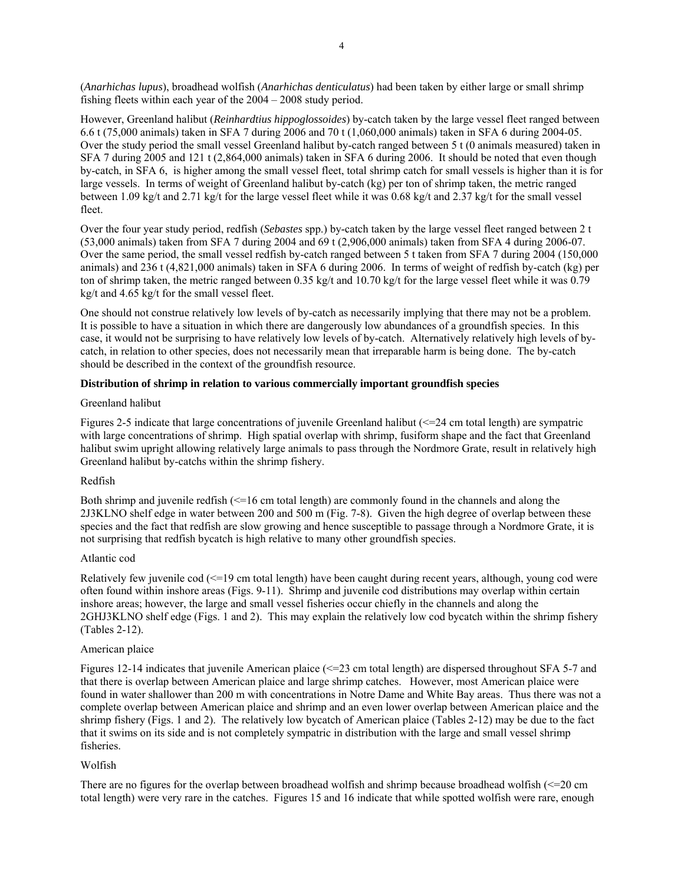(*Anarhichas lupus*), broadhead wolfish (*Anarhichas denticulatus*) had been taken by either large or small shrimp fishing fleets within each year of the 2004 – 2008 study period.

However, Greenland halibut (*Reinhardtius hippoglossoides*) by-catch taken by the large vessel fleet ranged between 6.6 t (75,000 animals) taken in SFA 7 during 2006 and 70 t (1,060,000 animals) taken in SFA 6 during 2004-05. Over the study period the small vessel Greenland halibut by-catch ranged between 5 t (0 animals measured) taken in SFA 7 during 2005 and 121 t (2,864,000 animals) taken in SFA 6 during 2006. It should be noted that even though by-catch, in SFA 6, is higher among the small vessel fleet, total shrimp catch for small vessels is higher than it is for large vessels. In terms of weight of Greenland halibut by-catch (kg) per ton of shrimp taken, the metric ranged between 1.09 kg/t and 2.71 kg/t for the large vessel fleet while it was 0.68 kg/t and 2.37 kg/t for the small vessel fleet.

Over the four year study period, redfish (*Sebastes* spp.) by-catch taken by the large vessel fleet ranged between 2 t (53,000 animals) taken from SFA 7 during 2004 and 69 t (2,906,000 animals) taken from SFA 4 during 2006-07. Over the same period, the small vessel redfish by-catch ranged between 5 t taken from SFA 7 during 2004 (150,000 animals) and 236 t (4,821,000 animals) taken in SFA 6 during 2006. In terms of weight of redfish by-catch (kg) per ton of shrimp taken, the metric ranged between 0.35 kg/t and 10.70 kg/t for the large vessel fleet while it was 0.79 kg/t and 4.65 kg/t for the small vessel fleet.

One should not construe relatively low levels of by-catch as necessarily implying that there may not be a problem. It is possible to have a situation in which there are dangerously low abundances of a groundfish species. In this case, it would not be surprising to have relatively low levels of by-catch. Alternatively relatively high levels of by-catch, in relation to other species, does not necessarily mean that irreparable harm is being done. The by-catch should be described in the context of the groundfish resource.

**Distribution of shrimp in relation to various commercially important groundfish species**

Greenland halibut

Figures 2-5 indicate that large concentrations of juvenile Greenland halibut (<=24 cm total length) are sympatric with large concentrations of shrimp. High spatial overlap with shrimp, fusiform shape and the fact that Greenland halibut swim upright allowing relatively large animals to pass through the Nordmore Grate, result in relatively high Greenland halibut by-catchs within the shrimp fishery.

Redfish

Both shrimp and juvenile redfish (<=16 cm total length) are commonly found in the channels and along the 2J3KLNO shelf edge in water between 200 and 500 m (Fig. 7-8). Given the high degree of overlap between these species and the fact that redfish are slow growing and hence susceptible to passage through a Nordmore Grate, it is not surprising that redfish bycatch is high relative to many other groundfish species.

Atlantic cod

Relatively few juvenile cod (<=19 cm total length) have been caught during recent years, although, young cod were often found within inshore areas (Figs. 9-11). Shrimp and juvenile cod distributions may overlap within certain inshore areas; however, the large and small vessel fisheries occur chiefly in the channels and along the 2GHJ3KLNO shelf edge (Figs. 1 and 2). This may explain the relatively low cod bycatch within the shrimp fishery (Tables 2-12).

American plaice

Figures 12-14 indicates that juvenile American plaice (<=23 cm total length) are dispersed throughout SFA 5-7 and that there is overlap between American plaice and large shrimp catches. However, most American plaice were found in water shallower than 200 m with concentrations in Notre Dame and White Bay areas. Thus there was not a complete overlap between American plaice and shrimp and an even lower overlap between American plaice and the shrimp fishery (Figs. 1 and 2). The relatively low bycatch of American plaice (Tables 2-12) may be due to the fact that it swims on its side and is not completely sympatric in distribution with the large and small vessel shrimp fisheries.

Wolfish

There are no figures for the overlap between broadhead wolfish and shrimp because broadhead wolfish (<=20 cm total length) were very rare in the catches. Figures 15 and 16 indicate that while spotted wolfish were rare, enough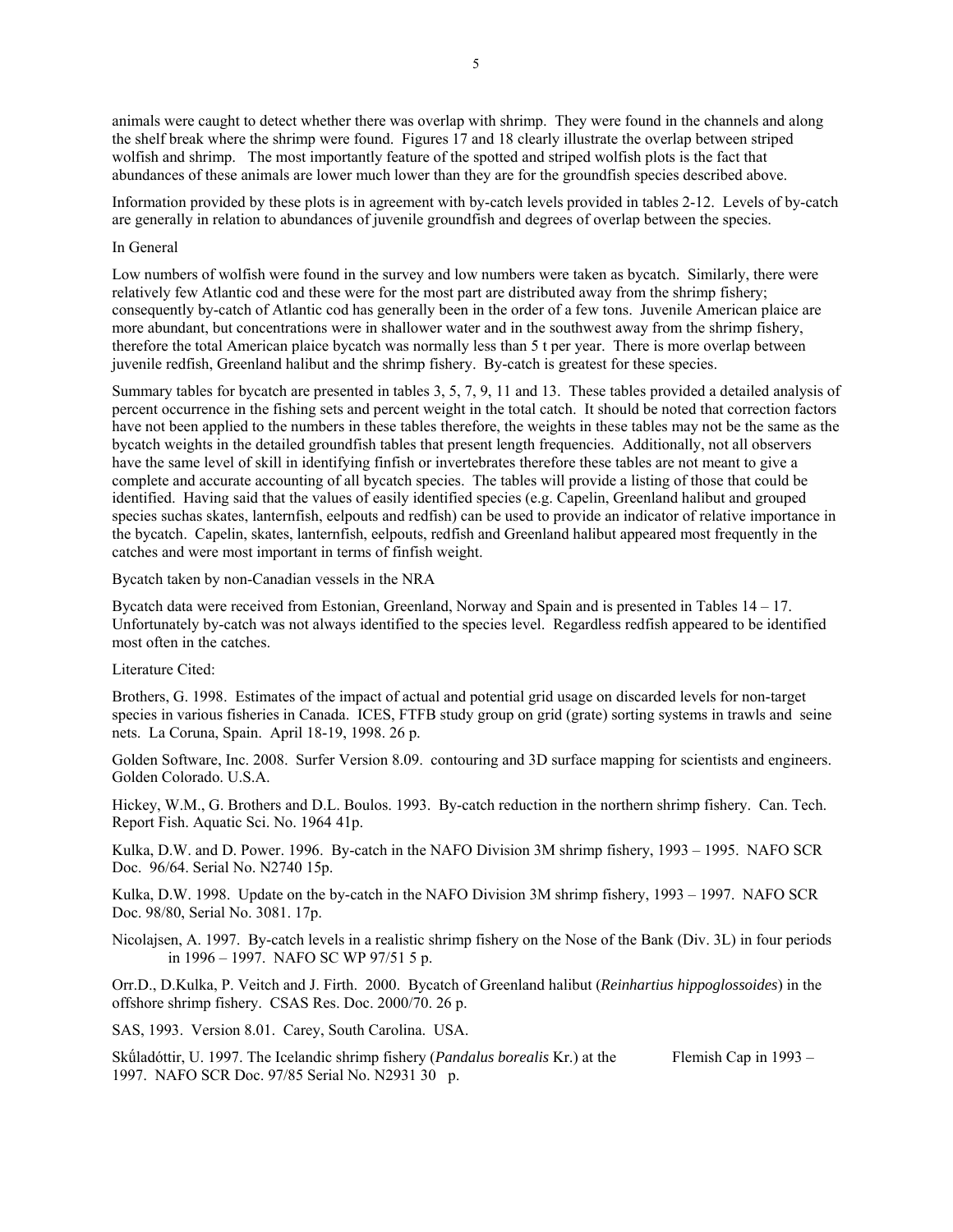animals were caught to detect whether there was overlap with shrimp. They were found in the channels and along the shelf break where the shrimp were found. Figures 17 and 18 clearly illustrate the overlap between striped wolffish and shrimp. The most importantly feature of the spotted and striped wolffish plots is the fact that abundances of these animals are lower much lower than they are for the groundfish species described above.

Information provided by these plots is in agreement with by-catch levels provided in tables 2-12. Levels of by-catch are generally in relation to abundances of juvenile groundfish and degrees of overlap between the species.

In General

Low numbers of wolffish were found in the survey and low numbers were taken as bycatch. Similarly, there were relatively few Atlantic cod and these were for the most part are distributed away from the shrimp fishery; consequently by-catch of Atlantic cod has generally been in the order of a few tons. Juvenile American plaice are more abundant, but concentrations were in shallower water and in the southwest away from the shrimp fishery, therefore the total American plaice bycatch was normally less than 5 t per year. There is more overlap between juvenile redfish, Greenland halibut and the shrimp fishery. By-catch is greatest for these species.

Summary tables for bycatch are presented in tables 3, 5, 7, 9, 11 and 13. These tables provided a detailed analysis of percent occurrence in the fishing sets and percent weight in the total catch. It should be noted that correction factors have not been applied to the numbers in these tables therefore, the weights in these tables may not be the same as the bycatch weights in the detailed groundfish tables that present length frequencies. Additionally, not all observers have the same level of skill in identifying finfish or invertebrates therefore these tables are not meant to give a complete and accurate accounting of all bycatch species. The tables will provide a listing of those that could be identified. Having said that the values of easily identified species (e.g. Capelin, Greenland halibut and grouped species suchas skates, lanternfish, eelpouts and redfish) can be used to provide an indicator of relative importance in the bycatch. Capelin, skates, lanternfish, eelpouts, redfish and Greenland halibut appeared most frequently in the catches and were most important in terms of finfish weight.

Bycatch taken by non-Canadian vessels in the NRA

Bycatch data were received from Estonian, Greenland, Norway and Spain and is presented in Tables 14 – 17. Unfortunately by-catch was not always identified to the species level. Regardless redfish appeared to be identified most often in the catches.

Literature Cited:

Brothers, G. 1998. Estimates of the impact of actual and potential grid usage on discarded levels for non-target species in various fisheries in Canada. ICES, FTFB study group on grid (grate) sorting systems in trawls and seine nets. La Coruna, Spain. April 18-19, 1998. 26 p.

Golden Software, Inc. 2008. Surfer Version 8.09. contouring and 3D surface mapping for scientists and engineers. Golden Colorado. U.S.A.

Hickey, W.M., G. Brothers and D.L. Boulos. 1993. By-catch reduction in the northern shrimp fishery. Can. Tech. Report Fish. Aquatic Sci. No. 1964 41p.

Kulka, D.W. and D. Power. 1996. By-catch in the NAFO Division 3M shrimp fishery, 1993 – 1995. NAFO SCR Doc. 96/64. Serial No. N2740 15p.

Kulka, D.W. 1998. Update on the by-catch in the NAFO Division 3M shrimp fishery, 1993 – 1997. NAFO SCR Doc. 98/80, Serial No. 3081. 17p.

Nicolajsen, A. 1997. By-catch levels in a realistic shrimp fishery on the Nose of the Bank (Div. 3L) in four periods in 1996 – 1997. NAFO SC WP 97/51 5 p.

Orr.D., D.Kulka, P. Veitch and J. Firth. 2000. Bycatch of Greenland halibut (*Reinhartius hippoglossoides*) in the offshore shrimp fishery. CSAS Res. Doc. 2000/70. 26 p.

SAS, 1993. Version 8.01. Carey, South Carolina. USA.

Skűladóttir, U. 1997. The Icelandic shrimp fishery (*Pandalus borealis* Kr.) at the Flemish Cap in 1993 – 1997. NAFO SCR Doc. 97/85 Serial No. N2931 30 p.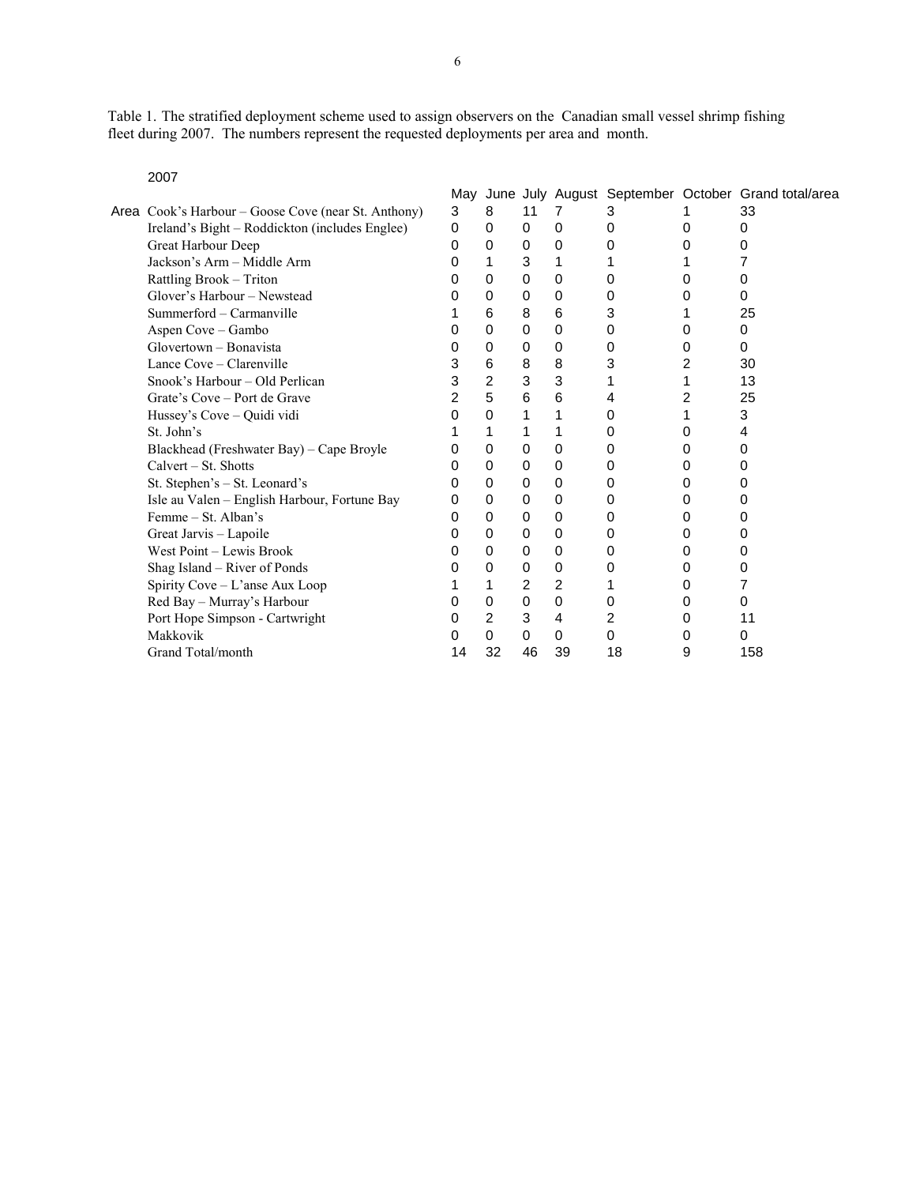Table 1. The stratified deployment scheme used to assign observers on the Canadian small vessel shrimp fishing fleet during 2007. The numbers represent the requested deployments per area and month.

2007

| | | May | June | July | August | September | October | Grand total/area |
|---|---|---|---|---|---|---|---|---|
| Area | Cook's Harbour – Goose Cove (near St. Anthony) | 3 | 8 | 11 | 7 | 3 | 1 | 33 |
| | Ireland's Bight – Roddickton (includes Englee) | 0 | 0 | 0 | 0 | 0 | 0 | 0 |
| | Great Harbour Deep | 0 | 0 | 0 | 0 | 0 | 0 | 0 |
| | Jackson's Arm – Middle Arm | 0 | 1 | 3 | 1 | 1 | 1 | 7 |
| | Rattling Brook – Triton | 0 | 0 | 0 | 0 | 0 | 0 | 0 |
| | Glover's Harbour – Newstead | 0 | 0 | 0 | 0 | 0 | 0 | 0 |
| | Summerford – Carmanville | 1 | 6 | 8 | 6 | 3 | 1 | 25 |
| | Aspen Cove – Gambo | 0 | 0 | 0 | 0 | 0 | 0 | 0 |
| | Glovertown – Bonavista | 0 | 0 | 0 | 0 | 0 | 0 | 0 |
| | Lance Cove – Clarenville | 3 | 6 | 8 | 8 | 3 | 2 | 30 |
| | Snook's Harbour – Old Perlican | 3 | 2 | 3 | 3 | 1 | 1 | 13 |
| | Grate's Cove – Port de Grave | 2 | 5 | 6 | 6 | 4 | 2 | 25 |
| | Hussey's Cove – Quidi vidi | 0 | 0 | 1 | 1 | 0 | 1 | 3 |
| | St. John's | 1 | 1 | 1 | 1 | 0 | 0 | 4 |
| | Blackhead (Freshwater Bay) – Cape Broyle | 0 | 0 | 0 | 0 | 0 | 0 | 0 |
| | Calvert – St. Shotts | 0 | 0 | 0 | 0 | 0 | 0 | 0 |
| | St. Stephen's – St. Leonard's | 0 | 0 | 0 | 0 | 0 | 0 | 0 |
| | Isle au Valen – English Harbour, Fortune Bay | 0 | 0 | 0 | 0 | 0 | 0 | 0 |
| | Femme – St. Alban's | 0 | 0 | 0 | 0 | 0 | 0 | 0 |
| | Great Jarvis – Lapoile | 0 | 0 | 0 | 0 | 0 | 0 | 0 |
| | West Point – Lewis Brook | 0 | 0 | 0 | 0 | 0 | 0 | 0 |
| | Shag Island – River of Ponds | 0 | 0 | 0 | 0 | 0 | 0 | 0 |
| | Spirity Cove – L'anse Aux Loop | 1 | 1 | 2 | 2 | 1 | 0 | 7 |
| | Red Bay – Murray's Harbour | 0 | 0 | 0 | 0 | 0 | 0 | 0 |
| | Port Hope Simpson - Cartwright | 0 | 2 | 3 | 4 | 2 | 0 | 11 |
| | Makkovik | 0 | 0 | 0 | 0 | 0 | 0 | 0 |
| | Grand Total/month | 14 | 32 | 46 | 39 | 18 | 9 | 158 |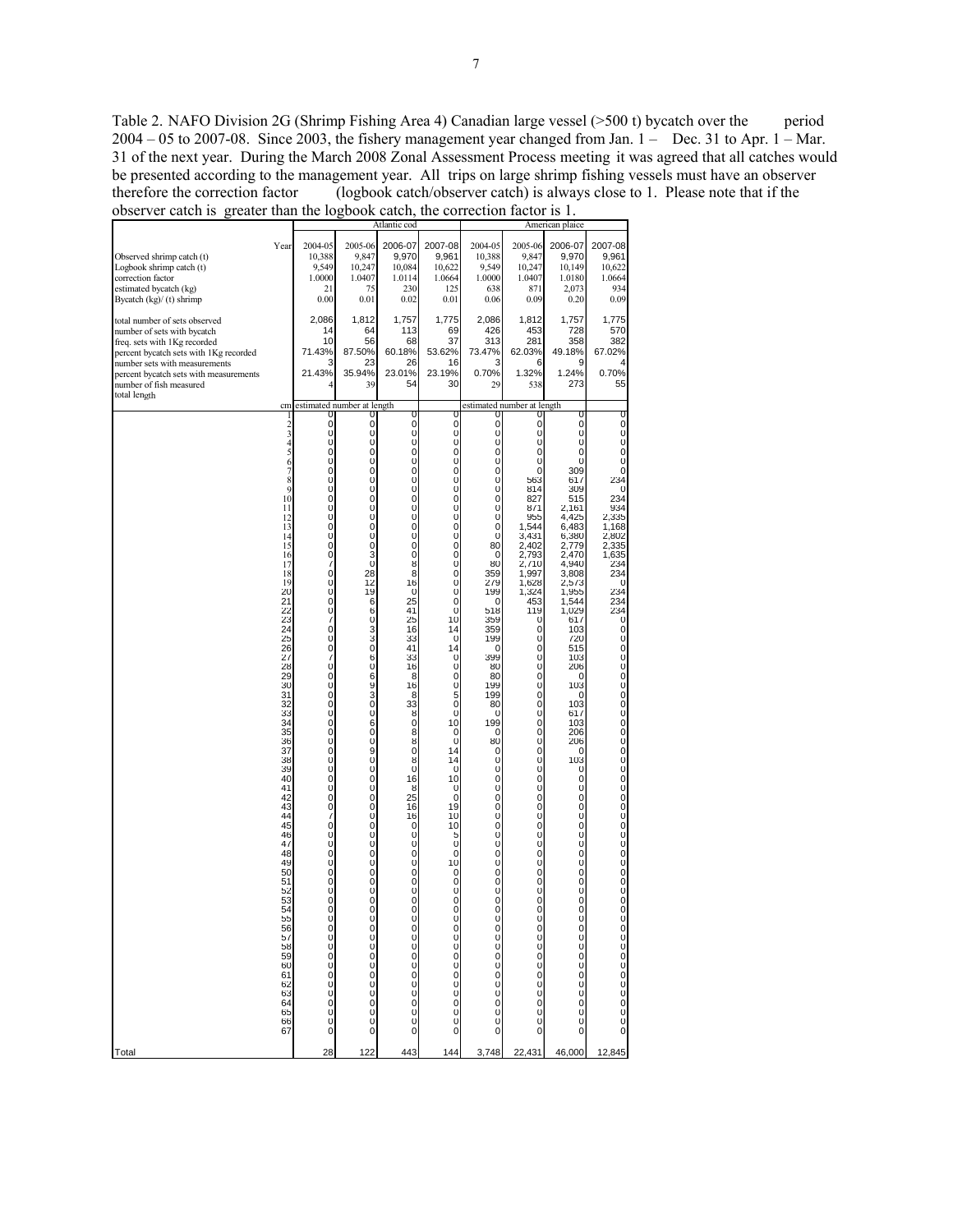Table 2. NAFO Division 2G (Shrimp Fishing Area 4) Canadian large vessel (>500 t) bycatch over the period 2004 – 05 to 2007-08. Since 2003, the fishery management year changed from Jan. 1 – Dec. 31 to Apr. 1 – Mar. 31 of the next year. During the March 2008 Zonal Assessment Process meeting it was agreed that all catches would be presented according to the management year. All trips on large shrimp fishing vessels must have an observer therefore the correction factor (logbook catch/observer catch) is always close to 1. Please note that if the observer catch is greater than the logbook catch, the correction factor is 1.

| | Atlantic cod | | | | American plaice | | | |
|---|---|---|---|---|---|---|---|---|
| Year | 2004-05 | 2005-06 | 2006-07 | 2007-08 | 2004-05 | 2005-06 | 2006-07 | 2007-08 |
| Observed shrimp catch (t) | 10,388 | 9,847 | 9,970 | 9,961 | 10,388 | 9,847 | 9,970 | 9,961 |
| Logbook shrimp catch (t) | 9,549 | 10,247 | 10,084 | 10,622 | 9,549 | 10,247 | 10,149 | 10,622 |
| correction factor | 1.0000 | 1.0407 | 1.0114 | 1.0664 | 1.0000 | 1.0407 | 1.0180 | 1.0664 |
| estimated bycatch (kg) | 21 | 75 | 230 | 125 | 638 | 871 | 2,073 | 934 |
| Bycatch (kg)/ (t) shrimp | 0.00 | 0.01 | 0.02 | 0.01 | 0.06 | 0.09 | 0.20 | 0.09 |
| total number of sets observed | 2,086 | 1,812 | 1,757 | 1,775 | 2,086 | 1,812 | 1,757 | 1,775 |
| number of sets with bycatch | 14 | 64 | 113 | 69 | 426 | 453 | 728 | 570 |
| freq. sets with 1Kg recorded | 10 | 56 | 68 | 37 | 313 | 281 | 358 | 382 |
| percent bycatch sets with 1Kg recorded | 71.43% | 87.50% | 60.18% | 53.62% | 73.47% | 62.03% | 49.18% | 67.02% |
| number sets with measurements | 3 | 23 | 26 | 16 | 3 | 6 | 9 | 4 |
| percent bycatch sets with measurements | 21.43% | 35.94% | 23.01% | 23.19% | 0.70% | 1.32% | 1.24% | 0.70% |
| number of fish measured | 4 | 39 | 54 | 30 | 29 | 538 | 273 | 55 |
| total length | | | | | | | | |
| cm | estimated number at length | | | | estimated number at length | | | |
| 1 | 0 | 0 | 0 | 0 | 0 | 0 | 0 | 0 |
| 2 | 0 | 0 | 0 | 0 | 0 | 0 | 0 | 0 |
| 3 | 0 | 0 | 0 | 0 | 0 | 0 | 0 | 0 |
| 4 | 0 | 0 | 0 | 0 | 0 | 0 | 0 | 0 |
| 5 | 0 | 0 | 0 | 0 | 0 | 0 | 0 | 0 |
| 6 | 0 | 0 | 0 | 0 | 0 | 0 | 0 | 0 |
| 7 | 0 | 0 | 0 | 0 | 0 | 0 | 309 | 0 |
| 8 | 0 | 0 | 0 | 0 | 0 | 563 | 617 | 234 |
| 9 | 0 | 0 | 0 | 0 | 0 | 814 | 309 | 0 |
| 10 | 0 | 0 | 0 | 0 | 0 | 827 | 515 | 234 |
| 11 | 0 | 0 | 0 | 0 | 0 | 871 | 2,161 | 934 |
| 12 | 0 | 0 | 0 | 0 | 0 | 955 | 4,425 | 2,335 |
| 13 | 0 | 0 | 0 | 0 | 0 | 1,544 | 6,483 | 1,168 |
| 14 | 0 | 0 | 0 | 0 | 0 | 3,431 | 6,380 | 2,802 |
| 15 | 0 | 0 | 0 | 0 | 80 | 2,402 | 2,779 | 2,335 |
| 16 | 0 | 3 | 0 | 0 | 0 | 2,793 | 2,470 | 1,635 |
| 17 | 7 | 0 | 8 | 0 | 80 | 2,710 | 4,940 | 234 |
| 18 | 0 | 28 | 8 | 0 | 359 | 1,997 | 3,808 | 234 |
| 19 | 0 | 12 | 16 | 0 | 279 | 1,628 | 2,573 | 0 |
| 20 | 0 | 19 | 0 | 0 | 199 | 1,324 | 1,955 | 234 |
| 21 | 0 | 6 | 25 | 0 | 0 | 453 | 1,544 | 234 |
| 22 | 0 | 6 | 41 | 0 | 518 | 119 | 1,029 | 234 |
| 23 | 7 | 0 | 25 | 10 | 359 | 0 | 617 | 0 |
| 24 | 0 | 3 | 16 | 14 | 359 | 0 | 103 | 0 |
| 25 | 0 | 3 | 33 | 0 | 199 | 0 | 720 | 0 |
| 26 | 0 | 0 | 41 | 14 | 0 | 0 | 515 | 0 |
| 27 | 7 | 6 | 33 | 0 | 399 | 0 | 103 | 0 |
| 28 | 0 | 0 | 16 | 0 | 80 | 0 | 206 | 0 |
| 29 | 0 | 6 | 8 | 0 | 80 | 0 | 0 | 0 |
| 30 | 0 | 9 | 16 | 0 | 199 | 0 | 103 | 0 |
| 31 | 0 | 3 | 8 | 5 | 199 | 0 | 0 | 0 |
| 32 | 0 | 0 | 33 | 0 | 80 | 0 | 103 | 0 |
| 33 | 0 | 0 | 8 | 0 | 0 | 0 | 617 | 0 |
| 34 | 0 | 6 | 0 | 10 | 199 | 0 | 103 | 0 |
| 35 | 0 | 0 | 8 | 0 | 0 | 0 | 206 | 0 |
| 36 | 0 | 0 | 8 | 0 | 80 | 0 | 206 | 0 |
| 37 | 0 | 9 | 0 | 14 | 0 | 0 | 0 | 0 |
| 38 | 0 | 0 | 8 | 14 | 0 | 0 | 103 | 0 |
| 39 | 0 | 0 | 0 | 0 | 0 | 0 | 0 | 0 |
| 40 | 0 | 0 | 16 | 10 | 0 | 0 | 0 | 0 |
| 41 | 0 | 0 | 8 | 0 | 0 | 0 | 0 | 0 |
| 42 | 0 | 0 | 25 | 0 | 0 | 0 | 0 | 0 |
| 43 | 0 | 0 | 16 | 19 | 0 | 0 | 0 | 0 |
| 44 | 7 | 0 | 16 | 10 | 0 | 0 | 0 | 0 |
| 45 | 0 | 0 | 0 | 10 | 0 | 0 | 0 | 0 |
| 46 | 0 | 0 | 0 | 5 | 0 | 0 | 0 | 0 |
| 47 | 0 | 0 | 0 | 0 | 0 | 0 | 0 | 0 |
| 48 | 0 | 0 | 0 | 0 | 0 | 0 | 0 | 0 |
| 49 | 0 | 0 | 0 | 10 | 0 | 0 | 0 | 0 |
| 50 | 0 | 0 | 0 | 0 | 0 | 0 | 0 | 0 |
| 51 | 0 | 0 | 0 | 0 | 0 | 0 | 0 | 0 |
| 52 | 0 | 0 | 0 | 0 | 0 | 0 | 0 | 0 |
| 53 | 0 | 0 | 0 | 0 | 0 | 0 | 0 | 0 |
| 54 | 0 | 0 | 0 | 0 | 0 | 0 | 0 | 0 |
| 55 | 0 | 0 | 0 | 0 | 0 | 0 | 0 | 0 |
| 56 | 0 | 0 | 0 | 0 | 0 | 0 | 0 | 0 |
| 57 | 0 | 0 | 0 | 0 | 0 | 0 | 0 | 0 |
| 58 | 0 | 0 | 0 | 0 | 0 | 0 | 0 | 0 |
| 59 | 0 | 0 | 0 | 0 | 0 | 0 | 0 | 0 |
| 60 | 0 | 0 | 0 | 0 | 0 | 0 | 0 | 0 |
| 61 | 0 | 0 | 0 | 0 | 0 | 0 | 0 | 0 |
| 62 | 0 | 0 | 0 | 0 | 0 | 0 | 0 | 0 |
| 63 | 0 | 0 | 0 | 0 | 0 | 0 | 0 | 0 |
| 64 | 0 | 0 | 0 | 0 | 0 | 0 | 0 | 0 |
| 65 | 0 | 0 | 0 | 0 | 0 | 0 | 0 | 0 |
| 66 | 0 | 0 | 0 | 0 | 0 | 0 | 0 | 0 |
| 67 | 0 | 0 | 0 | 0 | 0 | 0 | 0 | 0 |
| Total | 28 | 122 | 443 | 144 | 3,748 | 22,431 | 46,000 | 12,845 |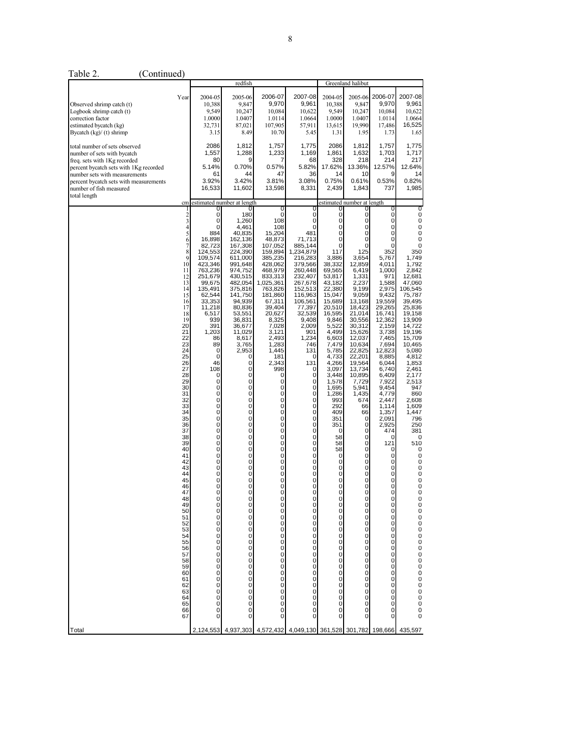Table 2. (Continued)

| | redfish | | | | Greenland halibut | | | |
|---|---|---|---|---|---|---|---|---|
| Year | 2004-05 | 2005-06 | 2006-07 | 2007-08 | 2004-05 | 2005-06 | 2006-07 | 2007-08 |
| Observed shrimp catch (t) | 10,388 | 9,847 | 9,970 | 9,961 | 10,388 | 9,847 | 9,970 | 9,961 |
| Logbook shrimp catch (t) | 9,549 | 10,247 | 10,084 | 10,622 | 9,549 | 10,247 | 10,084 | 10,622 |
| correction factor | 1.0000 | 1.0407 | 1.0114 | 1.0664 | 1.0000 | 1.0407 | 1.0114 | 1.0664 |
| estimated bycatch (kg) | 32,731 | 87,021 | 107,905 | 57,911 | 13,615 | 19,990 | 17,486 | 16,525 |
| Bycatch (kg)/ (t) shrimp | 3.15 | 8.49 | 10.70 | 5.45 | 1.31 | 1.95 | 1.73 | 1.65 |
| total number of sets observed | 2086 | 1,812 | 1,757 | 1,775 | 2086 | 1,812 | 1,757 | 1,775 |
| number of sets with bycatch | 1,557 | 1,288 | 1,233 | 1,169 | 1,861 | 1,632 | 1,703 | 1,717 |
| freq. sets with 1Kg recorded | 80 | 9 | 7 | 68 | 328 | 218 | 214 | 217 |
| percent bycatch sets with 1Kg recorded | 5.14% | 0.70% | 0.57% | 5.82% | 17.62% | 13.36% | 12.57% | 12.64% |
| number sets with measurements | 61 | 44 | 47 | 36 | 14 | 10 | 9 | 14 |
| percent bycatch sets with measurements | 3.92% | 3.42% | 3.81% | 3.08% | 0.75% | 0.61% | 0.53% | 0.82% |
| number of fish measured | 16,533 | 11,602 | 13,598 | 8,331 | 2,439 | 1,843 | 737 | 1,985 |
| total length | | | | | | | | |
| cm | estimated number at length | | | | estimated number at length | | | |
| 1 | 0 | 0 | 0 | 0 | 0 | 0 | 0 | 0 |
| 2 | 0 | 180 | 0 | 0 | 0 | 0 | 0 | 0 |
| 3 | 0 | 1,260 | 108 | 0 | 0 | 0 | 0 | 0 |
| 4 | 0 | 4,461 | 108 | 0 | 0 | 0 | 0 | 0 |
| 5 | 884 | 40,835 | 15,204 | 481 | 0 | 0 | 0 | 0 |
| 6 | 16,898 | 162,136 | 48,873 | 71,713 | 0 | 0 | 0 | 0 |
| 7 | 82,723 | 167,308 | 107,052 | 885,144 | 0 | 0 | 0 | 0 |
| 8 | 124,553 | 224,390 | 159,894 | 1,234,879 | 117 | 125 | 352 | 350 |
| 9 | 109,574 | 611,000 | 385,235 | 216,283 | 3,886 | 3,654 | 5,767 | 1,749 |
| 10 | 423,346 | 991,648 | 428,062 | 379,566 | 38,332 | 12,859 | 4,011 | 1,792 |
| 11 | 763,236 | 974,752 | 468,979 | 260,448 | 69,565 | 6,419 | 1,000 | 2,842 |
| 12 | 251,679 | 430,515 | 833,313 | 232,407 | 53,817 | 1,331 | 971 | 12,681 |
| 13 | 99,675 | 482,054 | 1,025,361 | 267,678 | 43,182 | 2,237 | 1,588 | 47,060 |
| 14 | 135,491 | 375,816 | 763,826 | 152,513 | 22,380 | 9,199 | 2,975 | 106,545 |
| 15 | 62,544 | 141,750 | 181,860 | 116,963 | 15,047 | 9,059 | 9,432 | 75,787 |
| 16 | 33,353 | 94,939 | 67,311 | 106,561 | 15,689 | 13,168 | 19,559 | 39,495 |
| 17 | 11,218 | 80,836 | 39,404 | 77,397 | 20,510 | 18,423 | 29,265 | 25,836 |
| 18 | 6,517 | 53,551 | 20,627 | 32,539 | 16,595 | 21,014 | 16,741 | 19,158 |
| 19 | 939 | 36,831 | 8,325 | 9,408 | 9,846 | 30,556 | 12,362 | 13,909 |
| 20 | 391 | 36,677 | 7,028 | 2,009 | 5,522 | 30,312 | 2,159 | 14,722 |
| 21 | 1,203 | 11,029 | 3,121 | 901 | 4,499 | 15,626 | 3,738 | 19,196 |
| 22 | 86 | 8,617 | 2,493 | 1,234 | 6,603 | 12,037 | 7,465 | 15,709 |
| 23 | 89 | 3,765 | 1,283 | 746 | 7,479 | 10,634 | 7,694 | 10,465 |
| 24 | 0 | 2,953 | 1,445 | 131 | 5,785 | 22,825 | 12,823 | 5,080 |
| 25 | 0 | 0 | 181 | 0 | 4,733 | 22,201 | 8,885 | 4,812 |
| 26 | 46 | 0 | 2,343 | 131 | 4,266 | 19,564 | 6,044 | 1,853 |
| 27 | 108 | 0 | 998 | 0 | 3,097 | 13,734 | 6,740 | 2,461 |
| 28 | 0 | 0 | 0 | 0 | 3,448 | 10,895 | 6,409 | 2,177 |
| 29 | 0 | 0 | 0 | 0 | 1,578 | 7,729 | 7,922 | 2,513 |
| 30 | 0 | 0 | 0 | 0 | 1,695 | 5,941 | 9,454 | 947 |
| 31 | 0 | 0 | 0 | 0 | 1,286 | 1,435 | 4,779 | 860 |
| 32 | 0 | 0 | 0 | 0 | 993 | 674 | 2,447 | 2,608 |
| 33 | 0 | 0 | 0 | 0 | 292 | 66 | 1,114 | 1,609 |
| 34 | 0 | 0 | 0 | 0 | 409 | 66 | 1,357 | 1,447 |
| 35 | 0 | 0 | 0 | 0 | 351 | 0 | 2,091 | 796 |
| 36 | 0 | 0 | 0 | 0 | 351 | 0 | 2,925 | 250 |
| 37 | 0 | 0 | 0 | 0 | 0 | 0 | 474 | 381 |
| 38 | 0 | 0 | 0 | 0 | 58 | 0 | 0 | 0 |
| 39 | 0 | 0 | 0 | 0 | 58 | 0 | 121 | 510 |
| 40 | 0 | 0 | 0 | 0 | 58 | 0 | 0 | 0 |
| 41 | 0 | 0 | 0 | 0 | 0 | 0 | 0 | 0 |
| 42 | 0 | 0 | 0 | 0 | 0 | 0 | 0 | 0 |
| 43 | 0 | 0 | 0 | 0 | 0 | 0 | 0 | 0 |
| 44 | 0 | 0 | 0 | 0 | 0 | 0 | 0 | 0 |
| 45 | 0 | 0 | 0 | 0 | 0 | 0 | 0 | 0 |
| 46 | 0 | 0 | 0 | 0 | 0 | 0 | 0 | 0 |
| 47 | 0 | 0 | 0 | 0 | 0 | 0 | 0 | 0 |
| 48 | 0 | 0 | 0 | 0 | 0 | 0 | 0 | 0 |
| 49 | 0 | 0 | 0 | 0 | 0 | 0 | 0 | 0 |
| 50 | 0 | 0 | 0 | 0 | 0 | 0 | 0 | 0 |
| 51 | 0 | 0 | 0 | 0 | 0 | 0 | 0 | 0 |
| 52 | 0 | 0 | 0 | 0 | 0 | 0 | 0 | 0 |
| 53 | 0 | 0 | 0 | 0 | 0 | 0 | 0 | 0 |
| 54 | 0 | 0 | 0 | 0 | 0 | 0 | 0 | 0 |
| 55 | 0 | 0 | 0 | 0 | 0 | 0 | 0 | 0 |
| 56 | 0 | 0 | 0 | 0 | 0 | 0 | 0 | 0 |
| 57 | 0 | 0 | 0 | 0 | 0 | 0 | 0 | 0 |
| 58 | 0 | 0 | 0 | 0 | 0 | 0 | 0 | 0 |
| 59 | 0 | 0 | 0 | 0 | 0 | 0 | 0 | 0 |
| 60 | 0 | 0 | 0 | 0 | 0 | 0 | 0 | 0 |
| 61 | 0 | 0 | 0 | 0 | 0 | 0 | 0 | 0 |
| 62 | 0 | 0 | 0 | 0 | 0 | 0 | 0 | 0 |
| 63 | 0 | 0 | 0 | 0 | 0 | 0 | 0 | 0 |
| 64 | 0 | 0 | 0 | 0 | 0 | 0 | 0 | 0 |
| 65 | 0 | 0 | 0 | 0 | 0 | 0 | 0 | 0 |
| 66 | 0 | 0 | 0 | 0 | 0 | 0 | 0 | 0 |
| 67 | 0 | 0 | 0 | 0 | 0 | 0 | 0 | 0 |
| Total | 2,124,553 | 4,937,303 | 4,572,432 | 4,049,130 | 361,528 | 301,782 | 198,666 | 435,597 |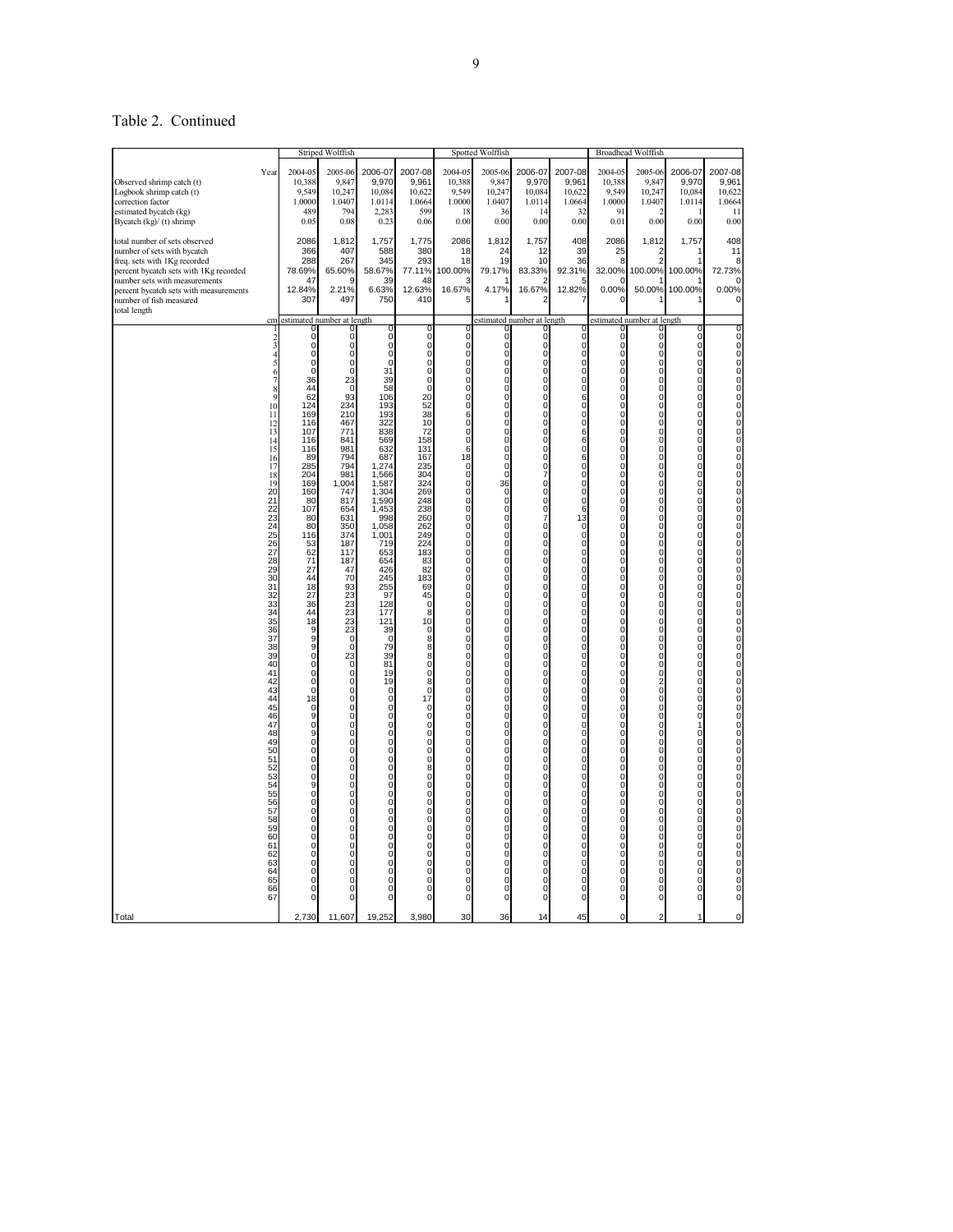Table 2. Continued

| | Striped Wolffish | | | | Spotted Wolffish | | | | Broadhead Wolffish | | | |
|---|---|---|---|---|---|---|---|---|---|---|---|---|
| Year | 2004-05 | 2005-06 | 2006-07 | 2007-08 | 2004-05 | 2005-06 | 2006-07 | 2007-08 | 2004-05 | 2005-06 | 2006-07 | 2007-08 |
| Observed shrimp catch (t) | 10,388 | 9,847 | 9,970 | 9,961 | 10,388 | 9,847 | 9,970 | 9,961 | 10,388 | 9,847 | 9,970 | 9,961 |
| Logbook shrimp catch (t) | 9,549 | 10,247 | 10,084 | 10,622 | 9,549 | 10,247 | 10,084 | 10,622 | 9,549 | 10,247 | 10,084 | 10,622 |
| correction factor | 1.0000 | 1.0407 | 1.0114 | 1.0664 | 1.0000 | 1.0407 | 1.0114 | 1.0664 | 1.0000 | 1.0407 | 1.0114 | 1.0664 |
| estimated bycatch (kg) | 489 | 794 | 2,283 | 599 | 18 | 36 | 14 | 32 | 91 | 2 | 1 | 11 |
| Bycatch (kg)/ (t) shrimp | 0.05 | 0.08 | 0.23 | 0.06 | 0.00 | 0.00 | 0.00 | 0.00 | 0.01 | 0.00 | 0.00 | 0.00 |
| total number of sets observed | 2086 | 1,812 | 1,757 | 1,775 | 2086 | 1,812 | 1,757 | 408 | 2086 | 1,812 | 1,757 | 408 |
| number of sets with bycatch | 366 | 407 | 588 | 380 | 18 | 24 | 12 | 39 | 25 | 2 | 1 | 11 |
| freq. sets with 1Kg recorded | 288 | 267 | 345 | 293 | 18 | 19 | 10 | 36 | 8 | 2 | 1 | 8 |
| percent bycatch sets with 1Kg recorded | 78.69% | 65.60% | 58.67% | 77.11% | 100.00% | 79.17% | 83.33% | 92.31% | 32.00% | 100.00% | 100.00% | 72.73% |
| number sets with measurements | 47 | 9 | 39 | 48 | 3 | 1 | 2 | 5 | 0 | 1 | 1 | 0 |
| percent bycatch sets with measurements | 12.84% | 2.21% | 6.63% | 12.63% | 16.67% | 4.17% | 16.67% | 12.82% | 0.00% | 50.00% | 100.00% | 0.00% |
| number of fish measured | 307 | 497 | 750 | 410 | 5 | 1 | 2 | 7 | 0 | 1 | 1 | 0 |
| total length | | | | | | | | | | | | |
| cm | estimated number at length | | | | estimated number at length | | | | estimated number at length | | | |
| 1 | 0 | 0 | 0 | 0 | 0 | 0 | 0 | 0 | 0 | 0 | 0 | 0 |
| 2 | 0 | 0 | 0 | 0 | 0 | 0 | 0 | 0 | 0 | 0 | 0 | 0 |
| 3 | 0 | 0 | 0 | 0 | 0 | 0 | 0 | 0 | 0 | 0 | 0 | 0 |
| 4 | 0 | 0 | 0 | 0 | 0 | 0 | 0 | 0 | 0 | 0 | 0 | 0 |
| 5 | 0 | 0 | 0 | 0 | 0 | 0 | 0 | 0 | 0 | 0 | 0 | 0 |
| 6 | 0 | 0 | 31 | 0 | 0 | 0 | 0 | 0 | 0 | 0 | 0 | 0 |
| 7 | 36 | 23 | 39 | 0 | 0 | 0 | 0 | 0 | 0 | 0 | 0 | 0 |
| 8 | 44 | 0 | 58 | 0 | 0 | 0 | 0 | 0 | 0 | 0 | 0 | 0 |
| 9 | 62 | 93 | 106 | 20 | 0 | 0 | 0 | 6 | 0 | 0 | 0 | 0 |
| 10 | 124 | 234 | 193 | 52 | 0 | 0 | 0 | 0 | 0 | 0 | 0 | 0 |
| 11 | 169 | 210 | 193 | 38 | 6 | 0 | 0 | 0 | 0 | 0 | 0 | 0 |
| 12 | 116 | 467 | 322 | 10 | 0 | 0 | 0 | 0 | 0 | 0 | 0 | 0 |
| 13 | 107 | 771 | 838 | 72 | 0 | 0 | 0 | 6 | 0 | 0 | 0 | 0 |
| 14 | 116 | 841 | 569 | 158 | 0 | 0 | 0 | 6 | 0 | 0 | 0 | 0 |
| 15 | 116 | 981 | 632 | 131 | 6 | 0 | 0 | 0 | 0 | 0 | 0 | 0 |
| 16 | 89 | 794 | 687 | 167 | 18 | 0 | 0 | 6 | 0 | 0 | 0 | 0 |
| 17 | 285 | 794 | 1,274 | 235 | 0 | 0 | 0 | 0 | 0 | 0 | 0 | 0 |
| 18 | 204 | 981 | 1,566 | 304 | 0 | 0 | 7 | 0 | 0 | 0 | 0 | 0 |
| 19 | 169 | 1,004 | 1,587 | 324 | 0 | 36 | 0 | 0 | 0 | 0 | 0 | 0 |
| 20 | 160 | 747 | 1,304 | 269 | 0 | 0 | 0 | 0 | 0 | 0 | 0 | 0 |
| 21 | 80 | 817 | 1,590 | 248 | 0 | 0 | 0 | 0 | 0 | 0 | 0 | 0 |
| 22 | 107 | 654 | 1,453 | 238 | 0 | 0 | 0 | 6 | 0 | 0 | 0 | 0 |
| 23 | 80 | 631 | 998 | 260 | 0 | 0 | 7 | 13 | 0 | 0 | 0 | 0 |
| 24 | 80 | 350 | 1,058 | 262 | 0 | 0 | 0 | 0 | 0 | 0 | 0 | 0 |
| 25 | 116 | 374 | 1,001 | 249 | 0 | 0 | 0 | 0 | 0 | 0 | 0 | 0 |
| 26 | 53 | 187 | 719 | 224 | 0 | 0 | 0 | 0 | 0 | 0 | 0 | 0 |
| 27 | 62 | 117 | 653 | 183 | 0 | 0 | 0 | 0 | 0 | 0 | 0 | 0 |
| 28 | 71 | 187 | 654 | 83 | 0 | 0 | 0 | 0 | 0 | 0 | 0 | 0 |
| 29 | 27 | 47 | 426 | 82 | 0 | 0 | 0 | 0 | 0 | 0 | 0 | 0 |
| 30 | 44 | 70 | 245 | 183 | 0 | 0 | 0 | 0 | 0 | 0 | 0 | 0 |
| 31 | 18 | 93 | 255 | 69 | 0 | 0 | 0 | 0 | 0 | 0 | 0 | 0 |
| 32 | 27 | 23 | 97 | 45 | 0 | 0 | 0 | 0 | 0 | 0 | 0 | 0 |
| 33 | 36 | 23 | 128 | 0 | 0 | 0 | 0 | 0 | 0 | 0 | 0 | 0 |
| 34 | 44 | 23 | 177 | 8 | 0 | 0 | 0 | 0 | 0 | 0 | 0 | 0 |
| 35 | 18 | 23 | 121 | 10 | 0 | 0 | 0 | 0 | 0 | 0 | 0 | 0 |
| 36 | 9 | 23 | 39 | 0 | 0 | 0 | 0 | 0 | 0 | 0 | 0 | 0 |
| 37 | 9 | 0 | 0 | 8 | 0 | 0 | 0 | 0 | 0 | 0 | 0 | 0 |
| 38 | 9 | 0 | 79 | 8 | 0 | 0 | 0 | 0 | 0 | 0 | 0 | 0 |
| 39 | 0 | 23 | 39 | 8 | 0 | 0 | 0 | 0 | 0 | 0 | 0 | 0 |
| 40 | 0 | 0 | 81 | 0 | 0 | 0 | 0 | 0 | 0 | 0 | 0 | 0 |
| 41 | 0 | 0 | 19 | 0 | 0 | 0 | 0 | 0 | 0 | 0 | 0 | 0 |
| 42 | 0 | 0 | 19 | 8 | 0 | 0 | 0 | 0 | 0 | 2 | 0 | 0 |
| 43 | 0 | 0 | 0 | 0 | 0 | 0 | 0 | 0 | 0 | 0 | 0 | 0 |
| 44 | 18 | 0 | 0 | 17 | 0 | 0 | 0 | 0 | 0 | 0 | 0 | 0 |
| 45 | 0 | 0 | 0 | 0 | 0 | 0 | 0 | 0 | 0 | 0 | 0 | 0 |
| 46 | 9 | 0 | 0 | 0 | 0 | 0 | 0 | 0 | 0 | 0 | 0 | 0 |
| 47 | 0 | 0 | 0 | 0 | 0 | 0 | 0 | 0 | 0 | 0 | 1 | 0 |
| 48 | 9 | 0 | 0 | 0 | 0 | 0 | 0 | 0 | 0 | 0 | 0 | 0 |
| 49 | 0 | 0 | 0 | 0 | 0 | 0 | 0 | 0 | 0 | 0 | 0 | 0 |
| 50 | 0 | 0 | 0 | 0 | 0 | 0 | 0 | 0 | 0 | 0 | 0 | 0 |
| 51 | 0 | 0 | 0 | 0 | 0 | 0 | 0 | 0 | 0 | 0 | 0 | 0 |
| 52 | 0 | 0 | 0 | 8 | 0 | 0 | 0 | 0 | 0 | 0 | 0 | 0 |
| 53 | 0 | 0 | 0 | 0 | 0 | 0 | 0 | 0 | 0 | 0 | 0 | 0 |
| 54 | 9 | 0 | 0 | 0 | 0 | 0 | 0 | 0 | 0 | 0 | 0 | 0 |
| 55 | 0 | 0 | 0 | 0 | 0 | 0 | 0 | 0 | 0 | 0 | 0 | 0 |
| 56 | 0 | 0 | 0 | 0 | 0 | 0 | 0 | 0 | 0 | 0 | 0 | 0 |
| 57 | 0 | 0 | 0 | 0 | 0 | 0 | 0 | 0 | 0 | 0 | 0 | 0 |
| 58 | 0 | 0 | 0 | 0 | 0 | 0 | 0 | 0 | 0 | 0 | 0 | 0 |
| 59 | 0 | 0 | 0 | 0 | 0 | 0 | 0 | 0 | 0 | 0 | 0 | 0 |
| 60 | 0 | 0 | 0 | 0 | 0 | 0 | 0 | 0 | 0 | 0 | 0 | 0 |
| 61 | 0 | 0 | 0 | 0 | 0 | 0 | 0 | 0 | 0 | 0 | 0 | 0 |
| 62 | 0 | 0 | 0 | 0 | 0 | 0 | 0 | 0 | 0 | 0 | 0 | 0 |
| 63 | 0 | 0 | 0 | 0 | 0 | 0 | 0 | 0 | 0 | 0 | 0 | 0 |
| 64 | 0 | 0 | 0 | 0 | 0 | 0 | 0 | 0 | 0 | 0 | 0 | 0 |
| 65 | 0 | 0 | 0 | 0 | 0 | 0 | 0 | 0 | 0 | 0 | 0 | 0 |
| 66 | 0 | 0 | 0 | 0 | 0 | 0 | 0 | 0 | 0 | 0 | 0 | 0 |
| 67 | 0 | 0 | 0 | 0 | 0 | 0 | 0 | 0 | 0 | 0 | 0 | 0 |
| Total | 2,730 | 11,607 | 19,252 | 3,980 | 30 | 36 | 14 | 45 | 0 | 2 | 1 | 0 |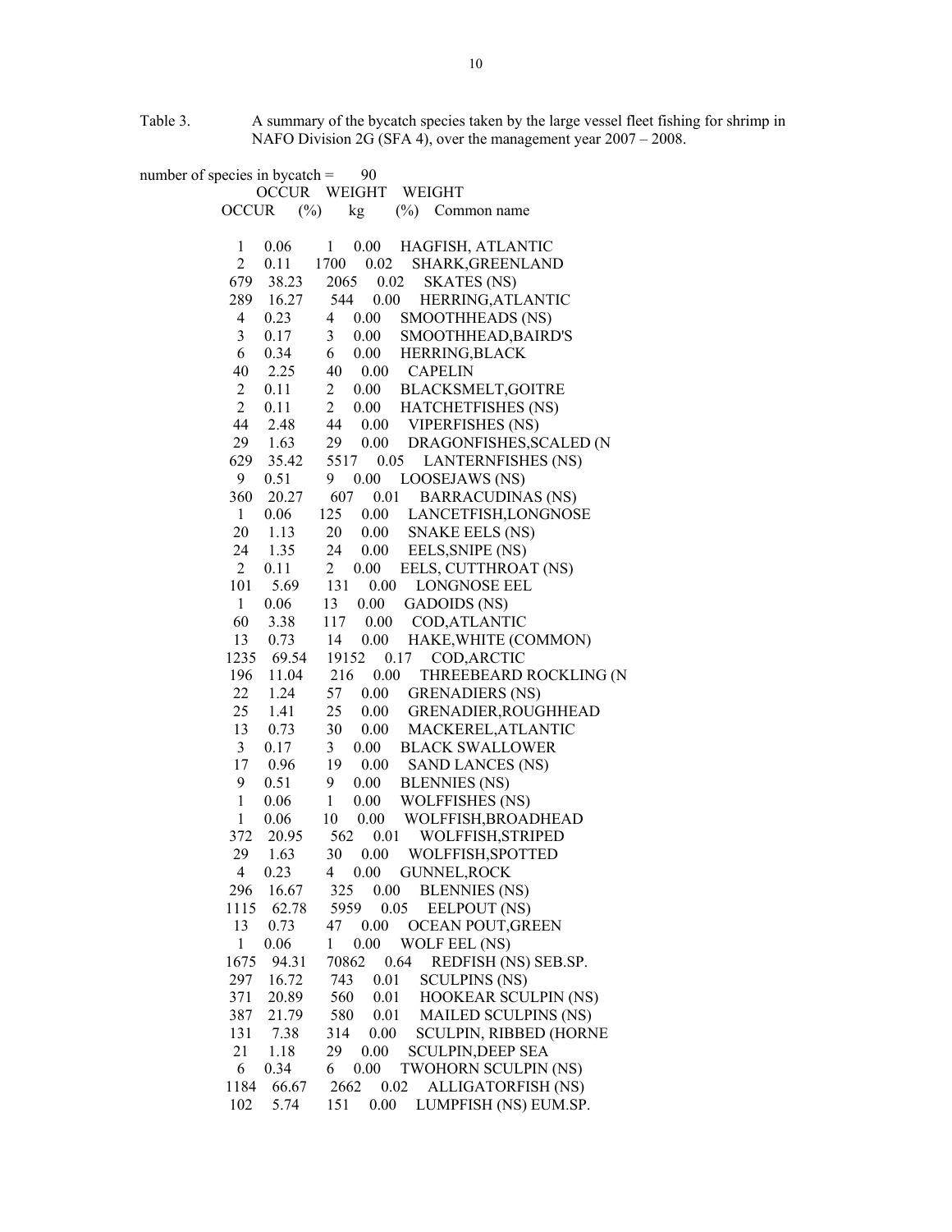Table 3. A summary of the bycatch species taken by the large vessel fleet fishing for shrimp in NAFO Division 2G (SFA 4), over the management year 2007 – 2008.

number of species in bycatch = 90

| OCCUR | OCCUR (%) | WEIGHT kg | WEIGHT (%) | Common name |
|---|---|---|---|---|
| 1 | 0.06 | 1 | 0.00 | HAGFISH, ATLANTIC |
| 2 | 0.11 | 1700 | 0.02 | SHARK,GREENLAND |
| 679 | 38.23 | 2065 | 0.02 | SKATES (NS) |
| 289 | 16.27 | 544 | 0.00 | HERRING,ATLANTIC |
| 4 | 0.23 | 4 | 0.00 | SMOOTHHEADS (NS) |
| 3 | 0.17 | 3 | 0.00 | SMOOTHHEAD,BAIRD'S |
| 6 | 0.34 | 6 | 0.00 | HERRING,BLACK |
| 40 | 2.25 | 40 | 0.00 | CAPELIN |
| 2 | 0.11 | 2 | 0.00 | BLACKSMELT,GOITRE |
| 2 | 0.11 | 2 | 0.00 | HATCHETFISHES (NS) |
| 44 | 2.48 | 44 | 0.00 | VIPERFISHES (NS) |
| 29 | 1.63 | 29 | 0.00 | DRAGONFISHES,SCALED (N |
| 629 | 35.42 | 5517 | 0.05 | LANTERNFISHES (NS) |
| 9 | 0.51 | 9 | 0.00 | LOOSEJAWS (NS) |
| 360 | 20.27 | 607 | 0.01 | BARRACUDINAS (NS) |
| 1 | 0.06 | 125 | 0.00 | LANCETFISH,LONGNOSE |
| 20 | 1.13 | 20 | 0.00 | SNAKE EELS (NS) |
| 24 | 1.35 | 24 | 0.00 | EELS,SNIPE (NS) |
| 2 | 0.11 | 2 | 0.00 | EELS, CUTTHROAT (NS) |
| 101 | 5.69 | 131 | 0.00 | LONGNOSE EEL |
| 1 | 0.06 | 13 | 0.00 | GADOIDS (NS) |
| 60 | 3.38 | 117 | 0.00 | COD,ATLANTIC |
| 13 | 0.73 | 14 | 0.00 | HAKE,WHITE (COMMON) |
| 1235 | 69.54 | 19152 | 0.17 | COD,ARCTIC |
| 196 | 11.04 | 216 | 0.00 | THREEBEARD ROCKLING (N |
| 22 | 1.24 | 57 | 0.00 | GRENADIERS (NS) |
| 25 | 1.41 | 25 | 0.00 | GRENADIER,ROUGHHEAD |
| 13 | 0.73 | 30 | 0.00 | MACKEREL,ATLANTIC |
| 3 | 0.17 | 3 | 0.00 | BLACK SWALLOWER |
| 17 | 0.96 | 19 | 0.00 | SAND LANCES (NS) |
| 9 | 0.51 | 9 | 0.00 | BLENNIES (NS) |
| 1 | 0.06 | 1 | 0.00 | WOLFFISHES (NS) |
| 1 | 0.06 | 10 | 0.00 | WOLFFISH,BROADHEAD |
| 372 | 20.95 | 562 | 0.01 | WOLFFISH,STRIPED |
| 29 | 1.63 | 30 | 0.00 | WOLFFISH,SPOTTED |
| 4 | 0.23 | 4 | 0.00 | GUNNEL,ROCK |
| 296 | 16.67 | 325 | 0.00 | BLENNIES (NS) |
| 1115 | 62.78 | 5959 | 0.05 | EELPOUT (NS) |
| 13 | 0.73 | 47 | 0.00 | OCEAN POUT,GREEN |
| 1 | 0.06 | 1 | 0.00 | WOLF EEL (NS) |
| 1675 | 94.31 | 70862 | 0.64 | REDFISH (NS) SEB.SP. |
| 297 | 16.72 | 743 | 0.01 | SCULPINS (NS) |
| 371 | 20.89 | 560 | 0.01 | HOOKEAR SCULPIN (NS) |
| 387 | 21.79 | 580 | 0.01 | MAILED SCULPINS (NS) |
| 131 | 7.38 | 314 | 0.00 | SCULPIN, RIBBED (HORNE |
| 21 | 1.18 | 29 | 0.00 | SCULPIN,DEEP SEA |
| 6 | 0.34 | 6 | 0.00 | TWOHORN SCULPIN (NS) |
| 1184 | 66.67 | 2662 | 0.02 | ALLIGATORFISH (NS) |
| 102 | 5.74 | 151 | 0.00 | LUMPFISH (NS) EUM.SP. |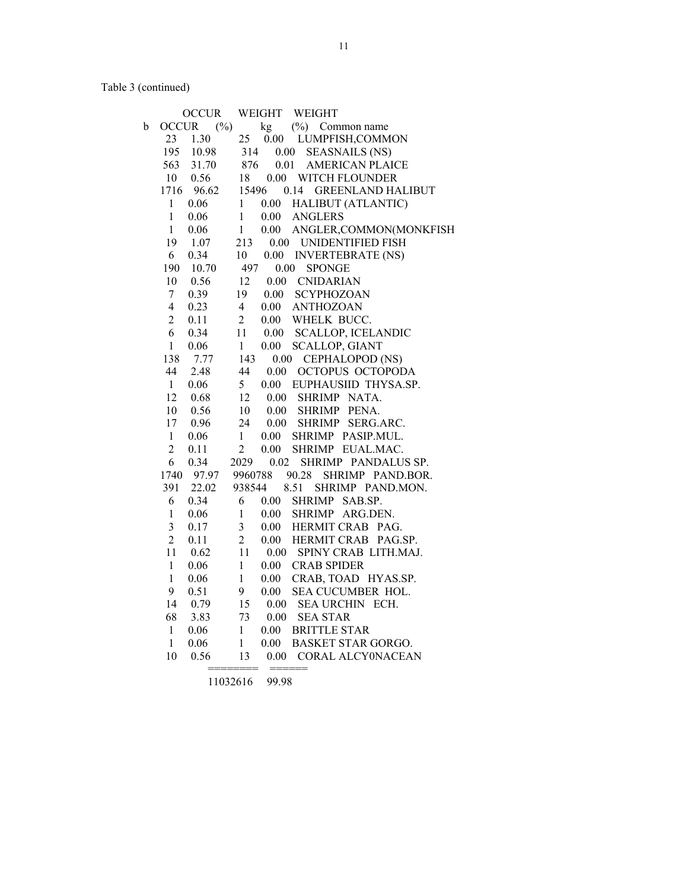Table 3 (continued)

| b OCCUR | OCCUR (%) | WEIGHT kg | WEIGHT (%) | Common name |
|---|---|---|---|---|
| 23 | 1.30 | 25 | 0.00 | LUMPFISH,COMMON |
| 195 | 10.98 | 314 | 0.00 | SEASNAILS (NS) |
| 563 | 31.70 | 876 | 0.01 | AMERICAN PLAICE |
| 10 | 0.56 | 18 | 0.00 | WITCH FLOUNDER |
| 1716 | 96.62 | 15496 | 0.14 | GREENLAND HALIBUT |
| 1 | 0.06 | 1 | 0.00 | HALIBUT (ATLANTIC) |
| 1 | 0.06 | 1 | 0.00 | ANGLERS |
| 1 | 0.06 | 1 | 0.00 | ANGLER,COMMON(MONKFISH |
| 19 | 1.07 | 213 | 0.00 | UNIDENTIFIED FISH |
| 6 | 0.34 | 10 | 0.00 | INVERTEBRATE (NS) |
| 190 | 10.70 | 497 | 0.00 | SPONGE |
| 10 | 0.56 | 12 | 0.00 | CNIDARIAN |
| 7 | 0.39 | 19 | 0.00 | SCYPHOZOAN |
| 4 | 0.23 | 4 | 0.00 | ANTHOZOAN |
| 2 | 0.11 | 2 | 0.00 | WHELK BUCC. |
| 6 | 0.34 | 11 | 0.00 | SCALLOP, ICELANDIC |
| 1 | 0.06 | 1 | 0.00 | SCALLOP, GIANT |
| 138 | 7.77 | 143 | 0.00 | CEPHALOPOD (NS) |
| 44 | 2.48 | 44 | 0.00 | OCTOPUS OCTOPODA |
| 1 | 0.06 | 5 | 0.00 | EUPHAUSIID THYSA.SP. |
| 12 | 0.68 | 12 | 0.00 | SHRIMP NATA. |
| 10 | 0.56 | 10 | 0.00 | SHRIMP PENA. |
| 17 | 0.96 | 24 | 0.00 | SHRIMP SERG.ARC. |
| 1 | 0.06 | 1 | 0.00 | SHRIMP PASIP.MUL. |
| 2 | 0.11 | 2 | 0.00 | SHRIMP EUAL.MAC. |
| 6 | 0.34 | 2029 | 0.02 | SHRIMP PANDALUS SP. |
| 1740 | 97.97 | 9960788 | 90.28 | SHRIMP PAND.BOR. |
| 391 | 22.02 | 938544 | 8.51 | SHRIMP PAND.MON. |
| 6 | 0.34 | 6 | 0.00 | SHRIMP SAB.SP. |
| 1 | 0.06 | 1 | 0.00 | SHRIMP ARG.DEN. |
| 3 | 0.17 | 3 | 0.00 | HERMIT CRAB PAG. |
| 2 | 0.11 | 2 | 0.00 | HERMIT CRAB PAG.SP. |
| 11 | 0.62 | 11 | 0.00 | SPINY CRAB LITH.MAJ. |
| 1 | 0.06 | 1 | 0.00 | CRAB SPIDER |
| 1 | 0.06 | 1 | 0.00 | CRAB, TOAD HYAS.SP. |
| 9 | 0.51 | 9 | 0.00 | SEA CUCUMBER HOL. |
| 14 | 0.79 | 15 | 0.00 | SEA URCHIN ECH. |
| 68 | 3.83 | 73 | 0.00 | SEA STAR |
| 1 | 0.06 | 1 | 0.00 | BRITTLE STAR |
| 1 | 0.06 | 1 | 0.00 | BASKET STAR GORGO. |
| 10 | 0.56 | 13 | 0.00 | CORAL ALCY0NACEAN |
| | | ======== | ====== | |
| | | 11032616 | 99.98 | |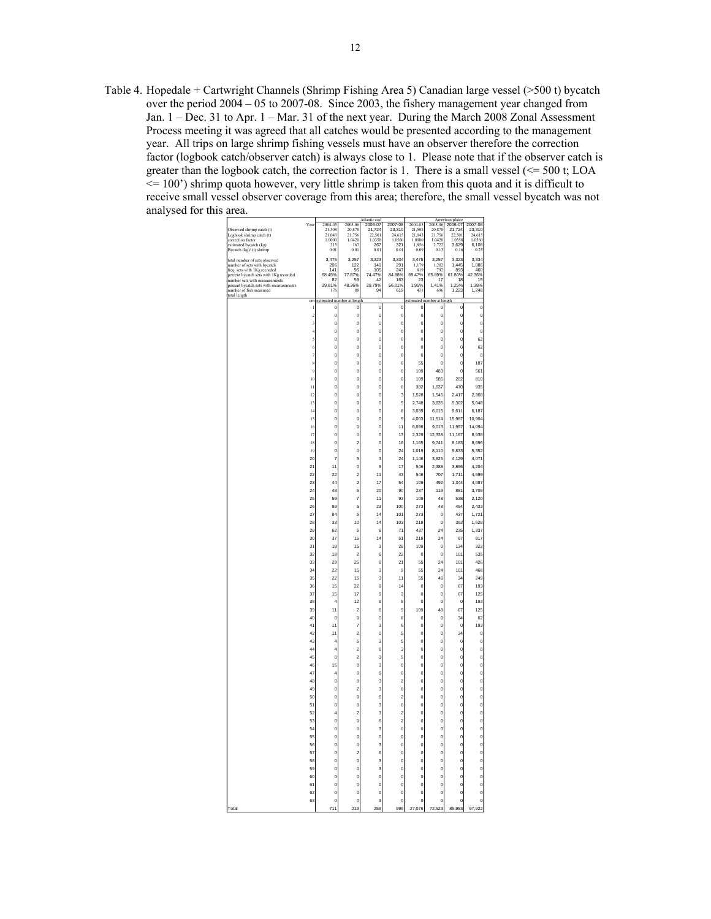Table 4. Hopedale + Cartwright Channels (Shrimp Fishing Area 5) Canadian large vessel (>500 t) bycatch over the period 2004 – 05 to 2007-08. Since 2003, the fishery management year changed from Jan. 1 – Dec. 31 to Apr. 1 – Mar. 31 of the next year. During the March 2008 Zonal Assessment Process meeting it was agreed that all catches would be presented according to the management year. All trips on large shrimp fishing vessels must have an observer therefore the correction factor (logbook catch/observer catch) is always close to 1. Please note that if the observer catch is greater than the logbook catch, the correction factor is 1. There is a small vessel (<= 500 t; LOA <= 100') shrimp quota however, very little shrimp is taken from this quota and it is difficult to receive small vessel observer coverage from this area; therefore, the small vessel bycatch was not analysed for this area.

| | Atlantic cod | | | | American plaice | | | |
|---|---|---|---|---|---|---|---|---|
| Year | 2004-05 | 2005-06 | 2006-07 | 2007-08 | 2004-05 | 2005-06 | 2006-07 | 2007-08 |
| Observed shrimp catch (t) | 21,508 | 20,878 | 21,724 | 23,310 | 21,508 | 20,878 | 21,724 | 23,310 |
| Logbook shrimp catch (t) | 21,043 | 21,756 | 22,501 | 24,615 | 21,043 | 21,756 | 22,501 | 24,615 |
| correction factor | 1.0000 | 1.0420 | 1.0358 | 1.0560 | 1.0000 | 1.0420 | 1.0358 | 1.0560 |
| estimated bycatch (kg) | 315 | 167 | 267 | 321 | 1,856 | 2,722 | 3,629 | 6,108 |
| Bycatch (kg)/ (t) shrimp | 0.01 | 0.01 | 0.01 | 0.01 | 0.09 | 0.13 | 0.16 | 0.25 |
| total number of sets observed | 3,475 | 3,257 | 3,323 | 3,334 | 3,475 | 3,257 | 3,323 | 3,334 |
| number of sets with bycatch | 206 | 122 | 141 | 291 | 1,179 | 1,202 | 1,445 | 1,086 |
| freq. sets with 1Kg recorded | 141 | 95 | 105 | 247 | 819 | 792 | 893 | 460 |
| percent bycatch sets with 1Kg recorded | 68.45% | 77.87% | 74.47% | 84.88% | 69.47% | 65.89% | 61.80% | 42.36% |
| number sets with measurements | 82 | 59 | 42 | 163 | 23 | 17 | 18 | 15 |
| percent bycatch sets with measurements | 39.81% | 48.36% | 29.79% | 56.01% | 1.95% | 1.41% | 1.25% | 1.38% |
| number of fish measured | 176 | 88 | 94 | 619 | 431 | 696 | 1,223 | 1,248 |
| total length | | | | | | | | |
| cm | estimated number at length | | | | estimated number at length | | | |
| 1 | 0 | 0 | 0 | 0 | 0 | 0 | 0 | 0 |
| 2 | 0 | 0 | 0 | 0 | 0 | 0 | 0 | 0 |
| 3 | 0 | 0 | 0 | 0 | 0 | 0 | 0 | 0 |
| 4 | 0 | 0 | 0 | 0 | 0 | 0 | 0 | 0 |
| 5 | 0 | 0 | 0 | 0 | 0 | 0 | 0 | 62 |
| 6 | 0 | 0 | 0 | 0 | 0 | 0 | 0 | 62 |
| 7 | 0 | 0 | 0 | 0 | 0 | 0 | 0 | 0 |
| 8 | 0 | 0 | 0 | 0 | 55 | 0 | 0 | 187 |
| 9 | 0 | 0 | 0 | 0 | 109 | 483 | 0 | 561 |
| 10 | 0 | 0 | 0 | 0 | 109 | 585 | 202 | 810 |
| 11 | 0 | 0 | 0 | 0 | 382 | 1,637 | 470 | 935 |
| 12 | 0 | 0 | 0 | 3 | 1,528 | 1,545 | 2,417 | 2,368 |
| 13 | 0 | 0 | 0 | 5 | 2,748 | 3,935 | 5,302 | 5,048 |
| 14 | 0 | 0 | 0 | 8 | 3,039 | 6,015 | 9,611 | 6,187 |
| 15 | 0 | 0 | 0 | 9 | 4,003 | 11,514 | 15,987 | 10,904 |
| 16 | 0 | 0 | 0 | 11 | 6,096 | 9,013 | 11,997 | 14,094 |
| 17 | 0 | 0 | 0 | 13 | 2,329 | 12,328 | 11,167 | 8,938 |
| 18 | 0 | 2 | 0 | 16 | 1,165 | 9,741 | 8,183 | 8,696 |
| 19 | 0 | 0 | 0 | 24 | 1,019 | 8,110 | 5,833 | 5,352 |
| 20 | 7 | 5 | 3 | 24 | 1,146 | 3,625 | 4,129 | 4,071 |
| 21 | 11 | 0 | 9 | 17 | 546 | 2,388 | 3,896 | 4,204 |
| 22 | 22 | 2 | 11 | 43 | 546 | 707 | 1,711 | 4,699 |
| 23 | 44 | 2 | 17 | 54 | 109 | 492 | 1,344 | 4,087 |
| 24 | 48 | 5 | 20 | 90 | 237 | 119 | 881 | 3,709 |
| 25 | 59 | 7 | 11 | 93 | 109 | 48 | 538 | 2,120 |
| 26 | 99 | 5 | 23 | 100 | 273 | 48 | 454 | 2,433 |
| 27 | 84 | 5 | 14 | 101 | 273 | 0 | 437 | 1,721 |
| 28 | 33 | 10 | 14 | 103 | 218 | 0 | 353 | 1,628 |
| 29 | 62 | 5 | 6 | 71 | 437 | 24 | 235 | 1,337 |
| 30 | 37 | 15 | 14 | 51 | 218 | 24 | 67 | 817 |
| 31 | 18 | 15 | 3 | 28 | 109 | 0 | 134 | 322 |
| 32 | 18 | 2 | 6 | 22 | 0 | 0 | 101 | 535 |
| 33 | 29 | 25 | 6 | 21 | 55 | 24 | 101 | 426 |
| 34 | 22 | 15 | 3 | 9 | 55 | 24 | 101 | 468 |
| 35 | 22 | 15 | 3 | 11 | 55 | 48 | 34 | 249 |
| 36 | 15 | 22 | 9 | 14 | 0 | 0 | 67 | 193 |
| 37 | 15 | 17 | 9 | 3 | 0 | 0 | 67 | 125 |
| 38 | 4 | 12 | 6 | 8 | 0 | 0 | 0 | 193 |
| 39 | 11 | 2 | 6 | 9 | 109 | 48 | 67 | 125 |
| 40 | 0 | 0 | 0 | 8 | 0 | 0 | 34 | 62 |
| 41 | 11 | 7 | 3 | 6 | 0 | 0 | 0 | 193 |
| 42 | 11 | 2 | 0 | 5 | 0 | 0 | 34 | 0 |
| 43 | 4 | 5 | 3 | 5 | 0 | 0 | 0 | 0 |
| 44 | 4 | 2 | 6 | 3 | 0 | 0 | 0 | 0 |
| 45 | 0 | 2 | 3 | 5 | 0 | 0 | 0 | 0 |
| 46 | 15 | 0 | 3 | 0 | 0 | 0 | 0 | 0 |
| 47 | 4 | 0 | 9 | 0 | 0 | 0 | 0 | 0 |
| 48 | 0 | 0 | 3 | 2 | 0 | 0 | 0 | 0 |
| 49 | 0 | 2 | 3 | 0 | 0 | 0 | 0 | 0 |
| 50 | 0 | 0 | 6 | 2 | 0 | 0 | 0 | 0 |
| 51 | 0 | 0 | 3 | 0 | 0 | 0 | 0 | 0 |
| 52 | 4 | 2 | 3 | 2 | 0 | 0 | 0 | 0 |
| 53 | 0 | 0 | 6 | 2 | 0 | 0 | 0 | 0 |
| 54 | 0 | 0 | 3 | 0 | 0 | 0 | 0 | 0 |
| 55 | 0 | 0 | 0 | 0 | 0 | 0 | 0 | 0 |
| 56 | 0 | 0 | 3 | 0 | 0 | 0 | 0 | 0 |
| 57 | 0 | 2 | 6 | 0 | 0 | 0 | 0 | 0 |
| 58 | 0 | 0 | 3 | 0 | 0 | 0 | 0 | 0 |
| 59 | 0 | 0 | 3 | 0 | 0 | 0 | 0 | 0 |
| 60 | 0 | 0 | 0 | 0 | 0 | 0 | 0 | 0 |
| 61 | 0 | 0 | 0 | 0 | 0 | 0 | 0 | 0 |
| 62 | 0 | 0 | 0 | 0 | 0 | 0 | 0 | 0 |
| 63 | 0 | 0 | 3 | 0 | 0 | 0 | 0 | 0 |
| Total | 711 | 219 | 259 | 999 | 27,076 | 72,523 | 85,953 | 97,922 |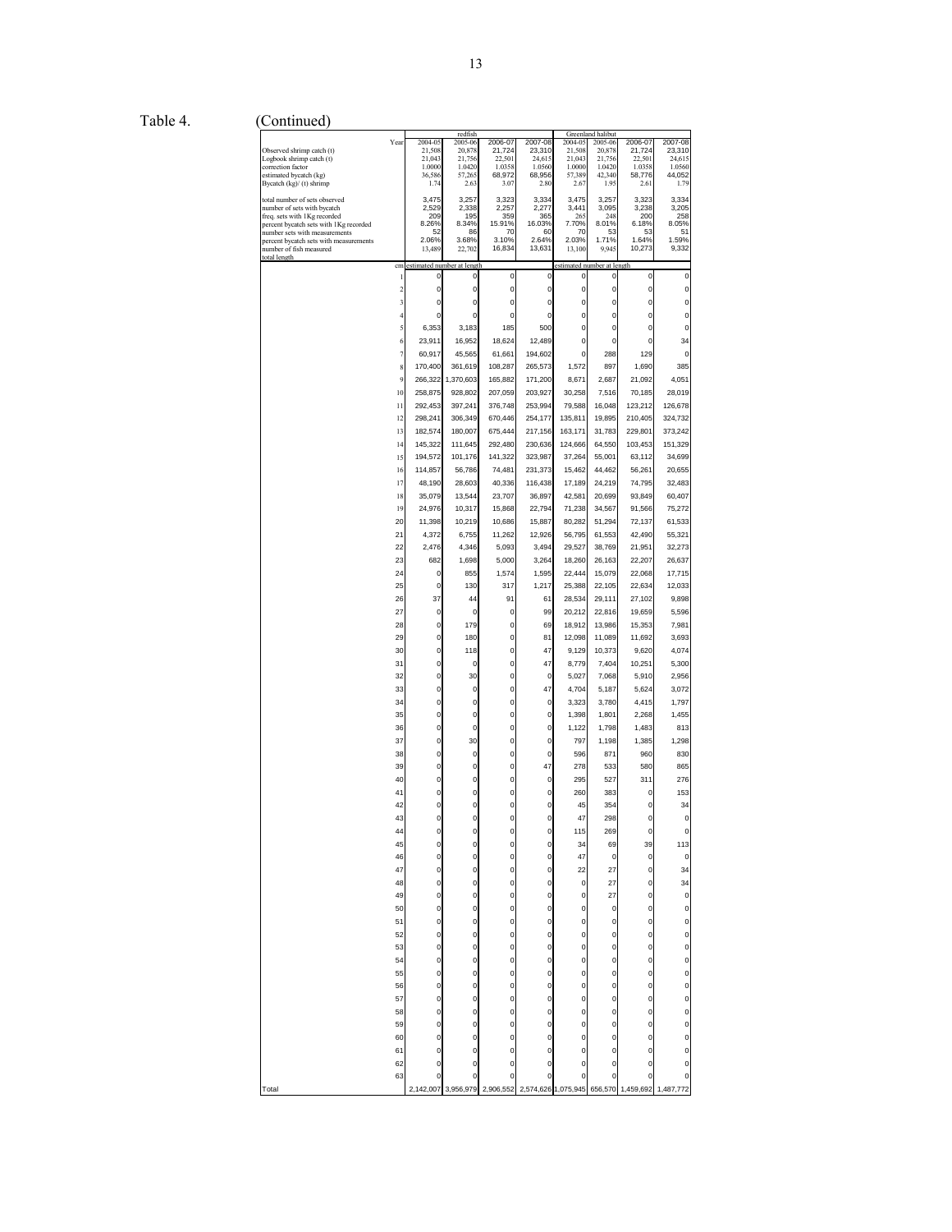Table 4. (Continued)

| | redfish | | | | Greenland halibut | | | |
|---|---|---|---|---|---|---|---|---|
| Year | 2004-05 | 2005-06 | 2006-07 | 2007-08 | 2004-05 | 2005-06 | 2006-07 | 2007-08 |
| Observed shrimp catch (t) | 21,508 | 20,878 | 21,724 | 23,310 | 21,508 | 20,878 | 21,724 | 23,310 |
| Logbook shrimp catch (t) | 21,043 | 21,756 | 22,501 | 24,615 | 21,043 | 21,756 | 22,501 | 24,615 |
| correction factor | 1.0000 | 1.0420 | 1.0358 | 1.0560 | 1.0000 | 1.0420 | 1.0358 | 1.0560 |
| estimated bycatch (kg) | 36,586 | 57,265 | 68,972 | 68,956 | 57,389 | 42,340 | 58,776 | 44,052 |
| Bycatch (kg)/ (t) shrimp | 1.74 | 2.63 | 3.07 | 2.80 | 2.67 | 1.95 | 2.61 | 1.79 |
| total number of sets observed | 3,475 | 3,257 | 3,323 | 3,334 | 3,475 | 3,257 | 3,323 | 3,334 |
| number of sets with bycatch | 2,529 | 2,338 | 2,257 | 2,277 | 3,441 | 3,095 | 3,238 | 3,205 |
| freq. sets with 1Kg recorded | 209 | 195 | 359 | 365 | 265 | 248 | 200 | 258 |
| percent bycatch sets with 1Kg recorded | 8.26% | 8.34% | 15.91% | 16.03% | 7.70% | 8.01% | 6.18% | 8.05% |
| number sets with measurements | 52 | 86 | 70 | 60 | 70 | 53 | 53 | 51 |
| percent bycatch sets with measurements | 2.06% | 3.68% | 3.10% | 2.64% | 2.03% | 1.71% | 1.64% | 1.59% |
| number of fish measured | 13,489 | 22,702 | 16,834 | 13,631 | 13,100 | 9,945 | 10,273 | 9,332 |
| total length | | | | | | | | |
| cm | estimated number at length | | | | estimated number at length | | | |
| 1 | 0 | 0 | 0 | 0 | 0 | 0 | 0 | 0 |
| 2 | 0 | 0 | 0 | 0 | 0 | 0 | 0 | 0 |
| 3 | 0 | 0 | 0 | 0 | 0 | 0 | 0 | 0 |
| 4 | 0 | 0 | 0 | 0 | 0 | 0 | 0 | 0 |
| 5 | 6,353 | 3,183 | 185 | 500 | 0 | 0 | 0 | 0 |
| 6 | 23,911 | 16,952 | 18,624 | 12,489 | 0 | 0 | 0 | 34 |
| 7 | 60,917 | 45,565 | 61,661 | 194,602 | 0 | 288 | 129 | 0 |
| 8 | 170,400 | 361,619 | 108,287 | 265,573 | 1,572 | 897 | 1,690 | 385 |
| 9 | 266,322 | 1,370,603 | 165,882 | 171,200 | 8,671 | 2,687 | 21,092 | 4,051 |
| 10 | 258,875 | 928,802 | 207,059 | 203,927 | 30,258 | 7,516 | 70,185 | 28,019 |
| 11 | 292,453 | 397,241 | 376,748 | 253,994 | 79,588 | 16,048 | 123,212 | 126,678 |
| 12 | 298,241 | 306,349 | 670,446 | 254,177 | 135,811 | 19,895 | 210,405 | 324,732 |
| 13 | 182,574 | 180,007 | 675,444 | 217,156 | 163,171 | 31,783 | 229,801 | 373,242 |
| 14 | 145,322 | 111,645 | 292,480 | 230,636 | 124,666 | 64,550 | 103,453 | 151,329 |
| 15 | 194,572 | 101,176 | 141,322 | 323,987 | 37,264 | 55,001 | 63,112 | 34,699 |
| 16 | 114,857 | 56,786 | 74,481 | 231,373 | 15,462 | 44,462 | 56,261 | 20,655 |
| 17 | 48,190 | 28,603 | 40,336 | 116,438 | 17,189 | 24,219 | 74,795 | 32,483 |
| 18 | 35,079 | 13,544 | 23,707 | 36,897 | 42,581 | 20,699 | 93,849 | 60,407 |
| 19 | 24,976 | 10,317 | 15,868 | 22,794 | 71,238 | 34,567 | 91,566 | 75,272 |
| 20 | 11,398 | 10,219 | 10,686 | 15,887 | 80,282 | 51,294 | 72,137 | 61,533 |
| 21 | 4,372 | 6,755 | 11,262 | 12,926 | 56,795 | 61,553 | 42,490 | 55,321 |
| 22 | 2,476 | 4,346 | 5,093 | 3,494 | 29,527 | 38,769 | 21,951 | 32,273 |
| 23 | 682 | 1,698 | 5,000 | 3,264 | 18,260 | 26,163 | 22,207 | 26,637 |
| 24 | 0 | 855 | 1,574 | 1,595 | 22,444 | 15,079 | 22,068 | 17,715 |
| 25 | 0 | 130 | 317 | 1,217 | 25,388 | 22,105 | 22,634 | 12,033 |
| 26 | 37 | 44 | 91 | 61 | 28,534 | 29,111 | 27,102 | 9,898 |
| 27 | 0 | 0 | 0 | 99 | 20,212 | 22,816 | 19,659 | 5,596 |
| 28 | 0 | 179 | 0 | 69 | 18,912 | 13,986 | 15,353 | 7,981 |
| 29 | 0 | 180 | 0 | 81 | 12,098 | 11,089 | 11,692 | 3,693 |
| 30 | 0 | 118 | 0 | 47 | 9,129 | 10,373 | 9,620 | 4,074 |
| 31 | 0 | 0 | 0 | 47 | 8,779 | 7,404 | 10,251 | 5,300 |
| 32 | 0 | 30 | 0 | 0 | 5,027 | 7,068 | 5,910 | 2,956 |
| 33 | 0 | 0 | 0 | 47 | 4,704 | 5,187 | 5,624 | 3,072 |
| 34 | 0 | 0 | 0 | 0 | 3,323 | 3,780 | 4,415 | 1,797 |
| 35 | 0 | 0 | 0 | 0 | 1,398 | 1,801 | 2,268 | 1,455 |
| 36 | 0 | 0 | 0 | 0 | 1,122 | 1,798 | 1,483 | 813 |
| 37 | 0 | 30 | 0 | 0 | 797 | 1,198 | 1,385 | 1,298 |
| 38 | 0 | 0 | 0 | 0 | 596 | 871 | 960 | 830 |
| 39 | 0 | 0 | 0 | 47 | 278 | 533 | 580 | 865 |
| 40 | 0 | 0 | 0 | 0 | 295 | 527 | 311 | 276 |
| 41 | 0 | 0 | 0 | 0 | 260 | 383 | 0 | 153 |
| 42 | 0 | 0 | 0 | 0 | 45 | 354 | 0 | 34 |
| 43 | 0 | 0 | 0 | 0 | 47 | 298 | 0 | 0 |
| 44 | 0 | 0 | 0 | 0 | 115 | 269 | 0 | 0 |
| 45 | 0 | 0 | 0 | 0 | 34 | 69 | 39 | 113 |
| 46 | 0 | 0 | 0 | 0 | 47 | 0 | 0 | 0 |
| 47 | 0 | 0 | 0 | 0 | 22 | 27 | 0 | 34 |
| 48 | 0 | 0 | 0 | 0 | 0 | 27 | 0 | 34 |
| 49 | 0 | 0 | 0 | 0 | 0 | 27 | 0 | 0 |
| 50 | 0 | 0 | 0 | 0 | 0 | 0 | 0 | 0 |
| 51 | 0 | 0 | 0 | 0 | 0 | 0 | 0 | 0 |
| 52 | 0 | 0 | 0 | 0 | 0 | 0 | 0 | 0 |
| 53 | 0 | 0 | 0 | 0 | 0 | 0 | 0 | 0 |
| 54 | 0 | 0 | 0 | 0 | 0 | 0 | 0 | 0 |
| 55 | 0 | 0 | 0 | 0 | 0 | 0 | 0 | 0 |
| 56 | 0 | 0 | 0 | 0 | 0 | 0 | 0 | 0 |
| 57 | 0 | 0 | 0 | 0 | 0 | 0 | 0 | 0 |
| 58 | 0 | 0 | 0 | 0 | 0 | 0 | 0 | 0 |
| 59 | 0 | 0 | 0 | 0 | 0 | 0 | 0 | 0 |
| 60 | 0 | 0 | 0 | 0 | 0 | 0 | 0 | 0 |
| 61 | 0 | 0 | 0 | 0 | 0 | 0 | 0 | 0 |
| 62 | 0 | 0 | 0 | 0 | 0 | 0 | 0 | 0 |
| 63 | 0 | 0 | 0 | 0 | 0 | 0 | 0 | 0 |
| Total | 2,142,007 | 3,956,979 | 2,906,552 | 2,574,626 | 1,075,945 | 656,570 | 1,459,692 | 1,487,772 |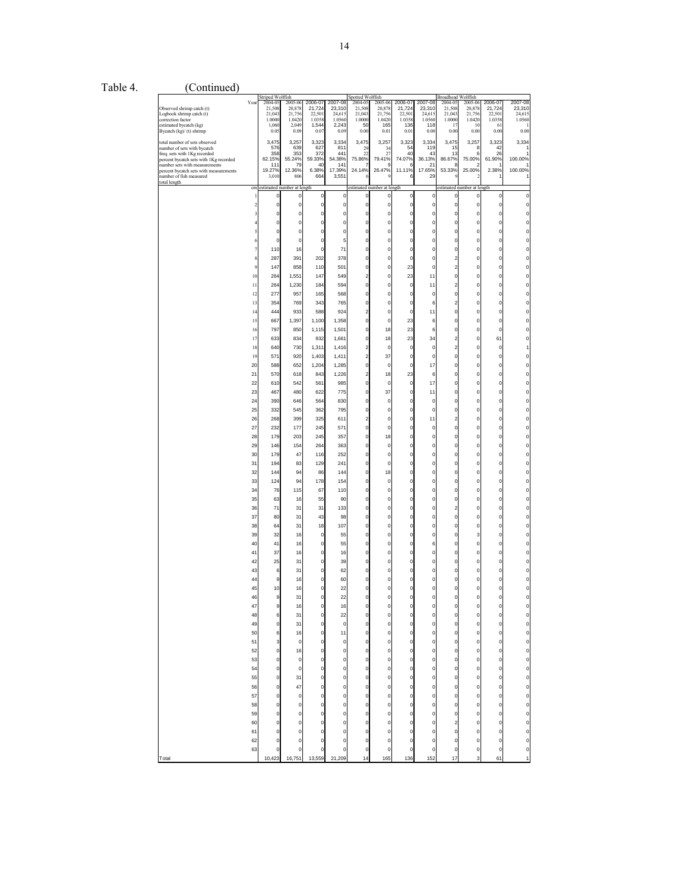Table 4. (Continued)

| | Striped Wolffish | | | | Spotted Wolffish | | | | Broadhead Wolffish | | | |
|---|---|---|---|---|---|---|---|---|---|---|---|---|
| Year | 2004-05 | 2005-06 | 2006-07 | 2007-08 | 2004-05 | 2005-06 | 2006-07 | 2007-08 | 2004-05 | 2005-06 | 2006-07 | 2007-08 |
| Observed shrimp catch (t) | 21,508 | 20,878 | 21,724 | 23,310 | 21,508 | 20,878 | 21,724 | 23,310 | 21,508 | 20,878 | 21,724 | 23,310 |
| Logbook shrimp catch (t) | 21,043 | 21,756 | 22,501 | 24,615 | 21,043 | 21,756 | 22,501 | 24,615 | 21,043 | 21,756 | 22,501 | 24,615 |
| correction factor | 1.0000 | 1.0420 | 1.0358 | 1.0560 | 1.0000 | 1.0420 | 1.0358 | 1.0560 | 1.0000 | 1.0420 | 1.0358 | 1.0560 |
| estimated bycatch (kg) | 1,060 | 2,049 | 1,544 | 2,243 | 50 | 165 | 136 | 118 | 17 | 10 | 61 | 1 |
| Bycatch (kg)/ (t) shrimp | 0.05 | 0.09 | 0.07 | 0.09 | 0.00 | 0.01 | 0.01 | 0.00 | 0.00 | 0.00 | 0.00 | 0.00 |
| total number of sets observed | 3,475 | 3,257 | 3,323 | 3,334 | 3,475 | 3,257 | 3,323 | 3,334 | 3,475 | 3,257 | 3,323 | 3,334 |
| number of sets with bycatch | 576 | 639 | 627 | 811 | 29 | 34 | 54 | 119 | 15 | 8 | 42 | 1 |
| freq. sets with 1Kg recorded | 358 | 353 | 372 | 441 | 22 | 27 | 40 | 43 | 13 | 6 | 26 | 1 |
| percent bycatch sets with 1Kg recorded | 62.15% | 55.24% | 59.33% | 54.38% | 75.86% | 79.41% | 74.07% | 36.13% | 86.67% | 75.00% | 61.90% | 100.00% |
| number sets with measurements | 111 | 79 | 40 | 141 | 7 | 9 | 6 | 21 | 8 | 2 | 1 | 1 |
| percent bycatch sets with measurements | 19.27% | 12.36% | 6.38% | 17.39% | 24.14% | 26.47% | 11.11% | 17.65% | 53.33% | 25.00% | 2.38% | 100.00% |
| number of fish measured | 3,010 | 806 | 664 | 3,551 | 6 | 9 | 6 | 29 | 9 | 2 | 1 | 1 |
| total length | | | | | | | | | | | | |
| cm | estimated number at length | | | | estimated number at length | | | | estimated number at length | | | |
| 1 | 0 | 0 | 0 | 0 | 0 | 0 | 0 | 0 | 0 | 0 | 0 | 0 |
| 2 | 0 | 0 | 0 | 0 | 0 | 0 | 0 | 0 | 0 | 0 | 0 | 0 |
| 3 | 0 | 0 | 0 | 0 | 0 | 0 | 0 | 0 | 0 | 0 | 0 | 0 |
| 4 | 0 | 0 | 0 | 0 | 0 | 0 | 0 | 0 | 0 | 0 | 0 | 0 |
| 5 | 0 | 0 | 0 | 0 | 0 | 0 | 0 | 0 | 0 | 0 | 0 | 0 |
| 6 | 0 | 0 | 0 | 5 | 0 | 0 | 0 | 0 | 0 | 0 | 0 | 0 |
| 7 | 110 | 16 | 0 | 71 | 0 | 0 | 0 | 0 | 0 | 0 | 0 | 0 |
| 8 | 287 | 391 | 202 | 378 | 0 | 0 | 0 | 0 | 2 | 0 | 0 | 0 |
| 9 | 147 | 858 | 110 | 501 | 0 | 0 | 23 | 0 | 2 | 0 | 0 | 0 |
| 10 | 264 | 1,551 | 147 | 549 | 2 | 0 | 23 | 11 | 0 | 0 | 0 | 0 |
| 11 | 264 | 1,230 | 184 | 594 | 0 | 0 | 0 | 11 | 2 | 0 | 0 | 0 |
| 12 | 277 | 957 | 165 | 568 | 0 | 0 | 0 | 0 | 0 | 0 | 0 | 0 |
| 13 | 354 | 769 | 343 | 765 | 0 | 0 | 0 | 6 | 2 | 0 | 0 | 0 |
| 14 | 444 | 933 | 588 | 924 | 2 | 0 | 0 | 11 | 0 | 0 | 0 | 0 |
| 15 | 667 | 1,397 | 1,100 | 1,358 | 0 | 0 | 23 | 6 | 0 | 0 | 0 | 0 |
| 16 | 797 | 850 | 1,115 | 1,501 | 0 | 18 | 23 | 6 | 0 | 0 | 0 | 0 |
| 17 | 633 | 834 | 932 | 1,661 | 0 | 18 | 23 | 34 | 2 | 0 | 61 | 0 |
| 18 | 640 | 730 | 1,311 | 1,416 | 2 | 0 | 0 | 0 | 2 | 0 | 0 | 1 |
| 19 | 571 | 920 | 1,403 | 1,411 | 2 | 37 | 0 | 0 | 0 | 0 | 0 | 0 |
| 20 | 588 | 652 | 1,204 | 1,285 | 0 | 0 | 0 | 17 | 0 | 0 | 0 | 0 |
| 21 | 570 | 618 | 843 | 1,226 | 2 | 18 | 23 | 6 | 0 | 0 | 0 | 0 |
| 22 | 610 | 542 | 561 | 985 | 0 | 0 | 0 | 17 | 0 | 0 | 0 | 0 |
| 23 | 467 | 480 | 622 | 775 | 0 | 37 | 0 | 11 | 0 | 0 | 0 | 0 |
| 24 | 390 | 646 | 564 | 830 | 0 | 0 | 0 | 0 | 0 | 0 | 0 | 0 |
| 25 | 332 | 545 | 362 | 795 | 0 | 0 | 0 | 0 | 0 | 0 | 0 | 0 |
| 26 | 268 | 399 | 325 | 611 | 2 | 0 | 0 | 11 | 2 | 0 | 0 | 0 |
| 27 | 232 | 177 | 245 | 571 | 0 | 0 | 0 | 0 | 0 | 0 | 0 | 0 |
| 28 | 179 | 203 | 245 | 357 | 0 | 18 | 0 | 0 | 0 | 0 | 0 | 0 |
| 29 | 146 | 154 | 264 | 363 | 0 | 0 | 0 | 0 | 0 | 0 | 0 | 0 |
| 30 | 179 | 47 | 116 | 252 | 0 | 0 | 0 | 0 | 0 | 0 | 0 | 0 |
| 31 | 194 | 83 | 129 | 241 | 0 | 0 | 0 | 0 | 0 | 0 | 0 | 0 |
| 32 | 144 | 94 | 86 | 144 | 0 | 18 | 0 | 0 | 0 | 0 | 0 | 0 |
| 33 | 124 | 94 | 178 | 154 | 0 | 0 | 0 | 0 | 0 | 0 | 0 | 0 |
| 34 | 76 | 115 | 67 | 110 | 0 | 0 | 0 | 0 | 0 | 0 | 0 | 0 |
| 35 | 63 | 16 | 55 | 90 | 0 | 0 | 0 | 0 | 0 | 0 | 0 | 0 |
| 36 | 71 | 31 | 31 | 133 | 0 | 0 | 0 | 0 | 2 | 0 | 0 | 0 |
| 37 | 80 | 31 | 43 | 98 | 0 | 0 | 0 | 0 | 0 | 0 | 0 | 0 |
| 38 | 64 | 31 | 18 | 107 | 0 | 0 | 0 | 0 | 0 | 0 | 0 | 0 |
| 39 | 32 | 16 | 0 | 55 | 0 | 0 | 0 | 0 | 0 | 3 | 0 | 0 |
| 40 | 41 | 16 | 0 | 55 | 0 | 0 | 0 | 6 | 0 | 0 | 0 | 0 |
| 41 | 37 | 16 | 0 | 16 | 0 | 0 | 0 | 0 | 0 | 0 | 0 | 0 |
| 42 | 25 | 31 | 0 | 39 | 0 | 0 | 0 | 0 | 0 | 0 | 0 | 0 |
| 43 | 6 | 31 | 0 | 62 | 0 | 0 | 0 | 0 | 0 | 0 | 0 | 0 |
| 44 | 9 | 16 | 0 | 60 | 0 | 0 | 0 | 0 | 0 | 0 | 0 | 0 |
| 45 | 10 | 16 | 0 | 22 | 0 | 0 | 0 | 0 | 0 | 0 | 0 | 0 |
| 46 | 9 | 31 | 0 | 22 | 0 | 0 | 0 | 0 | 0 | 0 | 0 | 0 |
| 47 | 9 | 16 | 0 | 16 | 0 | 0 | 0 | 0 | 0 | 0 | 0 | 0 |
| 48 | 6 | 31 | 0 | 22 | 0 | 0 | 0 | 0 | 0 | 0 | 0 | 0 |
| 49 | 0 | 31 | 0 | 0 | 0 | 0 | 0 | 0 | 0 | 0 | 0 | 0 |
| 50 | 6 | 16 | 0 | 11 | 0 | 0 | 0 | 0 | 0 | 0 | 0 | 0 |
| 51 | 3 | 0 | 0 | 0 | 0 | 0 | 0 | 0 | 0 | 0 | 0 | 0 |
| 52 | 0 | 16 | 0 | 0 | 0 | 0 | 0 | 0 | 0 | 0 | 0 | 0 |
| 53 | 0 | 0 | 0 | 0 | 0 | 0 | 0 | 0 | 0 | 0 | 0 | 0 |
| 54 | 0 | 0 | 0 | 0 | 0 | 0 | 0 | 0 | 0 | 0 | 0 | 0 |
| 55 | 0 | 31 | 0 | 0 | 0 | 0 | 0 | 0 | 0 | 0 | 0 | 0 |
| 56 | 0 | 47 | 0 | 0 | 0 | 0 | 0 | 0 | 0 | 0 | 0 | 0 |
| 57 | 0 | 0 | 0 | 0 | 0 | 0 | 0 | 0 | 0 | 0 | 0 | 0 |
| 58 | 0 | 0 | 0 | 0 | 0 | 0 | 0 | 0 | 0 | 0 | 0 | 0 |
| 59 | 0 | 0 | 0 | 0 | 0 | 0 | 0 | 0 | 0 | 0 | 0 | 0 |
| 60 | 0 | 0 | 0 | 0 | 0 | 0 | 0 | 0 | 2 | 0 | 0 | 0 |
| 61 | 0 | 0 | 0 | 0 | 0 | 0 | 0 | 0 | 0 | 0 | 0 | 0 |
| 62 | 0 | 0 | 0 | 0 | 0 | 0 | 0 | 0 | 0 | 0 | 0 | 0 |
| 63 | 0 | 0 | 0 | 0 | 0 | 0 | 0 | 0 | 0 | 0 | 0 | 0 |
| Total | 10,423 | 16,751 | 13,559 | 21,209 | 14 | 165 | 136 | 152 | 17 | 3 | 61 | 1 |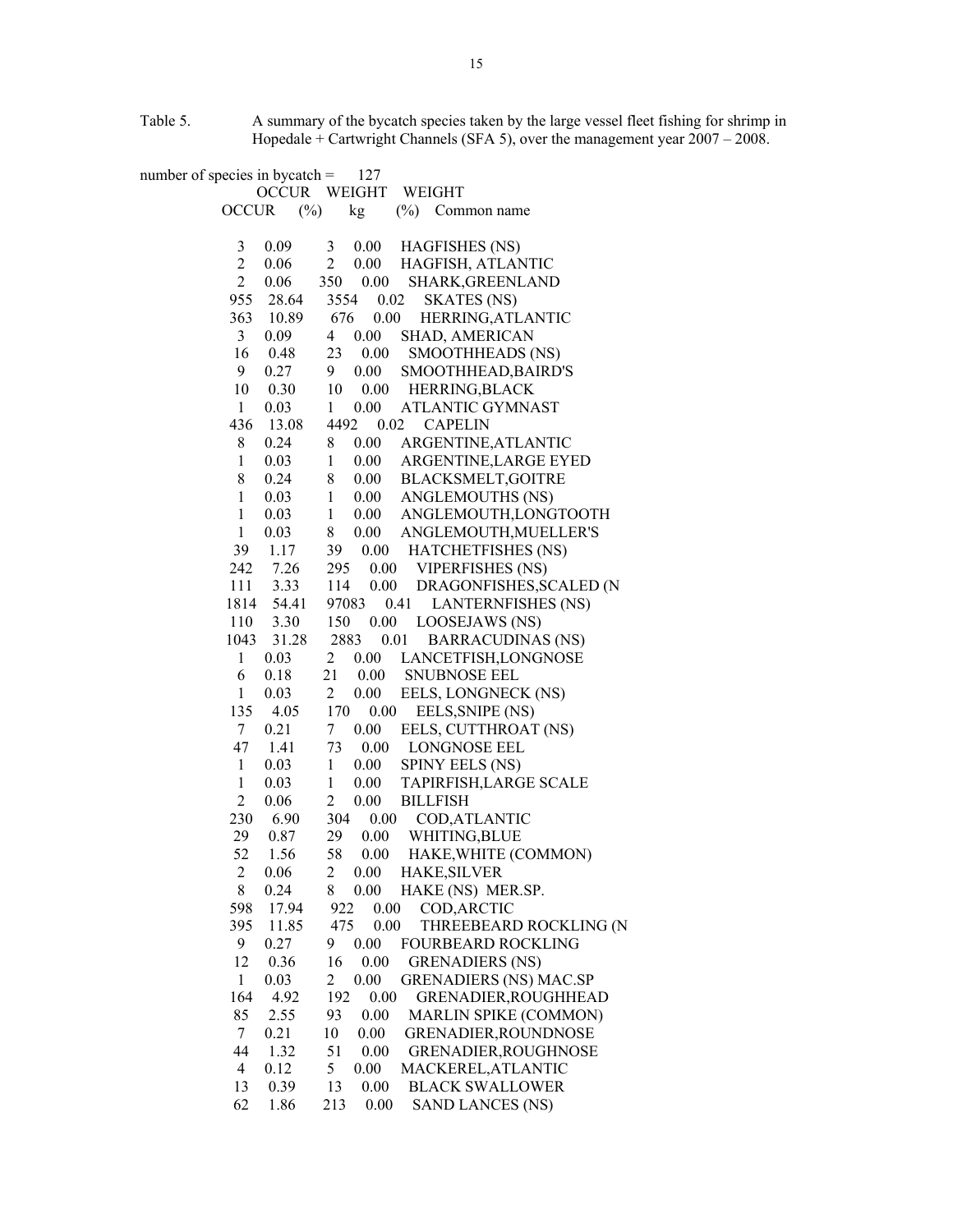Table 5. A summary of the bycatch species taken by the large vessel fleet fishing for shrimp in Hopedale + Cartwright Channels (SFA 5), over the management year 2007 – 2008.

number of species in bycatch = 127

| OCCUR | OCCUR (%) | WEIGHT kg | WEIGHT (%) | Common name |
|---|---|---|---|---|
| 3 | 0.09 | 3 | 0.00 | HAGFISHES (NS) |
| 2 | 0.06 | 2 | 0.00 | HAGFISH, ATLANTIC |
| 2 | 0.06 | 350 | 0.00 | SHARK,GREENLAND |
| 955 | 28.64 | 3554 | 0.02 | SKATES (NS) |
| 363 | 10.89 | 676 | 0.00 | HERRING,ATLANTIC |
| 3 | 0.09 | 4 | 0.00 | SHAD, AMERICAN |
| 16 | 0.48 | 23 | 0.00 | SMOOTHHEADS (NS) |
| 9 | 0.27 | 9 | 0.00 | SMOOTHHEAD,BAIRD'S |
| 10 | 0.30 | 10 | 0.00 | HERRING,BLACK |
| 1 | 0.03 | 1 | 0.00 | ATLANTIC GYMNAST |
| 436 | 13.08 | 4492 | 0.02 | CAPELIN |
| 8 | 0.24 | 8 | 0.00 | ARGENTINE,ATLANTIC |
| 1 | 0.03 | 1 | 0.00 | ARGENTINE,LARGE EYED |
| 8 | 0.24 | 8 | 0.00 | BLACKSMELT,GOITRE |
| 1 | 0.03 | 1 | 0.00 | ANGLEMOUTHS (NS) |
| 1 | 0.03 | 1 | 0.00 | ANGLEMOUTH,LONGTOOTH |
| 1 | 0.03 | 8 | 0.00 | ANGLEMOUTH,MUELLER'S |
| 39 | 1.17 | 39 | 0.00 | HATCHETFISHES (NS) |
| 242 | 7.26 | 295 | 0.00 | VIPERFISHES (NS) |
| 111 | 3.33 | 114 | 0.00 | DRAGONFISHES,SCALED (N |
| 1814 | 54.41 | 97083 | 0.41 | LANTERNFISHES (NS) |
| 110 | 3.30 | 150 | 0.00 | LOOSEJAWS (NS) |
| 1043 | 31.28 | 2883 | 0.01 | BARRACUDINAS (NS) |
| 1 | 0.03 | 2 | 0.00 | LANCETFISH,LONGNOSE |
| 6 | 0.18 | 21 | 0.00 | SNUBNOSE EEL |
| 1 | 0.03 | 2 | 0.00 | EELS, LONGNECK (NS) |
| 135 | 4.05 | 170 | 0.00 | EELS,SNIPE (NS) |
| 7 | 0.21 | 7 | 0.00 | EELS, CUTTHROAT (NS) |
| 47 | 1.41 | 73 | 0.00 | LONGNOSE EEL |
| 1 | 0.03 | 1 | 0.00 | SPINY EELS (NS) |
| 1 | 0.03 | 1 | 0.00 | TAPIRFISH,LARGE SCALE |
| 2 | 0.06 | 2 | 0.00 | BILLFISH |
| 230 | 6.90 | 304 | 0.00 | COD,ATLANTIC |
| 29 | 0.87 | 29 | 0.00 | WHITING,BLUE |
| 52 | 1.56 | 58 | 0.00 | HAKE,WHITE (COMMON) |
| 2 | 0.06 | 2 | 0.00 | HAKE,SILVER |
| 8 | 0.24 | 8 | 0.00 | HAKE (NS) MER.SP. |
| 598 | 17.94 | 922 | 0.00 | COD,ARCTIC |
| 395 | 11.85 | 475 | 0.00 | THREEBEARD ROCKLING (N |
| 9 | 0.27 | 9 | 0.00 | FOURBEARD ROCKLING |
| 12 | 0.36 | 16 | 0.00 | GRENADIERS (NS) |
| 1 | 0.03 | 2 | 0.00 | GRENADIERS (NS) MAC.SP |
| 164 | 4.92 | 192 | 0.00 | GRENADIER,ROUGHHEAD |
| 85 | 2.55 | 93 | 0.00 | MARLIN SPIKE (COMMON) |
| 7 | 0.21 | 10 | 0.00 | GRENADIER,ROUNDNOSE |
| 44 | 1.32 | 51 | 0.00 | GRENADIER,ROUGHNOSE |
| 4 | 0.12 | 5 | 0.00 | MACKEREL,ATLANTIC |
| 13 | 0.39 | 13 | 0.00 | BLACK SWALLOWER |
| 62 | 1.86 | 213 | 0.00 | SAND LANCES (NS) |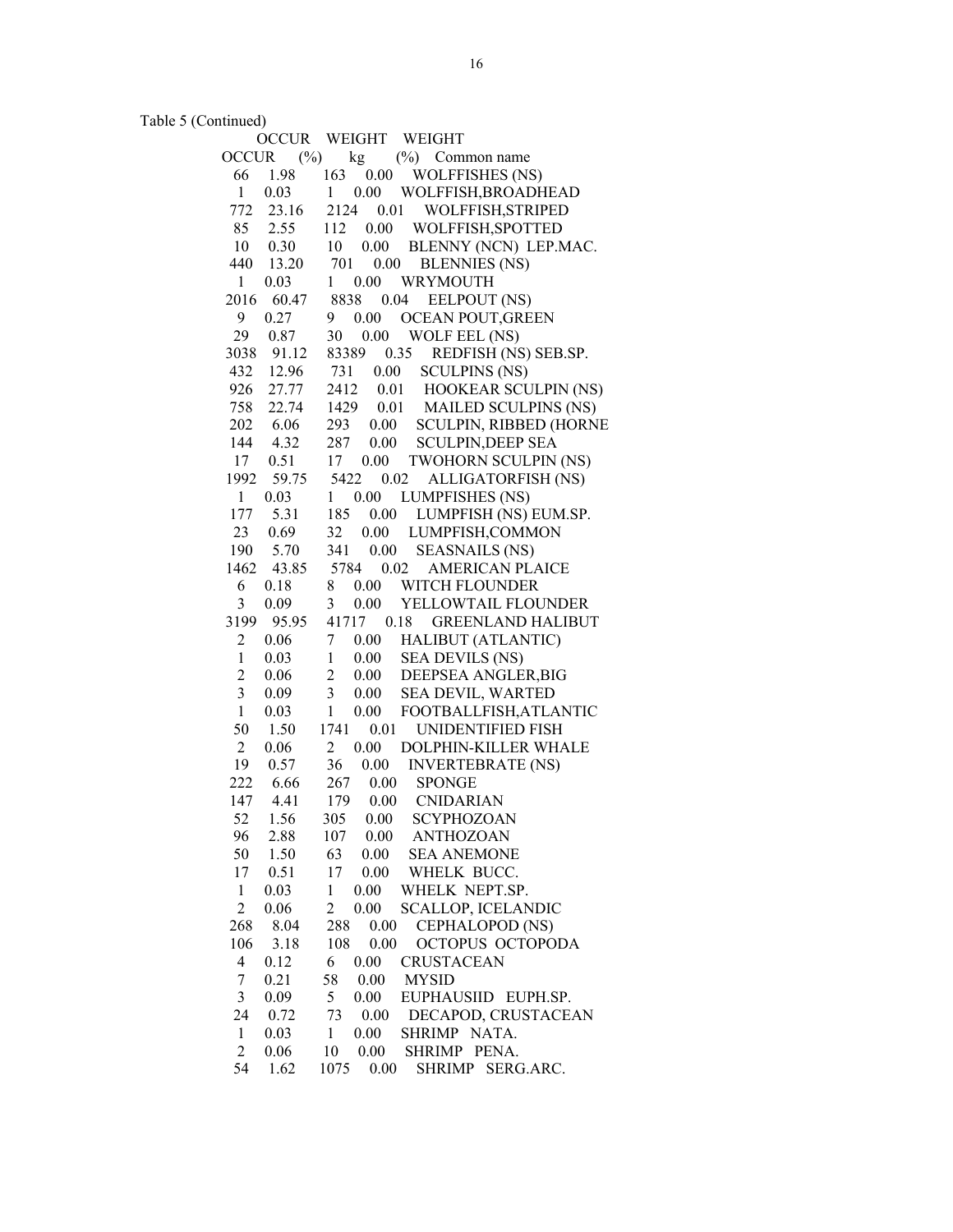Table 5 (Continued)

| OCCUR | OCCUR (%) | WEIGHT kg | WEIGHT (%) | Common name |
|---|---|---|---|---|
| 66 | 1.98 | 163 | 0.00 | WOLFFISHES (NS) |
| 1 | 0.03 | 1 | 0.00 | WOLFFISH,BROADHEAD |
| 772 | 23.16 | 2124 | 0.01 | WOLFFISH,STRIPED |
| 85 | 2.55 | 112 | 0.00 | WOLFFISH,SPOTTED |
| 10 | 0.30 | 10 | 0.00 | BLENNY (NCN) LEP.MAC. |
| 440 | 13.20 | 701 | 0.00 | BLENNIES (NS) |
| 1 | 0.03 | 1 | 0.00 | WRYMOUTH |
| 2016 | 60.47 | 8838 | 0.04 | EELPOUT (NS) |
| 9 | 0.27 | 9 | 0.00 | OCEAN POUT,GREEN |
| 29 | 0.87 | 30 | 0.00 | WOLF EEL (NS) |
| 3038 | 91.12 | 83389 | 0.35 | REDFISH (NS) SEB.SP. |
| 432 | 12.96 | 731 | 0.00 | SCULPINS (NS) |
| 926 | 27.77 | 2412 | 0.01 | HOOKEAR SCULPIN (NS) |
| 758 | 22.74 | 1429 | 0.01 | MAILED SCULPINS (NS) |
| 202 | 6.06 | 293 | 0.00 | SCULPIN, RIBBED (HORNE |
| 144 | 4.32 | 287 | 0.00 | SCULPIN,DEEP SEA |
| 17 | 0.51 | 17 | 0.00 | TWOHORN SCULPIN (NS) |
| 1992 | 59.75 | 5422 | 0.02 | ALLIGATORFISH (NS) |
| 1 | 0.03 | 1 | 0.00 | LUMPFISHES (NS) |
| 177 | 5.31 | 185 | 0.00 | LUMPFISH (NS) EUM.SP. |
| 23 | 0.69 | 32 | 0.00 | LUMPFISH,COMMON |
| 190 | 5.70 | 341 | 0.00 | SEASNAILS (NS) |
| 1462 | 43.85 | 5784 | 0.02 | AMERICAN PLAICE |
| 6 | 0.18 | 8 | 0.00 | WITCH FLOUNDER |
| 3 | 0.09 | 3 | 0.00 | YELLOWTAIL FLOUNDER |
| 3199 | 95.95 | 41717 | 0.18 | GREENLAND HALIBUT |
| 2 | 0.06 | 7 | 0.00 | HALIBUT (ATLANTIC) |
| 1 | 0.03 | 1 | 0.00 | SEA DEVILS (NS) |
| 2 | 0.06 | 2 | 0.00 | DEEPSEA ANGLER,BIG |
| 3 | 0.09 | 3 | 0.00 | SEA DEVIL, WARTED |
| 1 | 0.03 | 1 | 0.00 | FOOTBALLFISH,ATLANTIC |
| 50 | 1.50 | 1741 | 0.01 | UNIDENTIFIED FISH |
| 2 | 0.06 | 2 | 0.00 | DOLPHIN-KILLER WHALE |
| 19 | 0.57 | 36 | 0.00 | INVERTEBRATE (NS) |
| 222 | 6.66 | 267 | 0.00 | SPONGE |
| 147 | 4.41 | 179 | 0.00 | CNIDARIAN |
| 52 | 1.56 | 305 | 0.00 | SCYPHOZOAN |
| 96 | 2.88 | 107 | 0.00 | ANTHOZOAN |
| 50 | 1.50 | 63 | 0.00 | SEA ANEMONE |
| 17 | 0.51 | 17 | 0.00 | WHELK BUCC. |
| 1 | 0.03 | 1 | 0.00 | WHELK NEPT.SP. |
| 2 | 0.06 | 2 | 0.00 | SCALLOP, ICELANDIC |
| 268 | 8.04 | 288 | 0.00 | CEPHALOPOD (NS) |
| 106 | 3.18 | 108 | 0.00 | OCTOPUS OCTOPODA |
| 4 | 0.12 | 6 | 0.00 | CRUSTACEAN |
| 7 | 0.21 | 58 | 0.00 | MYSID |
| 3 | 0.09 | 5 | 0.00 | EUPHAUSIID EUPH.SP. |
| 24 | 0.72 | 73 | 0.00 | DECAPOD, CRUSTACEAN |
| 1 | 0.03 | 1 | 0.00 | SHRIMP NATA. |
| 2 | 0.06 | 10 | 0.00 | SHRIMP PENA. |
| 54 | 1.62 | 1075 | 0.00 | SHRIMP SERG.ARC. |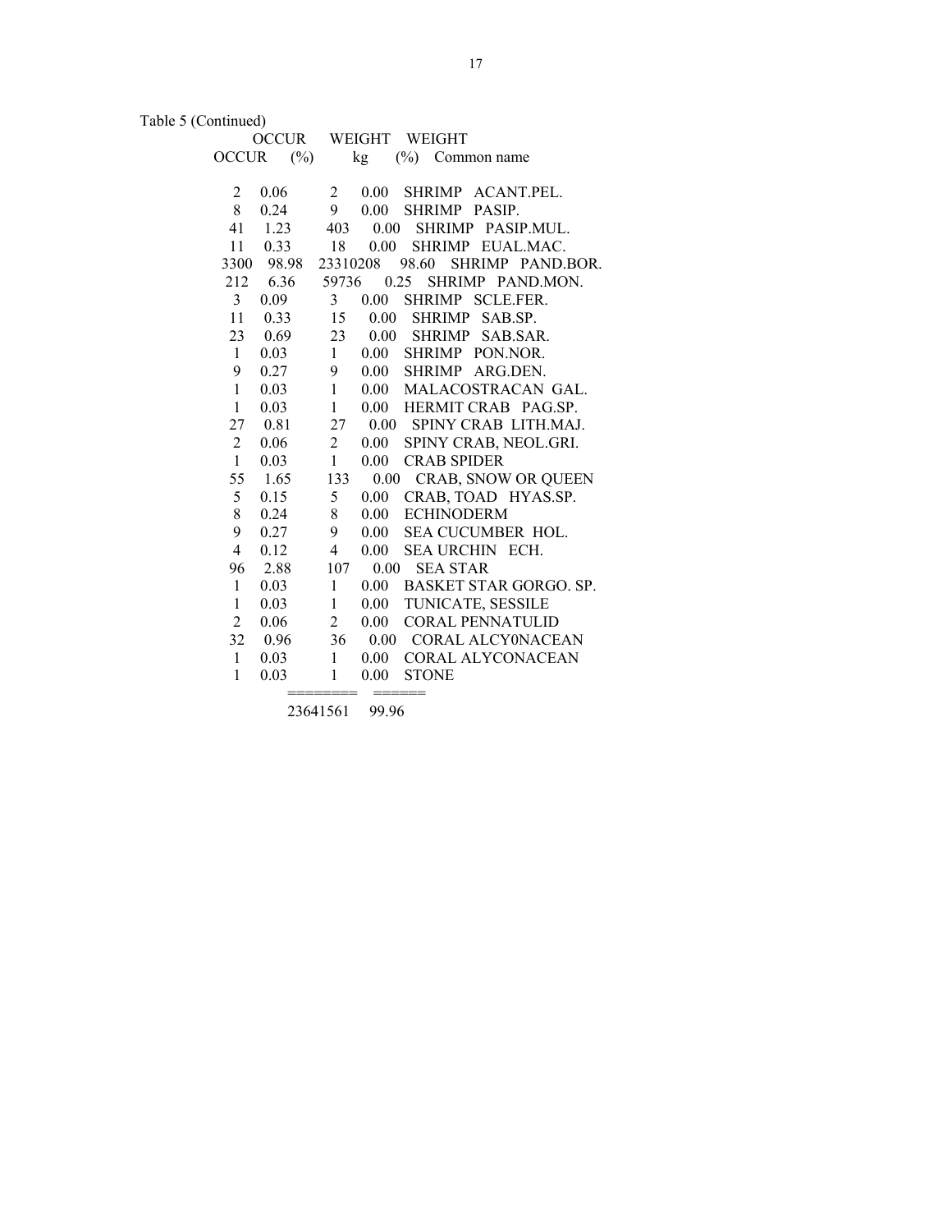Table 5 (Continued)

| OCCUR | OCCUR (%) | WEIGHT kg | WEIGHT (%) | Common name |
|---|---|---|---|---|
| 2 | 0.06 | 2 | 0.00 | SHRIMP ACANT.PEL. |
| 8 | 0.24 | 9 | 0.00 | SHRIMP PASIP. |
| 41 | 1.23 | 403 | 0.00 | SHRIMP PASIP.MUL. |
| 11 | 0.33 | 18 | 0.00 | SHRIMP EUAL.MAC. |
| 3300 | 98.98 | 23310208 | 98.60 | SHRIMP PAND.BOR. |
| 212 | 6.36 | 59736 | 0.25 | SHRIMP PAND.MON. |
| 3 | 0.09 | 3 | 0.00 | SHRIMP SCLE.FER. |
| 11 | 0.33 | 15 | 0.00 | SHRIMP SAB.SP. |
| 23 | 0.69 | 23 | 0.00 | SHRIMP SAB.SAR. |
| 1 | 0.03 | 1 | 0.00 | SHRIMP PON.NOR. |
| 9 | 0.27 | 9 | 0.00 | SHRIMP ARG.DEN. |
| 1 | 0.03 | 1 | 0.00 | MALACOSTRACAN GAL. |
| 1 | 0.03 | 1 | 0.00 | HERMIT CRAB PAG.SP. |
| 27 | 0.81 | 27 | 0.00 | SPINY CRAB LITH.MAJ. |
| 2 | 0.06 | 2 | 0.00 | SPINY CRAB, NEOL.GRI. |
| 1 | 0.03 | 1 | 0.00 | CRAB SPIDER |
| 55 | 1.65 | 133 | 0.00 | CRAB, SNOW OR QUEEN |
| 5 | 0.15 | 5 | 0.00 | CRAB, TOAD HYAS.SP. |
| 8 | 0.24 | 8 | 0.00 | ECHINODERM |
| 9 | 0.27 | 9 | 0.00 | SEA CUCUMBER HOL. |
| 4 | 0.12 | 4 | 0.00 | SEA URCHIN ECH. |
| 96 | 2.88 | 107 | 0.00 | SEA STAR |
| 1 | 0.03 | 1 | 0.00 | BASKET STAR GORGO. SP. |
| 1 | 0.03 | 1 | 0.00 | TUNICATE, SESSILE |
| 2 | 0.06 | 2 | 0.00 | CORAL PENNATULID |
| 32 | 0.96 | 36 | 0.00 | CORAL ALCY0NACEAN |
| 1 | 0.03 | 1 | 0.00 | CORAL ALYCONACEAN |
| 1 | 0.03 | 1 | 0.00 | STONE |
| | | ======== | ====== | |
| | | 23641561 | 99.96 | |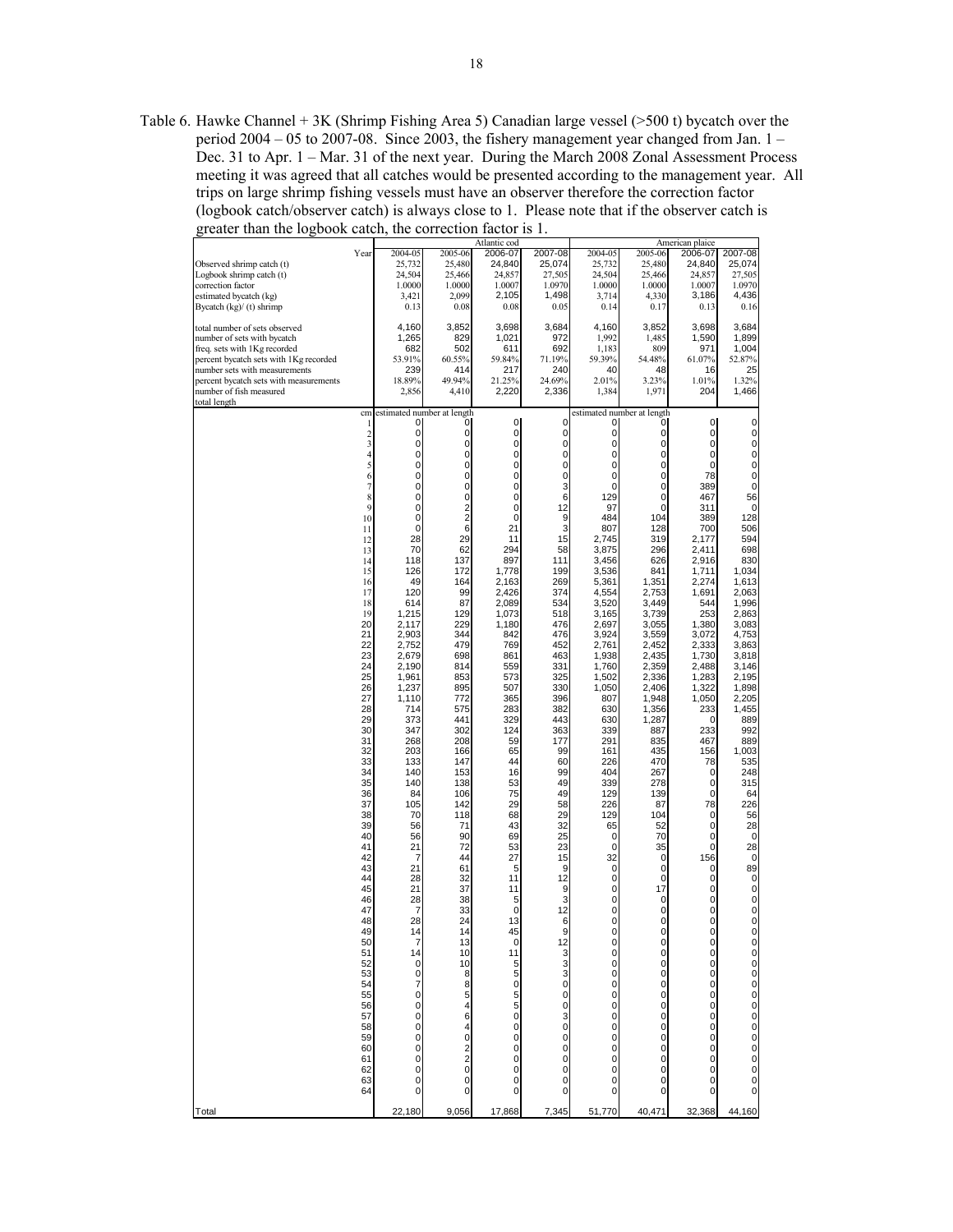Table 6. Hawke Channel + 3K (Shrimp Fishing Area 5) Canadian large vessel (>500 t) bycatch over the period 2004 – 05 to 2007-08. Since 2003, the fishery management year changed from Jan. 1 – Dec. 31 to Apr. 1 – Mar. 31 of the next year. During the March 2008 Zonal Assessment Process meeting it was agreed that all catches would be presented according to the management year. All trips on large shrimp fishing vessels must have an observer therefore the correction factor (logbook catch/observer catch) is always close to 1. Please note that if the observer catch is greater than the logbook catch, the correction factor is 1.

| | Atlantic cod | | | | American plaice | | | |
|---|---|---|---|---|---|---|---|---|
| Year | 2004-05 | 2005-06 | 2006-07 | 2007-08 | 2004-05 | 2005-06 | 2006-07 | 2007-08 |
| Observed shrimp catch (t) | 25,732 | 25,480 | 24,840 | 25,074 | 25,732 | 25,480 | 24,840 | 25,074 |
| Logbook shrimp catch (t) | 24,504 | 25,466 | 24,857 | 27,505 | 24,504 | 25,466 | 24,857 | 27,505 |
| correction factor | 1.0000 | 1.0000 | 1.0007 | 1.0970 | 1.0000 | 1.0000 | 1.0007 | 1.0970 |
| estimated bycatch (kg) | 3,421 | 2,099 | 2,105 | 1,498 | 3,714 | 4,330 | 3,186 | 4,436 |
| Bycatch (kg)/ (t) shrimp | 0.13 | 0.08 | 0.08 | 0.05 | 0.14 | 0.17 | 0.13 | 0.16 |
| total number of sets observed | 4,160 | 3,852 | 3,698 | 3,684 | 4,160 | 3,852 | 3,698 | 3,684 |
| number of sets with bycatch | 1,265 | 829 | 1,021 | 972 | 1,992 | 1,485 | 1,590 | 1,899 |
| freq. sets with 1Kg recorded | 682 | 502 | 611 | 692 | 1,183 | 809 | 971 | 1,004 |
| percent bycatch sets with 1Kg recorded | 53.91% | 60.55% | 59.84% | 71.19% | 59.39% | 54.48% | 61.07% | 52.87% |
| number sets with measurements | 239 | 414 | 217 | 240 | 40 | 48 | 16 | 25 |
| percent bycatch sets with measurements | 18.89% | 49.94% | 21.25% | 24.69% | 2.01% | 3.23% | 1.01% | 1.32% |
| number of fish measured | 2,856 | 4,410 | 2,220 | 2,336 | 1,384 | 1,971 | 204 | 1,466 |
| total length | | | | | | | | |
| cm | estimated number at length | | | | estimated number at length | | | |
| 1 | 0 | 0 | 0 | 0 | 0 | 0 | 0 | 0 |
| 2 | 0 | 0 | 0 | 0 | 0 | 0 | 0 | 0 |
| 3 | 0 | 0 | 0 | 0 | 0 | 0 | 0 | 0 |
| 4 | 0 | 0 | 0 | 0 | 0 | 0 | 0 | 0 |
| 5 | 0 | 0 | 0 | 0 | 0 | 0 | 0 | 0 |
| 6 | 0 | 0 | 0 | 0 | 0 | 0 | 78 | 0 |
| 7 | 0 | 0 | 0 | 3 | 0 | 0 | 389 | 0 |
| 8 | 0 | 0 | 0 | 6 | 129 | 0 | 467 | 56 |
| 9 | 0 | 2 | 0 | 12 | 97 | 0 | 311 | 0 |
| 10 | 0 | 2 | 0 | 9 | 484 | 104 | 389 | 128 |
| 11 | 0 | 6 | 21 | 3 | 807 | 128 | 700 | 506 |
| 12 | 28 | 29 | 11 | 15 | 2,745 | 319 | 2,177 | 594 |
| 13 | 70 | 62 | 294 | 58 | 3,875 | 296 | 2,411 | 698 |
| 14 | 118 | 137 | 897 | 111 | 3,456 | 626 | 2,916 | 830 |
| 15 | 126 | 172 | 1,778 | 199 | 3,536 | 841 | 1,711 | 1,034 |
| 16 | 49 | 164 | 2,163 | 269 | 5,361 | 1,351 | 2,274 | 1,613 |
| 17 | 120 | 99 | 2,426 | 374 | 4,554 | 2,753 | 1,691 | 2,063 |
| 18 | 614 | 87 | 2,089 | 534 | 3,520 | 3,449 | 544 | 1,996 |
| 19 | 1,215 | 129 | 1,073 | 518 | 3,165 | 3,739 | 253 | 2,863 |
| 20 | 2,117 | 229 | 1,180 | 476 | 2,697 | 3,055 | 1,380 | 3,083 |
| 21 | 2,903 | 344 | 842 | 476 | 3,924 | 3,559 | 3,072 | 4,753 |
| 22 | 2,752 | 479 | 769 | 452 | 2,761 | 2,452 | 2,333 | 3,863 |
| 23 | 2,679 | 698 | 861 | 463 | 1,938 | 2,435 | 1,730 | 3,818 |
| 24 | 2,190 | 814 | 559 | 331 | 1,760 | 2,359 | 2,488 | 3,146 |
| 25 | 1,961 | 853 | 573 | 325 | 1,502 | 2,336 | 1,283 | 2,195 |
| 26 | 1,237 | 895 | 507 | 330 | 1,050 | 2,406 | 1,322 | 1,898 |
| 27 | 1,110 | 772 | 365 | 396 | 807 | 1,948 | 1,050 | 2,205 |
| 28 | 714 | 575 | 283 | 382 | 630 | 1,356 | 233 | 1,455 |
| 29 | 373 | 441 | 329 | 443 | 630 | 1,287 | 0 | 889 |
| 30 | 347 | 302 | 124 | 363 | 339 | 887 | 233 | 992 |
| 31 | 268 | 208 | 59 | 177 | 291 | 835 | 467 | 889 |
| 32 | 203 | 166 | 65 | 99 | 161 | 435 | 156 | 1,003 |
| 33 | 133 | 147 | 44 | 60 | 226 | 470 | 78 | 535 |
| 34 | 140 | 153 | 16 | 99 | 404 | 267 | 0 | 248 |
| 35 | 140 | 138 | 53 | 49 | 339 | 278 | 0 | 315 |
| 36 | 84 | 106 | 75 | 49 | 129 | 139 | 0 | 64 |
| 37 | 105 | 142 | 29 | 58 | 226 | 87 | 78 | 226 |
| 38 | 70 | 118 | 68 | 29 | 129 | 104 | 0 | 56 |
| 39 | 56 | 71 | 43 | 32 | 65 | 52 | 0 | 28 |
| 40 | 56 | 90 | 69 | 25 | 0 | 70 | 0 | 0 |
| 41 | 21 | 72 | 53 | 23 | 0 | 35 | 0 | 28 |
| 42 | 7 | 44 | 27 | 15 | 32 | 0 | 156 | 0 |
| 43 | 21 | 61 | 5 | 9 | 0 | 0 | 0 | 89 |
| 44 | 28 | 32 | 11 | 12 | 0 | 0 | 0 | 0 |
| 45 | 21 | 37 | 11 | 9 | 0 | 17 | 0 | 0 |
| 46 | 28 | 38 | 5 | 3 | 0 | 0 | 0 | 0 |
| 47 | 7 | 33 | 0 | 12 | 0 | 0 | 0 | 0 |
| 48 | 28 | 24 | 13 | 6 | 0 | 0 | 0 | 0 |
| 49 | 14 | 14 | 45 | 9 | 0 | 0 | 0 | 0 |
| 50 | 7 | 13 | 0 | 12 | 0 | 0 | 0 | 0 |
| 51 | 14 | 10 | 11 | 3 | 0 | 0 | 0 | 0 |
| 52 | 0 | 10 | 5 | 3 | 0 | 0 | 0 | 0 |
| 53 | 0 | 8 | 5 | 3 | 0 | 0 | 0 | 0 |
| 54 | 7 | 8 | 0 | 0 | 0 | 0 | 0 | 0 |
| 55 | 0 | 5 | 5 | 0 | 0 | 0 | 0 | 0 |
| 56 | 0 | 4 | 5 | 0 | 0 | 0 | 0 | 0 |
| 57 | 0 | 6 | 0 | 3 | 0 | 0 | 0 | 0 |
| 58 | 0 | 4 | 0 | 0 | 0 | 0 | 0 | 0 |
| 59 | 0 | 0 | 0 | 0 | 0 | 0 | 0 | 0 |
| 60 | 0 | 2 | 0 | 0 | 0 | 0 | 0 | 0 |
| 61 | 0 | 2 | 0 | 0 | 0 | 0 | 0 | 0 |
| 62 | 0 | 0 | 0 | 0 | 0 | 0 | 0 | 0 |
| 63 | 0 | 0 | 0 | 0 | 0 | 0 | 0 | 0 |
| 64 | 0 | 0 | 0 | 0 | 0 | 0 | 0 | 0 |
| Total | 22,180 | 9,056 | 17,868 | 7,345 | 51,770 | 40,471 | 32,368 | 44,160 |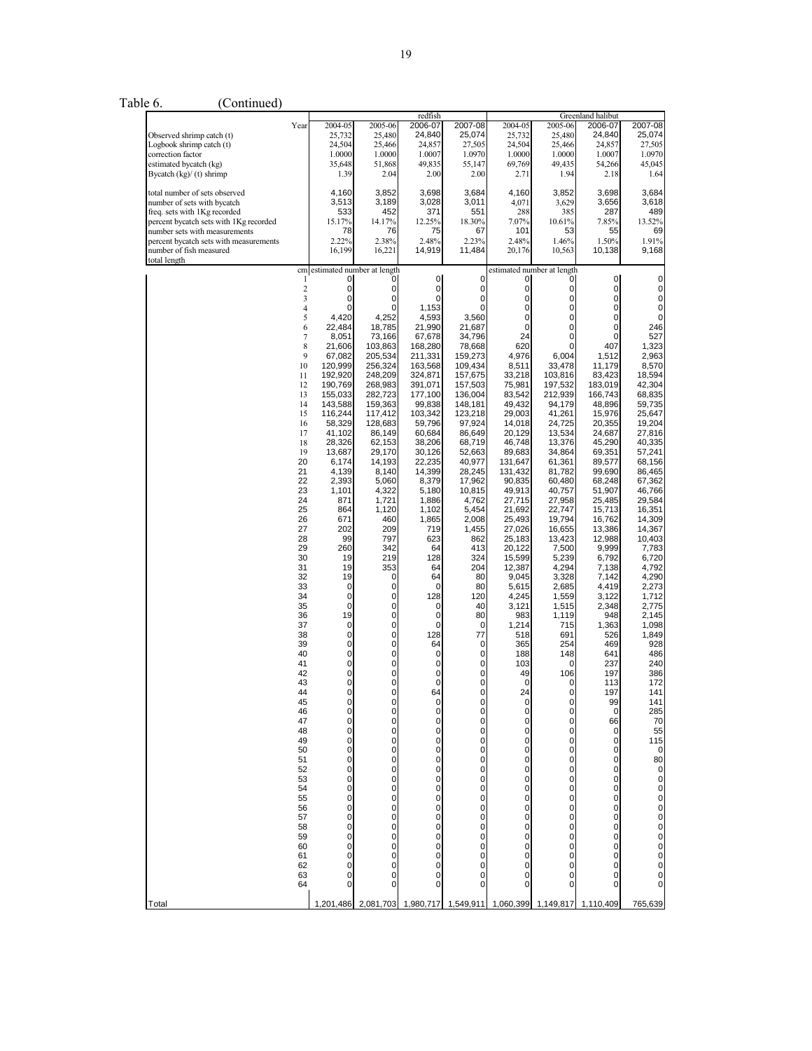Table 6. (Continued)

| Year | redfish 2004-05 | 2005-06 | 2006-07 | 2007-08 | Greenland halibut 2004-05 | 2005-06 | 2006-07 | 2007-08 |
|---|---|---|---|---|---|---|---|---|
| Observed shrimp catch (t) | 25,732 | 25,480 | 24,840 | 25,074 | 25,732 | 25,480 | 24,840 | 25,074 |
| Logbook shrimp catch (t) | 24,504 | 25,466 | 24,857 | 27,505 | 24,504 | 25,466 | 24,857 | 27,505 |
| correction factor | 1.0000 | 1.0000 | 1.0007 | 1.0970 | 1.0000 | 1.0000 | 1.0007 | 1.0970 |
| estimated bycatch (kg) | 35,648 | 51,868 | 49,835 | 55,147 | 69,769 | 49,435 | 54,266 | 45,045 |
| Bycatch (kg)/ (t) shrimp | 1.39 | 2.04 | 2.00 | 2.00 | 2.71 | 1.94 | 2.18 | 1.64 |
| total number of sets observed | 4,160 | 3,852 | 3,698 | 3,684 | 4,160 | 3,852 | 3,698 | 3,684 |
| number of sets with bycatch | 3,513 | 3,189 | 3,028 | 3,011 | 4,071 | 3,629 | 3,656 | 3,618 |
| freq. sets with 1Kg recorded | 533 | 452 | 371 | 551 | 288 | 385 | 287 | 489 |
| percent bycatch sets with 1Kg recorded | 15.17% | 14.17% | 12.25% | 18.30% | 7.07% | 10.61% | 7.85% | 13.52% |
| number sets with measurements | 78 | 76 | 75 | 67 | 101 | 53 | 55 | 69 |
| percent bycatch sets with measurements | 2.22% | 2.38% | 2.48% | 2.23% | 2.48% | 1.46% | 1.50% | 1.91% |
| number of fish measured | 16,199 | 16,221 | 14,919 | 11,484 | 20,176 | 10,563 | 10,138 | 9,168 |
| total length | | | | | | | | |
| cm | estimated number at length | | | | estimated number at length | | | |
| 1 | 0 | 0 | 0 | 0 | 0 | 0 | 0 | 0 |
| 2 | 0 | 0 | 0 | 0 | 0 | 0 | 0 | 0 |
| 3 | 0 | 0 | 0 | 0 | 0 | 0 | 0 | 0 |
| 4 | 0 | 0 | 1,153 | 0 | 0 | 0 | 0 | 0 |
| 5 | 4,420 | 4,252 | 4,593 | 3,560 | 0 | 0 | 0 | 0 |
| 6 | 22,484 | 18,785 | 21,990 | 21,687 | 0 | 0 | 0 | 246 |
| 7 | 8,051 | 73,166 | 67,678 | 34,796 | 24 | 0 | 0 | 527 |
| 8 | 21,606 | 103,863 | 168,280 | 78,668 | 620 | 0 | 407 | 1,323 |
| 9 | 67,082 | 205,534 | 211,331 | 159,273 | 4,976 | 6,004 | 1,512 | 2,963 |
| 10 | 120,999 | 256,324 | 163,568 | 109,434 | 8,511 | 33,478 | 11,179 | 8,570 |
| 11 | 192,920 | 248,209 | 324,871 | 157,675 | 33,218 | 103,816 | 83,423 | 18,594 |
| 12 | 190,769 | 268,983 | 391,071 | 157,503 | 75,981 | 197,532 | 183,019 | 42,304 |
| 13 | 155,033 | 282,723 | 177,100 | 136,004 | 83,542 | 212,939 | 166,743 | 68,835 |
| 14 | 143,588 | 159,363 | 99,838 | 148,181 | 49,432 | 94,179 | 48,896 | 59,735 |
| 15 | 116,244 | 117,412 | 103,342 | 123,218 | 29,003 | 41,261 | 15,976 | 25,647 |
| 16 | 58,329 | 128,683 | 59,796 | 97,924 | 14,018 | 24,725 | 20,355 | 19,204 |
| 17 | 41,102 | 86,149 | 60,684 | 86,649 | 20,129 | 13,534 | 24,687 | 27,816 |
| 18 | 28,326 | 62,153 | 38,206 | 68,719 | 46,748 | 13,376 | 45,290 | 40,335 |
| 19 | 13,687 | 29,170 | 30,126 | 52,663 | 89,683 | 34,864 | 69,351 | 57,241 |
| 20 | 6,174 | 14,193 | 22,235 | 40,977 | 131,647 | 61,361 | 89,577 | 68,156 |
| 21 | 4,139 | 8,140 | 14,399 | 28,245 | 131,432 | 81,782 | 99,690 | 86,465 |
| 22 | 2,393 | 5,060 | 8,379 | 17,962 | 90,835 | 60,480 | 68,248 | 67,362 |
| 23 | 1,101 | 4,322 | 5,180 | 10,815 | 49,913 | 40,757 | 51,907 | 46,766 |
| 24 | 871 | 1,721 | 1,886 | 4,762 | 27,715 | 27,958 | 25,485 | 29,584 |
| 25 | 864 | 1,120 | 1,102 | 5,454 | 21,692 | 22,747 | 15,713 | 16,351 |
| 26 | 671 | 460 | 1,865 | 2,008 | 25,493 | 19,794 | 16,762 | 14,309 |
| 27 | 202 | 209 | 719 | 1,455 | 27,026 | 16,655 | 13,386 | 14,367 |
| 28 | 99 | 797 | 623 | 862 | 25,183 | 13,423 | 12,988 | 10,403 |
| 29 | 260 | 342 | 64 | 413 | 20,122 | 7,500 | 9,999 | 7,783 |
| 30 | 19 | 219 | 128 | 324 | 15,599 | 5,239 | 6,792 | 6,720 |
| 31 | 19 | 353 | 64 | 204 | 12,387 | 4,294 | 7,138 | 4,792 |
| 32 | 19 | 0 | 64 | 80 | 9,045 | 3,328 | 7,142 | 4,290 |
| 33 | 0 | 0 | 0 | 80 | 5,615 | 2,685 | 4,419 | 2,273 |
| 34 | 0 | 0 | 128 | 120 | 4,245 | 1,559 | 3,122 | 1,712 |
| 35 | 0 | 0 | 0 | 40 | 3,121 | 1,515 | 2,348 | 2,775 |
| 36 | 19 | 0 | 0 | 80 | 983 | 1,119 | 948 | 2,145 |
| 37 | 0 | 0 | 0 | 0 | 1,214 | 715 | 1,363 | 1,098 |
| 38 | 0 | 0 | 128 | 77 | 518 | 691 | 526 | 1,849 |
| 39 | 0 | 0 | 64 | 0 | 365 | 254 | 469 | 928 |
| 40 | 0 | 0 | 0 | 0 | 188 | 148 | 641 | 486 |
| 41 | 0 | 0 | 0 | 0 | 103 | 0 | 237 | 240 |
| 42 | 0 | 0 | 0 | 0 | 49 | 106 | 197 | 386 |
| 43 | 0 | 0 | 0 | 0 | 0 | 0 | 113 | 172 |
| 44 | 0 | 0 | 64 | 0 | 24 | 0 | 197 | 141 |
| 45 | 0 | 0 | 0 | 0 | 0 | 0 | 99 | 141 |
| 46 | 0 | 0 | 0 | 0 | 0 | 0 | 0 | 285 |
| 47 | 0 | 0 | 0 | 0 | 0 | 0 | 66 | 70 |
| 48 | 0 | 0 | 0 | 0 | 0 | 0 | 0 | 55 |
| 49 | 0 | 0 | 0 | 0 | 0 | 0 | 0 | 115 |
| 50 | 0 | 0 | 0 | 0 | 0 | 0 | 0 | 0 |
| 51 | 0 | 0 | 0 | 0 | 0 | 0 | 0 | 80 |
| 52 | 0 | 0 | 0 | 0 | 0 | 0 | 0 | 0 |
| 53 | 0 | 0 | 0 | 0 | 0 | 0 | 0 | 0 |
| 54 | 0 | 0 | 0 | 0 | 0 | 0 | 0 | 0 |
| 55 | 0 | 0 | 0 | 0 | 0 | 0 | 0 | 0 |
| 56 | 0 | 0 | 0 | 0 | 0 | 0 | 0 | 0 |
| 57 | 0 | 0 | 0 | 0 | 0 | 0 | 0 | 0 |
| 58 | 0 | 0 | 0 | 0 | 0 | 0 | 0 | 0 |
| 59 | 0 | 0 | 0 | 0 | 0 | 0 | 0 | 0 |
| 60 | 0 | 0 | 0 | 0 | 0 | 0 | 0 | 0 |
| 61 | 0 | 0 | 0 | 0 | 0 | 0 | 0 | 0 |
| 62 | 0 | 0 | 0 | 0 | 0 | 0 | 0 | 0 |
| 63 | 0 | 0 | 0 | 0 | 0 | 0 | 0 | 0 |
| 64 | 0 | 0 | 0 | 0 | 0 | 0 | 0 | 0 |
| Total | 1,201,486 | 2,081,703 | 1,980,717 | 1,549,911 | 1,060,399 | 1,149,817 | 1,110,409 | 765,639 |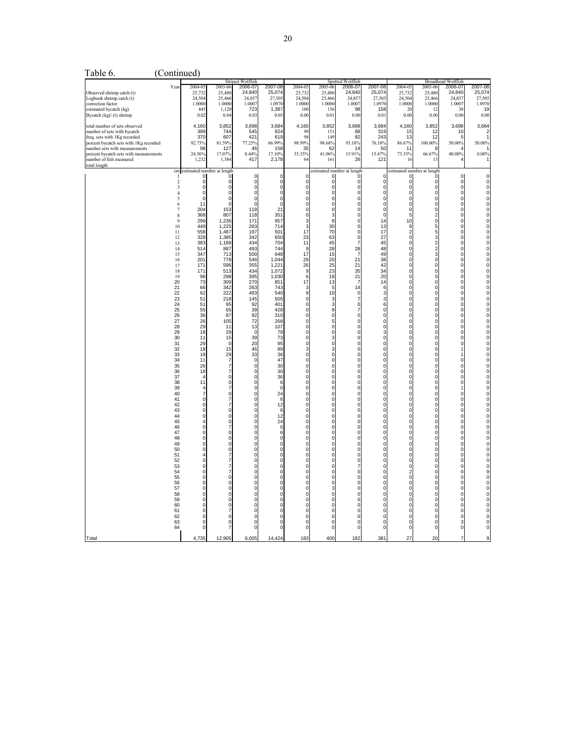Table 6. (Continued)

| | Striped Wolffish | | | | Spotted Wolffish | | | | Broadhead Wolffish | | | |
|---|---|---|---|---|---|---|---|---|---|---|---|---|
| Year | 2004-05 | 2005-06 | 2006-07 | 2007-08 | 2004-05 | 2005-06 | 2006-07 | 2007-08 | 2004-05 | 2005-06 | 2006-07 | 2007-08 |
| Observed shrimp catch (t) | 25,732 | 25,480 | 24,840 | 25,074 | 25,732 | 25,480 | 24,840 | 25,074 | 25,732 | 25,480 | 24,840 | 25,074 |
| Logbook shrimp catch (t) | 24,504 | 25,466 | 24,857 | 27,505 | 24,504 | 25,466 | 24,857 | 27,505 | 24,504 | 25,466 | 24,857 | 27,505 |
| correction factor | 1.0000 | 1.0000 | 1.0007 | 1.0970 | 1.0000 | 1.0000 | 1.0007 | 1.0970 | 1.0000 | 1.0000 | 1.0007 | 1.0970 |
| estimated bycatch (kg) | 445 | 1,120 | 723 | 1,387 | 100 | 156 | 98 | 158 | 20 | 12 | 38 | 19 |
| Bycatch (kg)/ (t) shrimp | 0.02 | 0.04 | 0.03 | 0.05 | 0.00 | 0.01 | 0.00 | 0.01 | 0.00 | 0.00 | 0.00 | 0.00 |
| total number of sets observed | 4,160 | 3,852 | 3,698 | 3,684 | 4,160 | 3,852 | 3,698 | 3,684 | 4,160 | 3,852 | 3,698 | 3,684 |
| number of sets with bycatch | 399 | 744 | 545 | 924 | 99 | 151 | 88 | 319 | 15 | 12 | 10 | 2 |
| freq. sets with 1Kg recorded | 370 | 607 | 421 | 619 | 98 | 149 | 82 | 243 | 13 | 12 | 5 | 1 |
| percent bycatch sets with 1Kg recorded | 92.73% | 81.59% | 77.25% | 66.99% | 98.99% | 98.68% | 93.18% | 76.18% | 86.67% | 100.00% | 50.00% | 50.00% |
| number sets with measurements | 98 | 127 | 46 | 158 | 35 | 62 | 14 | 50 | 11 | 8 | 4 | 1 |
| percent bycatch sets with measurements | 24.56% | 17.07% | 8.44% | 17.10% | 35.35% | 41.06% | 15.91% | 15.67% | 73.33% | 66.67% | 40.00% | 0.00% |
| number of fish measured | 1,232 | 1,384 | 417 | 2,178 | 64 | 161 | 26 | 121 | 16 | 13 | 4 | 1 |
| total length | | | | | | | | | | | | |
| cm | estimated number at length | | | | estimated number at length | | | | estimated number at length | | | |
| 1 | 0 | 0 | 0 | 0 | 0 | 0 | 0 | 0 | 0 | 0 | 0 | 0 |
| 2 | 0 | 0 | 0 | 0 | 0 | 0 | 0 | 0 | 0 | 0 | 0 | 0 |
| 3 | 0 | 0 | 0 | 0 | 0 | 0 | 0 | 0 | 0 | 0 | 0 | 0 |
| 4 | 0 | 0 | 0 | 0 | 0 | 0 | 0 | 0 | 0 | 0 | 0 | 0 |
| 5 | 0 | 0 | 0 | 0 | 0 | 0 | 0 | 0 | 0 | 0 | 0 | 0 |
| 6 | 11 | 0 | 0 | 0 | 0 | 0 | 0 | 0 | 0 | 0 | 0 | 0 |
| 7 | 204 | 153 | 118 | 21 | 0 | 0 | 0 | 0 | 0 | 0 | 0 | 0 |
| 8 | 368 | 807 | 118 | 351 | 0 | 3 | 0 | 0 | 5 | 2 | 0 | 0 |
| 9 | 299 | 1,236 | 171 | 957 | 3 | 8 | 0 | 14 | 10 | 0 | 0 | 0 |
| 10 | 449 | 1,225 | 283 | 714 | 3 | 30 | 0 | 13 | 8 | 5 | 0 | 0 |
| 11 | 558 | 1,487 | 197 | 501 | 17 | 70 | 0 | 17 | 2 | 5 | 0 | 0 |
| 12 | 328 | 1,385 | 342 | 650 | 23 | 63 | 0 | 27 | 0 | 3 | 0 | 0 |
| 13 | 383 | 1,189 | 434 | 704 | 11 | 45 | 7 | 45 | 0 | 2 | 0 | 0 |
| 14 | 514 | 887 | 493 | 744 | 9 | 28 | 28 | 48 | 0 | 2 | 0 | 0 |
| 15 | 347 | 713 | 500 | 648 | 17 | 15 | 7 | 49 | 0 | 3 | 0 | 0 |
| 16 | 201 | 778 | 546 | 1,044 | 29 | 20 | 21 | 38 | 0 | 0 | 0 | 0 |
| 17 | 171 | 596 | 355 | 1,221 | 26 | 25 | 21 | 42 | 0 | 0 | 0 | 0 |
| 18 | 171 | 513 | 434 | 1,072 | 9 | 23 | 35 | 34 | 0 | 0 | 0 | 0 |
| 19 | 98 | 298 | 395 | 1,030 | 6 | 18 | 21 | 20 | 0 | 0 | 0 | 0 |
| 20 | 73 | 309 | 270 | 851 | 17 | 13 | 7 | 14 | 0 | 0 | 0 | 0 |
| 21 | 66 | 342 | 263 | 743 | 3 | 5 | 14 | 6 | 0 | 0 | 0 | 0 |
| 22 | 62 | 222 | 493 | 540 | 9 | 10 | 0 | 3 | 0 | 0 | 0 | 0 |
| 23 | 51 | 218 | 145 | 505 | 0 | 3 | 7 | 3 | 0 | 0 | 0 | 0 |
| 24 | 51 | 95 | 92 | 401 | 0 | 3 | 0 | 6 | 0 | 0 | 0 | 0 |
| 25 | 55 | 65 | 39 | 428 | 0 | 8 | 7 | 0 | 0 | 0 | 0 | 0 |
| 26 | 36 | 87 | 92 | 310 | 0 | 0 | 0 | 0 | 0 | 0 | 0 | 0 |
| 27 | 26 | 105 | 72 | 268 | 0 | 5 | 0 | 0 | 0 | 0 | 0 | 0 |
| 28 | 29 | 11 | 13 | 107 | 0 | 0 | 0 | 0 | 0 | 0 | 0 | 0 |
| 29 | 18 | 29 | 0 | 79 | 0 | 0 | 0 | 3 | 0 | 0 | 0 | 0 |
| 30 | 11 | 15 | 39 | 73 | 0 | 3 | 0 | 0 | 0 | 0 | 0 | 0 |
| 31 | 29 | 0 | 20 | 95 | 0 | 0 | 0 | 0 | 0 | 0 | 0 | 0 |
| 32 | 18 | 15 | 46 | 89 | 3 | 3 | 0 | 0 | 0 | 0 | 1 | 0 |
| 33 | 18 | 29 | 33 | 36 | 0 | 0 | 0 | 0 | 0 | 0 | 1 | 0 |
| 34 | 11 | 7 | 0 | 47 | 0 | 0 | 0 | 0 | 0 | 0 | 0 | 0 |
| 35 | 26 | 7 | 0 | 30 | 0 | 0 | 0 | 0 | 0 | 0 | 0 | 0 |
| 36 | 18 | 7 | 0 | 30 | 0 | 0 | 0 | 0 | 0 | 0 | 0 | 0 |
| 37 | 4 | 0 | 0 | 36 | 0 | 0 | 0 | 0 | 0 | 0 | 0 | 0 |
| 38 | 11 | 0 | 0 | 6 | 0 | 0 | 0 | 0 | 0 | 0 | 0 | 0 |
| 39 | 4 | 7 | 0 | 0 | 0 | 0 | 0 | 0 | 0 | 0 | 1 | 0 |
| 40 | 7 | 0 | 0 | 24 | 0 | 0 | 0 | 0 | 0 | 0 | 0 | 0 |
| 41 | 0 | 7 | 0 | 6 | 0 | 0 | 0 | 0 | 0 | 0 | 0 | 0 |
| 42 | 0 | 7 | 0 | 12 | 0 | 0 | 0 | 0 | 0 | 0 | 0 | 0 |
| 43 | 0 | 0 | 0 | 6 | 0 | 0 | 0 | 0 | 0 | 0 | 0 | 0 |
| 44 | 0 | 0 | 0 | 12 | 0 | 0 | 0 | 0 | 0 | 0 | 0 | 0 |
| 45 | 4 | 0 | 0 | 24 | 0 | 0 | 0 | 0 | 0 | 0 | 0 | 0 |
| 46 | 0 | 7 | 0 | 0 | 0 | 0 | 0 | 0 | 0 | 0 | 0 | 0 |
| 47 | 0 | 0 | 0 | 6 | 0 | 0 | 0 | 0 | 0 | 0 | 0 | 0 |
| 48 | 0 | 0 | 0 | 0 | 0 | 0 | 0 | 0 | 0 | 0 | 0 | 0 |
| 49 | 0 | 0 | 0 | 0 | 0 | 0 | 0 | 0 | 0 | 0 | 0 | 0 |
| 50 | 0 | 0 | 0 | 0 | 0 | 0 | 0 | 0 | 0 | 0 | 0 | 0 |
| 51 | 4 | 7 | 0 | 0 | 0 | 0 | 0 | 0 | 0 | 0 | 0 | 0 |
| 52 | 0 | 7 | 0 | 0 | 0 | 0 | 0 | 0 | 0 | 0 | 0 | 0 |
| 53 | 0 | 7 | 0 | 0 | 0 | 0 | 7 | 0 | 0 | 0 | 0 | 0 |
| 54 | 0 | 7 | 0 | 0 | 0 | 0 | 0 | 0 | 2 | 0 | 0 | 9 |
| 55 | 0 | 0 | 0 | 0 | 0 | 0 | 0 | 0 | 0 | 0 | 0 | 0 |
| 56 | 0 | 0 | 0 | 0 | 0 | 0 | 0 | 0 | 0 | 0 | 0 | 0 |
| 57 | 0 | 0 | 0 | 0 | 0 | 3 | 0 | 0 | 0 | 0 | 0 | 0 |
| 58 | 0 | 0 | 0 | 0 | 0 | 0 | 0 | 0 | 0 | 0 | 0 | 0 |
| 59 | 0 | 0 | 0 | 0 | 0 | 0 | 0 | 0 | 0 | 0 | 0 | 0 |
| 60 | 0 | 0 | 0 | 0 | 0 | 0 | 0 | 0 | 0 | 0 | 0 | 0 |
| 61 | 0 | 7 | 0 | 0 | 0 | 0 | 0 | 0 | 0 | 0 | 0 | 0 |
| 62 | 0 | 0 | 0 | 0 | 0 | 0 | 0 | 0 | 0 | 0 | 0 | 0 |
| 63 | 0 | 0 | 0 | 0 | 0 | 0 | 0 | 0 | 0 | 0 | 3 | 0 |
| 64 | 0 | 7 | 0 | 0 | 0 | 0 | 0 | 0 | 0 | 0 | 0 | 0 |
| Total | 4,735 | 12,905 | 6,005 | 14,424 | 183 | 400 | 182 | 381 | 27 | 20 | 7 | 9 |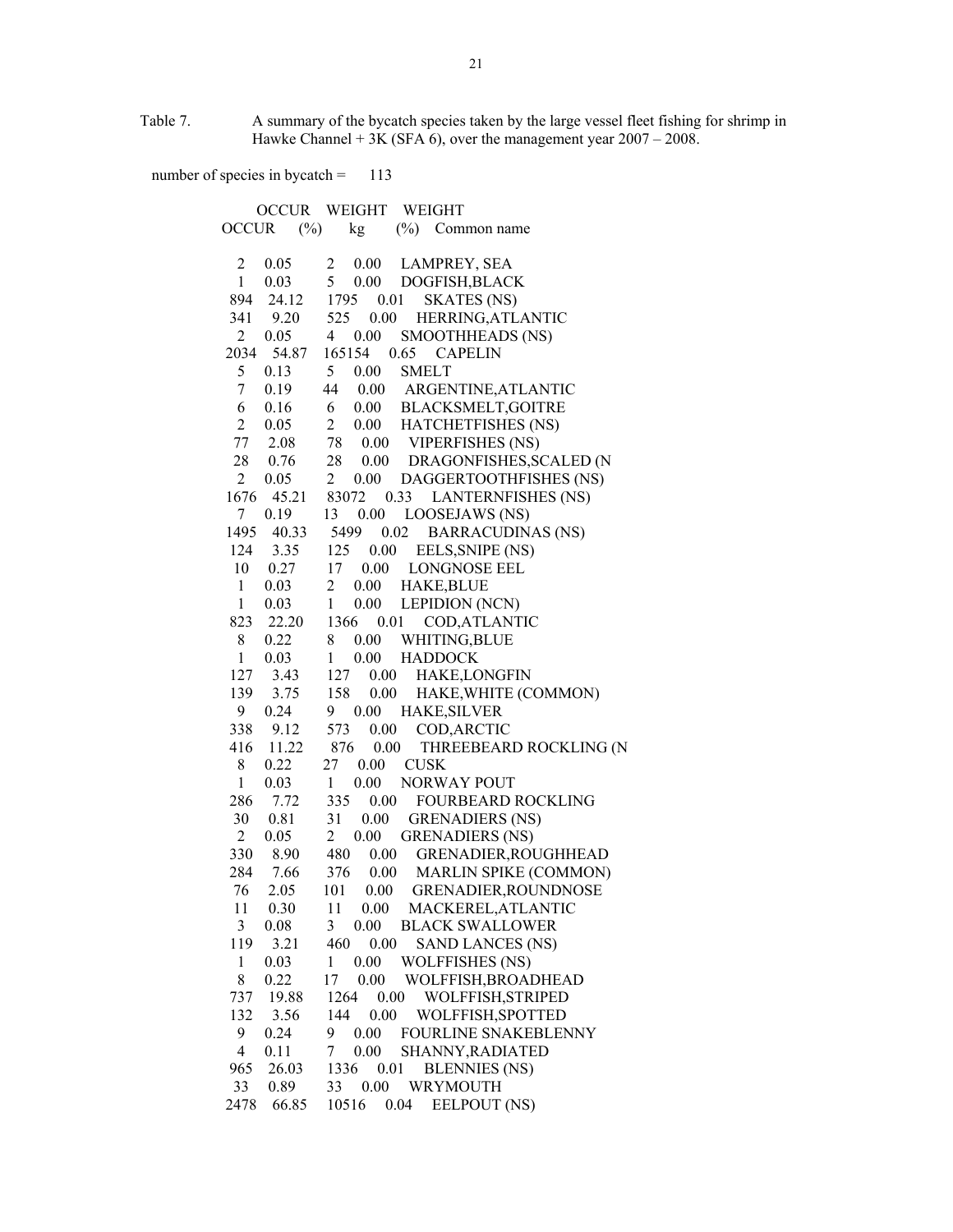Table 7. A summary of the bycatch species taken by the large vessel fleet fishing for shrimp in Hawke Channel + 3K (SFA 6), over the management year 2007 – 2008.

number of species in bycatch = 113

| OCCUR | OCCUR (%) | WEIGHT kg | WEIGHT (%) | Common name |
|---|---|---|---|---|
| 2 | 0.05 | 2 | 0.00 | LAMPREY, SEA |
| 1 | 0.03 | 5 | 0.00 | DOGFISH,BLACK |
| 894 | 24.12 | 1795 | 0.01 | SKATES (NS) |
| 341 | 9.20 | 525 | 0.00 | HERRING,ATLANTIC |
| 2 | 0.05 | 4 | 0.00 | SMOOTHHEADS (NS) |
| 2034 | 54.87 | 165154 | 0.65 | CAPELIN |
| 5 | 0.13 | 5 | 0.00 | SMELT |
| 7 | 0.19 | 44 | 0.00 | ARGENTINE,ATLANTIC |
| 6 | 0.16 | 6 | 0.00 | BLACKSMELT,GOITRE |
| 2 | 0.05 | 2 | 0.00 | HATCHETFISHES (NS) |
| 77 | 2.08 | 78 | 0.00 | VIPERFISHES (NS) |
| 28 | 0.76 | 28 | 0.00 | DRAGONFISHES,SCALED (N |
| 2 | 0.05 | 2 | 0.00 | DAGGERTOOTHFISHES (NS) |
| 1676 | 45.21 | 83072 | 0.33 | LANTERNFISHES (NS) |
| 7 | 0.19 | 13 | 0.00 | LOOSEJAWS (NS) |
| 1495 | 40.33 | 5499 | 0.02 | BARRACUDINAS (NS) |
| 124 | 3.35 | 125 | 0.00 | EELS,SNIPE (NS) |
| 10 | 0.27 | 17 | 0.00 | LONGNOSE EEL |
| 1 | 0.03 | 2 | 0.00 | HAKE,BLUE |
| 1 | 0.03 | 1 | 0.00 | LEPIDION (NCN) |
| 823 | 22.20 | 1366 | 0.01 | COD,ATLANTIC |
| 8 | 0.22 | 8 | 0.00 | WHITING,BLUE |
| 1 | 0.03 | 1 | 0.00 | HADDOCK |
| 127 | 3.43 | 127 | 0.00 | HAKE,LONGFIN |
| 139 | 3.75 | 158 | 0.00 | HAKE,WHITE (COMMON) |
| 9 | 0.24 | 9 | 0.00 | HAKE,SILVER |
| 338 | 9.12 | 573 | 0.00 | COD,ARCTIC |
| 416 | 11.22 | 876 | 0.00 | THREEBEARD ROCKLING (N |
| 8 | 0.22 | 27 | 0.00 | CUSK |
| 1 | 0.03 | 1 | 0.00 | NORWAY POUT |
| 286 | 7.72 | 335 | 0.00 | FOURBEARD ROCKLING |
| 30 | 0.81 | 31 | 0.00 | GRENADIERS (NS) |
| 2 | 0.05 | 2 | 0.00 | GRENADIERS (NS) |
| 330 | 8.90 | 480 | 0.00 | GRENADIER,ROUGHHEAD |
| 284 | 7.66 | 376 | 0.00 | MARLIN SPIKE (COMMON) |
| 76 | 2.05 | 101 | 0.00 | GRENADIER,ROUNDNOSE |
| 11 | 0.30 | 11 | 0.00 | MACKEREL,ATLANTIC |
| 3 | 0.08 | 3 | 0.00 | BLACK SWALLOWER |
| 119 | 3.21 | 460 | 0.00 | SAND LANCES (NS) |
| 1 | 0.03 | 1 | 0.00 | WOLFFISHES (NS) |
| 8 | 0.22 | 17 | 0.00 | WOLFFISH,BROADHEAD |
| 737 | 19.88 | 1264 | 0.00 | WOLFFISH,STRIPED |
| 132 | 3.56 | 144 | 0.00 | WOLFFISH,SPOTTED |
| 9 | 0.24 | 9 | 0.00 | FOURLINE SNAKEBLENNY |
| 4 | 0.11 | 7 | 0.00 | SHANNY,RADIATED |
| 965 | 26.03 | 1336 | 0.01 | BLENNIES (NS) |
| 33 | 0.89 | 33 | 0.00 | WRYMOUTH |
| 2478 | 66.85 | 10516 | 0.04 | EELPOUT (NS) |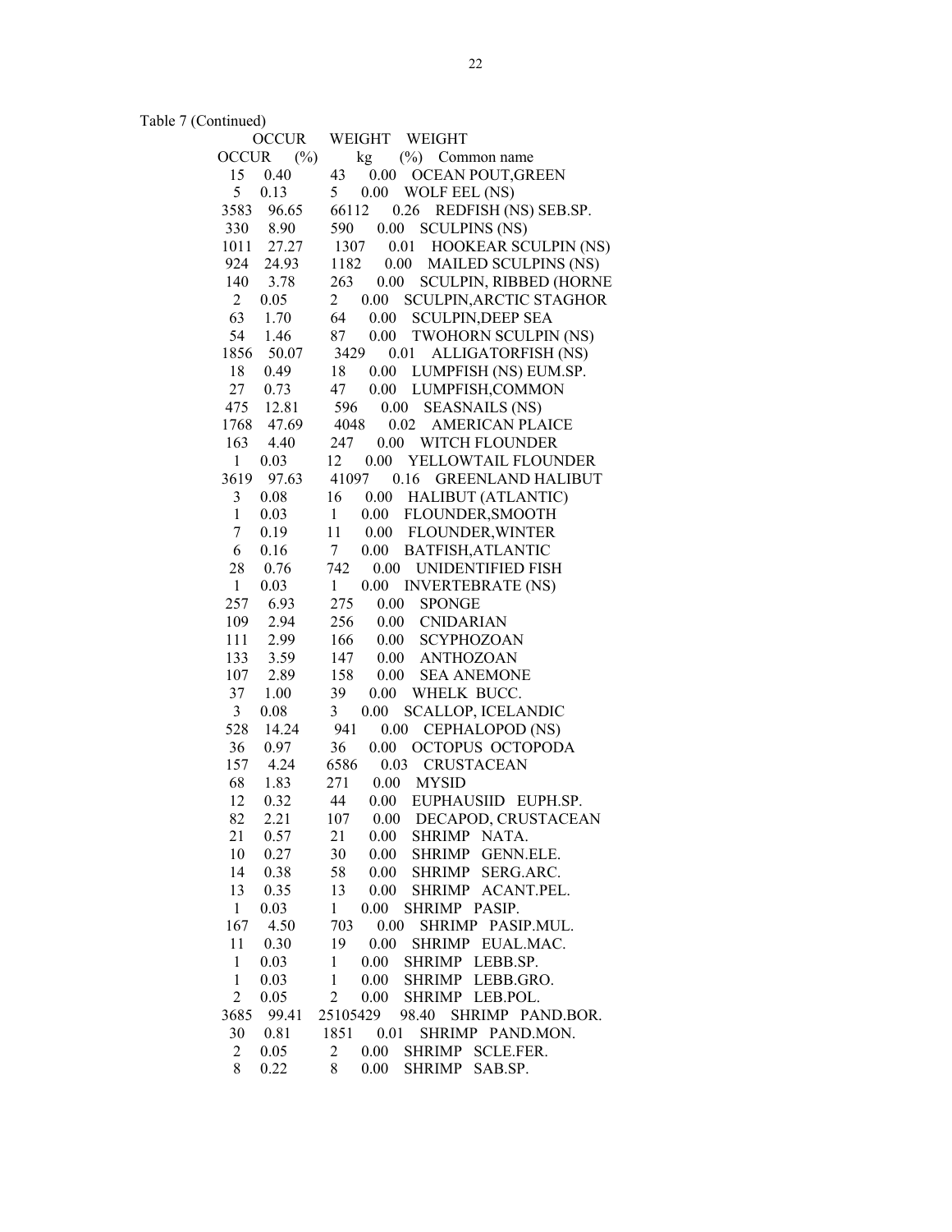Table 7 (Continued)

| OCCUR | OCCUR (%) | WEIGHT kg | WEIGHT (%) | Common name |
|---|---|---|---|---|
| 15 | 0.40 | 43 | 0.00 | OCEAN POUT,GREEN |
| 5 | 0.13 | 5 | 0.00 | WOLF EEL (NS) |
| 3583 | 96.65 | 66112 | 0.26 | REDFISH (NS) SEB.SP. |
| 330 | 8.90 | 590 | 0.00 | SCULPINS (NS) |
| 1011 | 27.27 | 1307 | 0.01 | HOOKEAR SCULPIN (NS) |
| 924 | 24.93 | 1182 | 0.00 | MAILED SCULPINS (NS) |
| 140 | 3.78 | 263 | 0.00 | SCULPIN, RIBBED (HORNE |
| 2 | 0.05 | 2 | 0.00 | SCULPIN,ARCTIC STAGHOR |
| 63 | 1.70 | 64 | 0.00 | SCULPIN,DEEP SEA |
| 54 | 1.46 | 87 | 0.00 | TWOHORN SCULPIN (NS) |
| 1856 | 50.07 | 3429 | 0.01 | ALLIGATORFISH (NS) |
| 18 | 0.49 | 18 | 0.00 | LUMPFISH (NS) EUM.SP. |
| 27 | 0.73 | 47 | 0.00 | LUMPFISH,COMMON |
| 475 | 12.81 | 596 | 0.00 | SEASNAILS (NS) |
| 1768 | 47.69 | 4048 | 0.02 | AMERICAN PLAICE |
| 163 | 4.40 | 247 | 0.00 | WITCH FLOUNDER |
| 1 | 0.03 | 12 | 0.00 | YELLOWTAIL FLOUNDER |
| 3619 | 97.63 | 41097 | 0.16 | GREENLAND HALIBUT |
| 3 | 0.08 | 16 | 0.00 | HALIBUT (ATLANTIC) |
| 1 | 0.03 | 1 | 0.00 | FLOUNDER,SMOOTH |
| 7 | 0.19 | 11 | 0.00 | FLOUNDER,WINTER |
| 6 | 0.16 | 7 | 0.00 | BATFISH,ATLANTIC |
| 28 | 0.76 | 742 | 0.00 | UNIDENTIFIED FISH |
| 1 | 0.03 | 1 | 0.00 | INVERTEBRATE (NS) |
| 257 | 6.93 | 275 | 0.00 | SPONGE |
| 109 | 2.94 | 256 | 0.00 | CNIDARIAN |
| 111 | 2.99 | 166 | 0.00 | SCYPHOZOAN |
| 133 | 3.59 | 147 | 0.00 | ANTHOZOAN |
| 107 | 2.89 | 158 | 0.00 | SEA ANEMONE |
| 37 | 1.00 | 39 | 0.00 | WHELK BUCC. |
| 3 | 0.08 | 3 | 0.00 | SCALLOP, ICELANDIC |
| 528 | 14.24 | 941 | 0.00 | CEPHALOPOD (NS) |
| 36 | 0.97 | 36 | 0.00 | OCTOPUS OCTOPODA |
| 157 | 4.24 | 6586 | 0.03 | CRUSTACEAN |
| 68 | 1.83 | 271 | 0.00 | MYSID |
| 12 | 0.32 | 44 | 0.00 | EUPHAUSIID EUPH.SP. |
| 82 | 2.21 | 107 | 0.00 | DECAPOD, CRUSTACEAN |
| 21 | 0.57 | 21 | 0.00 | SHRIMP NATA. |
| 10 | 0.27 | 30 | 0.00 | SHRIMP GENN.ELE. |
| 14 | 0.38 | 58 | 0.00 | SHRIMP SERG.ARC. |
| 13 | 0.35 | 13 | 0.00 | SHRIMP ACANT.PEL. |
| 1 | 0.03 | 1 | 0.00 | SHRIMP PASIP. |
| 167 | 4.50 | 703 | 0.00 | SHRIMP PASIP.MUL. |
| 11 | 0.30 | 19 | 0.00 | SHRIMP EUAL.MAC. |
| 1 | 0.03 | 1 | 0.00 | SHRIMP LEBB.SP. |
| 1 | 0.03 | 1 | 0.00 | SHRIMP LEBB.GRO. |
| 2 | 0.05 | 2 | 0.00 | SHRIMP LEB.POL. |
| 3685 | 99.41 | 25105429 | 98.40 | SHRIMP PAND.BOR. |
| 30 | 0.81 | 1851 | 0.01 | SHRIMP PAND.MON. |
| 2 | 0.05 | 2 | 0.00 | SHRIMP SCLE.FER. |
| 8 | 0.22 | 8 | 0.00 | SHRIMP SAB.SP. |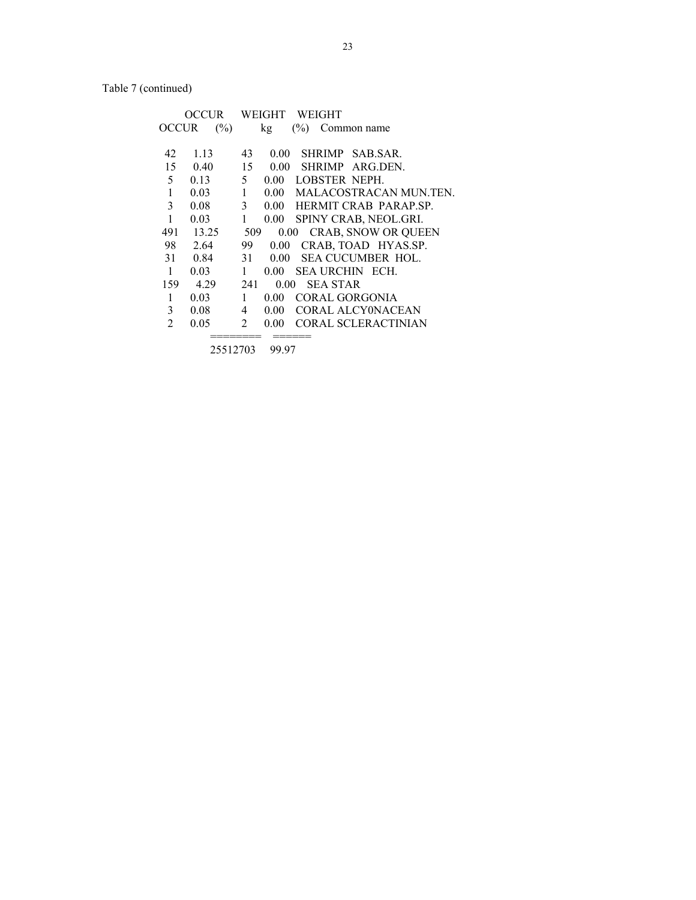Table 7 (continued)

| OCCUR | OCCUR (%) | WEIGHT kg | WEIGHT (%) | Common name |
|---|---|---|---|---|
| 42 | 1.13 | 43 | 0.00 | SHRIMP SAB.SAR. |
| 15 | 0.40 | 15 | 0.00 | SHRIMP ARG.DEN. |
| 5 | 0.13 | 5 | 0.00 | LOBSTER NEPH. |
| 1 | 0.03 | 1 | 0.00 | MALACOSTRACAN MUN.TEN. |
| 3 | 0.08 | 3 | 0.00 | HERMIT CRAB PARAP.SP. |
| 1 | 0.03 | 1 | 0.00 | SPINY CRAB, NEOL.GRI. |
| 491 | 13.25 | 509 | 0.00 | CRAB, SNOW OR QUEEN |
| 98 | 2.64 | 99 | 0.00 | CRAB, TOAD HYAS.SP. |
| 31 | 0.84 | 31 | 0.00 | SEA CUCUMBER HOL. |
| 1 | 0.03 | 1 | 0.00 | SEA URCHIN ECH. |
| 159 | 4.29 | 241 | 0.00 | SEA STAR |
| 1 | 0.03 | 1 | 0.00 | CORAL GORGONIA |
| 3 | 0.08 | 4 | 0.00 | CORAL ALCY0NACEAN |
| 2 | 0.05 | 2 | 0.00 | CORAL SCLERACTINIAN |
| | | ======== | ====== | |
| | | 25512703 | 99.97 | |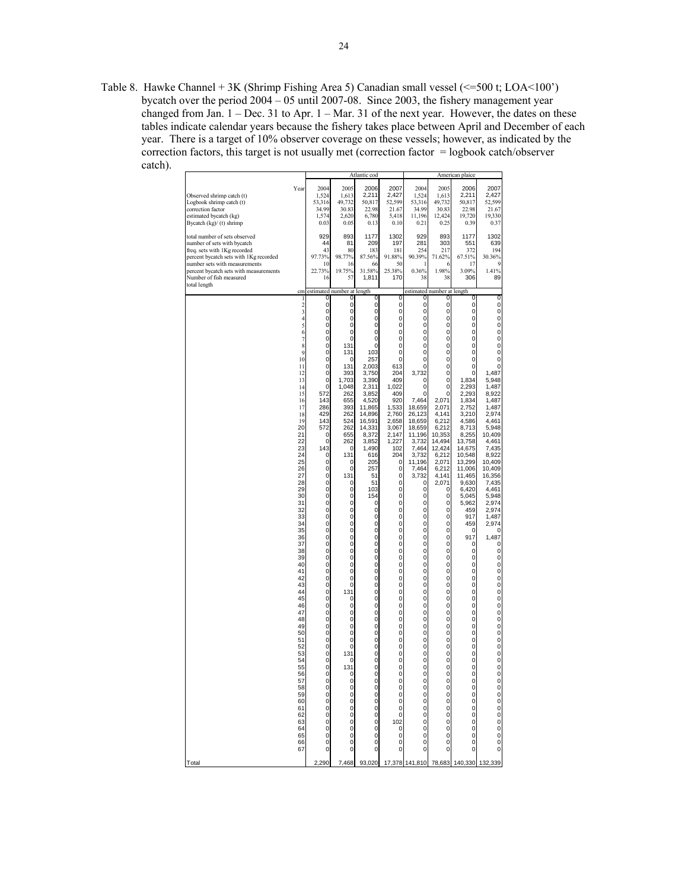Table 8. Hawke Channel + 3K (Shrimp Fishing Area 5) Canadian small vessel (<=500 t; LOA<100') bycatch over the period 2004 – 05 until 2007-08. Since 2003, the fishery management year changed from Jan. 1 – Dec. 31 to Apr. 1 – Mar. 31 of the next year. However, the dates on these tables indicate calendar years because the fishery takes place between April and December of each year. There is a target of 10% observer coverage on these vessels; however, as indicated by the correction factors, this target is not usually met (correction factor = logbook catch/observer catch).

| | Atlantic cod | | | | American plaice | | | |
|---|---|---|---|---|---|---|---|---|
| Year | 2004 | 2005 | 2006 | 2007 | 2004 | 2005 | 2006 | 2007 |
| Observed shrimp catch (t) | 1,524 | 1,613 | 2,211 | 2,427 | 1,524 | 1,613 | 2,211 | 2,427 |
| Logbook shrimp catch (t) | 53,316 | 49,732 | 50,817 | 52,599 | 53,316 | 49,732 | 50,817 | 52,599 |
| correction factor | 34.99 | 30.83 | 22.98 | 21.67 | 34.99 | 30.83 | 22.98 | 21.67 |
| estimated bycatch (kg) | 1,574 | 2,620 | 6,780 | 5,418 | 11,196 | 12,424 | 19,720 | 19,330 |
| Bycatch (kg)/ (t) shrimp | 0.03 | 0.05 | 0.13 | 0.10 | 0.21 | 0.25 | 0.39 | 0.37 |
| total number of sets observed | 929 | 893 | 1177 | 1302 | 929 | 893 | 1177 | 1302 |
| number of sets with bycatch | 44 | 81 | 209 | 197 | 281 | 303 | 551 | 639 |
| freq. sets with 1Kg recorded | 43 | 80 | 183 | 181 | 254 | 217 | 372 | 194 |
| percent bycatch sets with 1Kg recorded | 97.73% | 98.77% | 87.56% | 91.88% | 90.39% | 71.62% | 67.51% | 30.36% |
| number sets with measurements | 10 | 16 | 66 | 50 | 1 | 6 | 17 | 9 |
| percent bycatch sets with measurements | 22.73% | 19.75% | 31.58% | 25.38% | 0.36% | 1.98% | 3.09% | 1.41% |
| Number of fish measured | 16 | 57 | 1,811 | 170 | 38 | 38 | 306 | 89 |
| total length | | | | | | | | |
| cm | estimated number at length | | | | estimated number at length | | | |
| 1 | 0 | 0 | 0 | 0 | 0 | 0 | 0 | 0 |
| 2 | 0 | 0 | 0 | 0 | 0 | 0 | 0 | 0 |
| 3 | 0 | 0 | 0 | 0 | 0 | 0 | 0 | 0 |
| 4 | 0 | 0 | 0 | 0 | 0 | 0 | 0 | 0 |
| 5 | 0 | 0 | 0 | 0 | 0 | 0 | 0 | 0 |
| 6 | 0 | 0 | 0 | 0 | 0 | 0 | 0 | 0 |
| 7 | 0 | 0 | 0 | 0 | 0 | 0 | 0 | 0 |
| 8 | 0 | 131 | 0 | 0 | 0 | 0 | 0 | 0 |
| 9 | 0 | 131 | 103 | 0 | 0 | 0 | 0 | 0 |
| 10 | 0 | 0 | 257 | 0 | 0 | 0 | 0 | 0 |
| 11 | 0 | 131 | 2,003 | 613 | 0 | 0 | 0 | 0 |
| 12 | 0 | 393 | 3,750 | 204 | 3,732 | 0 | 0 | 1,487 |
| 13 | 0 | 1,703 | 3,390 | 409 | 0 | 0 | 1,834 | 5,948 |
| 14 | 0 | 1,048 | 2,311 | 1,022 | 0 | 0 | 2,293 | 1,487 |
| 15 | 572 | 262 | 3,852 | 409 | 0 | 0 | 2,293 | 8,922 |
| 16 | 143 | 655 | 4,520 | 920 | 7,464 | 2,071 | 1,834 | 1,487 |
| 17 | 286 | 393 | 11,865 | 1,533 | 18,659 | 2,071 | 2,752 | 1,487 |
| 18 | 429 | 262 | 14,896 | 2,760 | 26,123 | 4,141 | 3,210 | 2,974 |
| 19 | 143 | 524 | 16,591 | 2,658 | 18,659 | 6,212 | 4,586 | 4,461 |
| 20 | 572 | 262 | 14,331 | 3,067 | 18,659 | 6,212 | 8,713 | 5,948 |
| 21 | 0 | 655 | 8,372 | 2,147 | 11,196 | 10,353 | 8,255 | 10,409 |
| 22 | 0 | 262 | 3,852 | 1,227 | 3,732 | 14,494 | 13,758 | 4,461 |
| 23 | 143 | 0 | 1,490 | 102 | 7,464 | 12,424 | 14,675 | 7,435 |
| 24 | 0 | 131 | 616 | 204 | 3,732 | 6,212 | 10,548 | 8,922 |
| 25 | 0 | 0 | 205 | 0 | 11,196 | 2,071 | 13,299 | 10,409 |
| 26 | 0 | 0 | 257 | 0 | 7,464 | 6,212 | 11,006 | 10,409 |
| 27 | 0 | 131 | 51 | 0 | 3,732 | 4,141 | 11,465 | 16,356 |
| 28 | 0 | 0 | 51 | 0 | 0 | 2,071 | 9,630 | 7,435 |
| 29 | 0 | 0 | 103 | 0 | 0 | 0 | 6,420 | 4,461 |
| 30 | 0 | 0 | 154 | 0 | 0 | 0 | 5,045 | 5,948 |
| 31 | 0 | 0 | 0 | 0 | 0 | 0 | 5,962 | 2,974 |
| 32 | 0 | 0 | 0 | 0 | 0 | 0 | 459 | 2,974 |
| 33 | 0 | 0 | 0 | 0 | 0 | 0 | 917 | 1,487 |
| 34 | 0 | 0 | 0 | 0 | 0 | 0 | 459 | 2,974 |
| 35 | 0 | 0 | 0 | 0 | 0 | 0 | 0 | 0 |
| 36 | 0 | 0 | 0 | 0 | 0 | 0 | 917 | 1,487 |
| 37 | 0 | 0 | 0 | 0 | 0 | 0 | 0 | 0 |
| 38 | 0 | 0 | 0 | 0 | 0 | 0 | 0 | 0 |
| 39 | 0 | 0 | 0 | 0 | 0 | 0 | 0 | 0 |
| 40 | 0 | 0 | 0 | 0 | 0 | 0 | 0 | 0 |
| 41 | 0 | 0 | 0 | 0 | 0 | 0 | 0 | 0 |
| 42 | 0 | 0 | 0 | 0 | 0 | 0 | 0 | 0 |
| 43 | 0 | 0 | 0 | 0 | 0 | 0 | 0 | 0 |
| 44 | 0 | 131 | 0 | 0 | 0 | 0 | 0 | 0 |
| 45 | 0 | 0 | 0 | 0 | 0 | 0 | 0 | 0 |
| 46 | 0 | 0 | 0 | 0 | 0 | 0 | 0 | 0 |
| 47 | 0 | 0 | 0 | 0 | 0 | 0 | 0 | 0 |
| 48 | 0 | 0 | 0 | 0 | 0 | 0 | 0 | 0 |
| 49 | 0 | 0 | 0 | 0 | 0 | 0 | 0 | 0 |
| 50 | 0 | 0 | 0 | 0 | 0 | 0 | 0 | 0 |
| 51 | 0 | 0 | 0 | 0 | 0 | 0 | 0 | 0 |
| 52 | 0 | 0 | 0 | 0 | 0 | 0 | 0 | 0 |
| 53 | 0 | 131 | 0 | 0 | 0 | 0 | 0 | 0 |
| 54 | 0 | 0 | 0 | 0 | 0 | 0 | 0 | 0 |
| 55 | 0 | 131 | 0 | 0 | 0 | 0 | 0 | 0 |
| 56 | 0 | 0 | 0 | 0 | 0 | 0 | 0 | 0 |
| 57 | 0 | 0 | 0 | 0 | 0 | 0 | 0 | 0 |
| 58 | 0 | 0 | 0 | 0 | 0 | 0 | 0 | 0 |
| 59 | 0 | 0 | 0 | 0 | 0 | 0 | 0 | 0 |
| 60 | 0 | 0 | 0 | 0 | 0 | 0 | 0 | 0 |
| 61 | 0 | 0 | 0 | 0 | 0 | 0 | 0 | 0 |
| 62 | 0 | 0 | 0 | 0 | 0 | 0 | 0 | 0 |
| 63 | 0 | 0 | 0 | 102 | 0 | 0 | 0 | 0 |
| 64 | 0 | 0 | 0 | 0 | 0 | 0 | 0 | 0 |
| 65 | 0 | 0 | 0 | 0 | 0 | 0 | 0 | 0 |
| 66 | 0 | 0 | 0 | 0 | 0 | 0 | 0 | 0 |
| 67 | 0 | 0 | 0 | 0 | 0 | 0 | 0 | 0 |
| Total | 2,290 | 7,468 | 93,020 | 17,378 | 141,810 | 78,683 | 140,330 | 132,339 |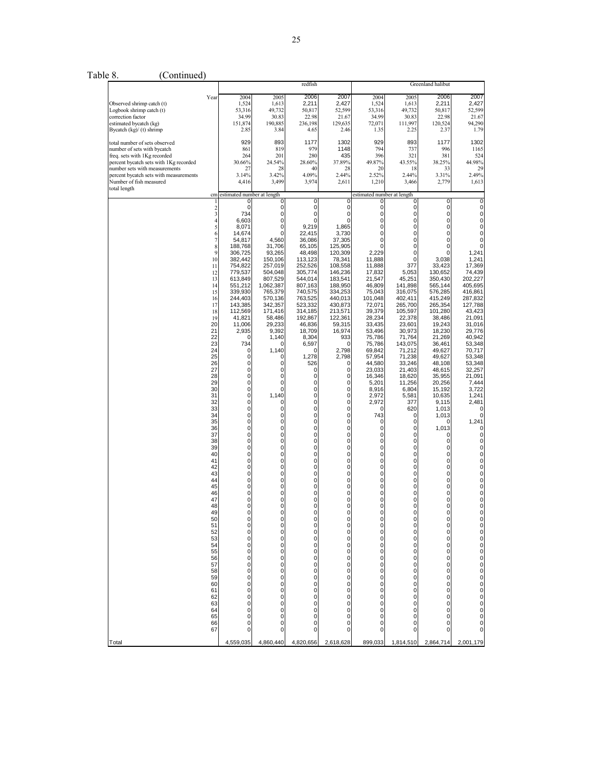Table 8. (Continued)

| | redfish | | | | Greenland halibut | | | |
|---|---|---|---|---|---|---|---|---|
| Year | 2004 | 2005 | 2006 | 2007 | 2004 | 2005 | 2006 | 2007 |
| Observed shrimp catch (t) | 1,524 | 1,613 | 2,211 | 2,427 | 1,524 | 1,613 | 2,211 | 2,427 |
| Logbook shrimp catch (t) | 53,316 | 49,732 | 50,817 | 52,599 | 53,316 | 49,732 | 50,817 | 52,599 |
| correction factor | 34.99 | 30.83 | 22.98 | 21.67 | 34.99 | 30.83 | 22.98 | 21.67 |
| estimated bycatch (kg) | 151,874 | 190,885 | 236,198 | 129,635 | 72,071 | 111,997 | 120,524 | 94,290 |
| Bycatch (kg)/ (t) shrimp | 2.85 | 3.84 | 4.65 | 2.46 | 1.35 | 2.25 | 2.37 | 1.79 |
| total number of sets observed | 929 | 893 | 1177 | 1302 | 929 | 893 | 1177 | 1302 |
| number of sets with bycatch | 861 | 819 | 979 | 1148 | 794 | 737 | 996 | 1165 |
| freq. sets with 1Kg recorded | 264 | 201 | 280 | 435 | 396 | 321 | 381 | 524 |
| percent bycatch sets with 1Kg recorded | 30.66% | 24.54% | 28.60% | 37.89% | 49.87% | 43.55% | 38.25% | 44.98% |
| number sets with measurements | 27 | 28 | 40 | 28 | 20 | 18 | 33 | 29 |
| percent bycatch sets with measurements | 3.14% | 3.42% | 4.09% | 2.44% | 2.52% | 2.44% | 3.31% | 2.49% |
| Number of fish measured | 4,416 | 3,499 | 3,974 | 2,611 | 1,210 | 3,466 | 2,779 | 1,613 |
| total length | | | | | | | | |
| cm | estimated number at length | | | | estimated number at length | | | |
| 1 | 0 | 0 | 0 | 0 | 0 | 0 | 0 | 0 |
| 2 | 0 | 0 | 0 | 0 | 0 | 0 | 0 | 0 |
| 3 | 734 | 0 | 0 | 0 | 0 | 0 | 0 | 0 |
| 4 | 6,603 | 0 | 0 | 0 | 0 | 0 | 0 | 0 |
| 5 | 8,071 | 0 | 9,219 | 1,865 | 0 | 0 | 0 | 0 |
| 6 | 14,674 | 0 | 22,415 | 3,730 | 0 | 0 | 0 | 0 |
| 7 | 54,817 | 4,560 | 36,086 | 37,305 | 0 | 0 | 0 | 0 |
| 8 | 188,768 | 31,706 | 65,105 | 125,905 | 0 | 0 | 0 | 0 |
| 9 | 306,725 | 93,265 | 48,498 | 120,309 | 2,229 | 0 | 0 | 1,241 |
| 10 | 382,442 | 150,106 | 113,123 | 78,341 | 11,888 | 0 | 3,038 | 1,241 |
| 11 | 754,822 | 257,019 | 252,526 | 108,558 | 11,888 | 377 | 33,423 | 17,369 |
| 12 | 779,537 | 504,048 | 305,774 | 146,236 | 17,832 | 5,053 | 130,652 | 74,439 |
| 13 | 613,849 | 807,529 | 544,014 | 183,541 | 21,547 | 45,251 | 350,430 | 202,227 |
| 14 | 551,212 | 1,062,387 | 807,163 | 188,950 | 46,809 | 141,898 | 565,144 | 405,695 |
| 15 | 339,930 | 765,379 | 740,575 | 334,253 | 75,043 | 316,075 | 576,285 | 416,861 |
| 16 | 244,403 | 570,136 | 763,525 | 440,013 | 101,048 | 402,411 | 415,249 | 287,832 |
| 17 | 143,385 | 342,357 | 523,332 | 430,873 | 72,071 | 265,700 | 265,354 | 127,788 |
| 18 | 112,569 | 171,416 | 314,185 | 213,571 | 39,379 | 105,597 | 101,280 | 43,423 |
| 19 | 41,821 | 58,486 | 192,867 | 122,361 | 28,234 | 22,378 | 38,486 | 21,091 |
| 20 | 11,006 | 29,233 | 46,836 | 59,315 | 33,435 | 23,601 | 19,243 | 31,016 |
| 21 | 2,935 | 9,392 | 18,709 | 16,974 | 53,496 | 30,973 | 18,230 | 29,776 |
| 22 | 0 | 1,140 | 8,304 | 933 | 75,786 | 71,764 | 21,269 | 40,942 |
| 23 | 734 | 0 | 6,597 | 0 | 75,786 | 143,075 | 36,461 | 53,348 |
| 24 | 0 | 1,140 | 0 | 2,798 | 69,842 | 71,212 | 49,627 | 70,717 |
| 25 | 0 | 0 | 1,278 | 2,798 | 57,954 | 71,238 | 49,627 | 53,348 |
| 26 | 0 | 0 | 526 | 0 | 44,580 | 33,246 | 48,108 | 53,348 |
| 27 | 0 | 0 | 0 | 0 | 23,033 | 21,403 | 48,615 | 32,257 |
| 28 | 0 | 0 | 0 | 0 | 16,346 | 18,620 | 35,955 | 21,091 |
| 29 | 0 | 0 | 0 | 0 | 5,201 | 11,256 | 20,256 | 7,444 |
| 30 | 0 | 0 | 0 | 0 | 8,916 | 6,804 | 15,192 | 3,722 |
| 31 | 0 | 1,140 | 0 | 0 | 2,972 | 5,581 | 10,635 | 1,241 |
| 32 | 0 | 0 | 0 | 0 | 2,972 | 377 | 9,115 | 2,481 |
| 33 | 0 | 0 | 0 | 0 | 0 | 620 | 1,013 | 0 |
| 34 | 0 | 0 | 0 | 0 | 743 | 0 | 1,013 | 0 |
| 35 | 0 | 0 | 0 | 0 | 0 | 0 | 0 | 1,241 |
| 36 | 0 | 0 | 0 | 0 | 0 | 0 | 1,013 | 0 |
| 37 | 0 | 0 | 0 | 0 | 0 | 0 | 0 | 0 |
| 38 | 0 | 0 | 0 | 0 | 0 | 0 | 0 | 0 |
| 39 | 0 | 0 | 0 | 0 | 0 | 0 | 0 | 0 |
| 40 | 0 | 0 | 0 | 0 | 0 | 0 | 0 | 0 |
| 41 | 0 | 0 | 0 | 0 | 0 | 0 | 0 | 0 |
| 42 | 0 | 0 | 0 | 0 | 0 | 0 | 0 | 0 |
| 43 | 0 | 0 | 0 | 0 | 0 | 0 | 0 | 0 |
| 44 | 0 | 0 | 0 | 0 | 0 | 0 | 0 | 0 |
| 45 | 0 | 0 | 0 | 0 | 0 | 0 | 0 | 0 |
| 46 | 0 | 0 | 0 | 0 | 0 | 0 | 0 | 0 |
| 47 | 0 | 0 | 0 | 0 | 0 | 0 | 0 | 0 |
| 48 | 0 | 0 | 0 | 0 | 0 | 0 | 0 | 0 |
| 49 | 0 | 0 | 0 | 0 | 0 | 0 | 0 | 0 |
| 50 | 0 | 0 | 0 | 0 | 0 | 0 | 0 | 0 |
| 51 | 0 | 0 | 0 | 0 | 0 | 0 | 0 | 0 |
| 52 | 0 | 0 | 0 | 0 | 0 | 0 | 0 | 0 |
| 53 | 0 | 0 | 0 | 0 | 0 | 0 | 0 | 0 |
| 54 | 0 | 0 | 0 | 0 | 0 | 0 | 0 | 0 |
| 55 | 0 | 0 | 0 | 0 | 0 | 0 | 0 | 0 |
| 56 | 0 | 0 | 0 | 0 | 0 | 0 | 0 | 0 |
| 57 | 0 | 0 | 0 | 0 | 0 | 0 | 0 | 0 |
| 58 | 0 | 0 | 0 | 0 | 0 | 0 | 0 | 0 |
| 59 | 0 | 0 | 0 | 0 | 0 | 0 | 0 | 0 |
| 60 | 0 | 0 | 0 | 0 | 0 | 0 | 0 | 0 |
| 61 | 0 | 0 | 0 | 0 | 0 | 0 | 0 | 0 |
| 62 | 0 | 0 | 0 | 0 | 0 | 0 | 0 | 0 |
| 63 | 0 | 0 | 0 | 0 | 0 | 0 | 0 | 0 |
| 64 | 0 | 0 | 0 | 0 | 0 | 0 | 0 | 0 |
| 65 | 0 | 0 | 0 | 0 | 0 | 0 | 0 | 0 |
| 66 | 0 | 0 | 0 | 0 | 0 | 0 | 0 | 0 |
| 67 | 0 | 0 | 0 | 0 | 0 | 0 | 0 | 0 |
| Total | 4,559,035 | 4,860,440 | 4,820,656 | 2,618,628 | 899,033 | 1,814,510 | 2,864,714 | 2,001,179 |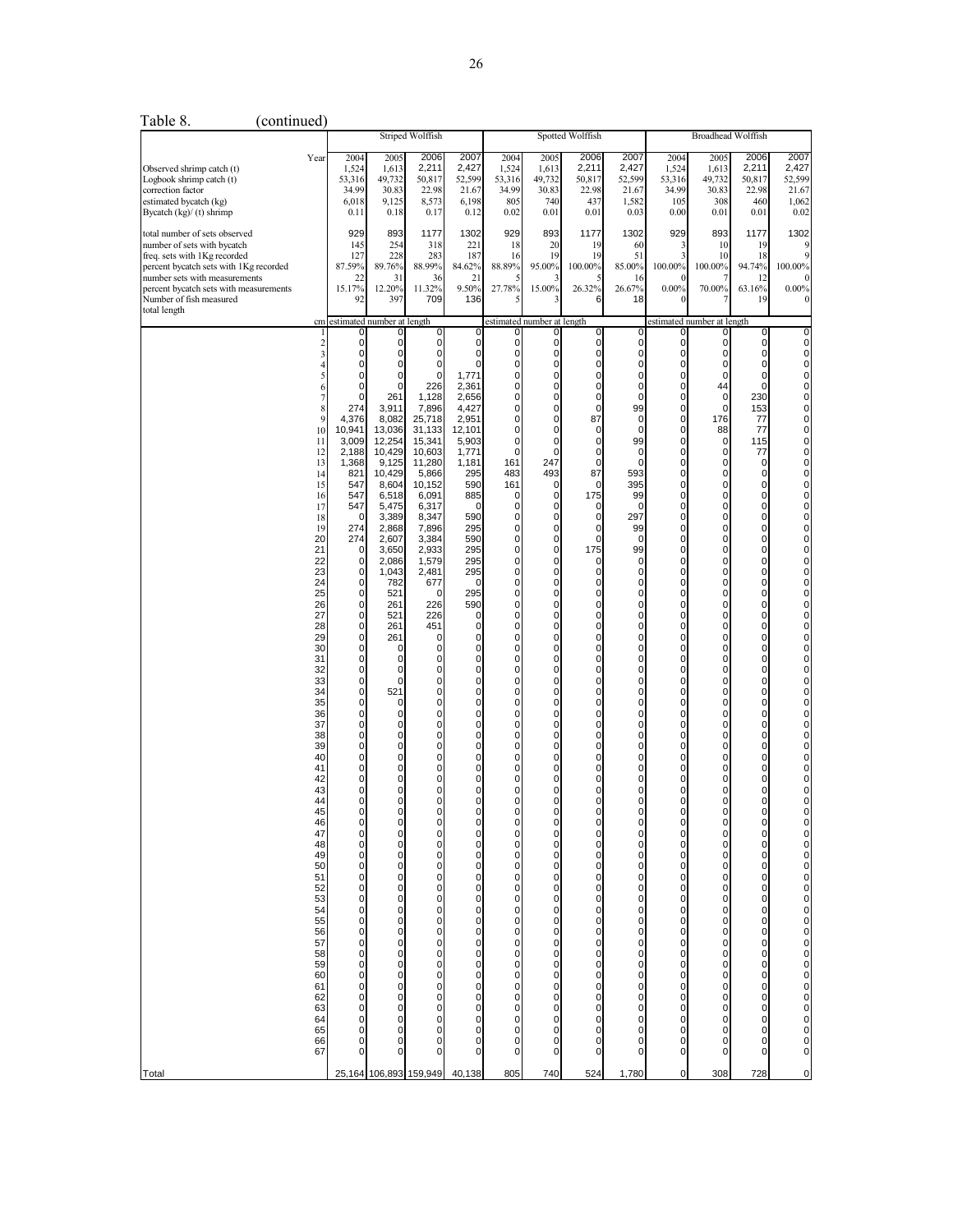Table 8. (continued)

| | Striped Wolffish | | | | Spotted Wolffish | | | | Broadhead Wolffish | | | |
|---|---|---|---|---|---|---|---|---|---|---|---|---|
| Year | 2004 | 2005 | 2006 | 2007 | 2004 | 2005 | 2006 | 2007 | 2004 | 2005 | 2006 | 2007 |
| Observed shrimp catch (t) | 1,524 | 1,613 | 2,211 | 2,427 | 1,524 | 1,613 | 2,211 | 2,427 | 1,524 | 1,613 | 2,211 | 2,427 |
| Logbook shrimp catch (t) | 53,316 | 49,732 | 50,817 | 52,599 | 53,316 | 49,732 | 50,817 | 52,599 | 53,316 | 49,732 | 50,817 | 52,599 |
| correction factor | 34.99 | 30.83 | 22.98 | 21.67 | 34.99 | 30.83 | 22.98 | 21.67 | 34.99 | 30.83 | 22.98 | 21.67 |
| estimated bycatch (kg) | 6,018 | 9,125 | 8,573 | 6,198 | 805 | 740 | 437 | 1,582 | 105 | 308 | 460 | 1,062 |
| Bycatch (kg)/ (t) shrimp | 0.11 | 0.18 | 0.17 | 0.12 | 0.02 | 0.01 | 0.01 | 0.03 | 0.00 | 0.01 | 0.01 | 0.02 |
| total number of sets observed | 929 | 893 | 1177 | 1302 | 929 | 893 | 1177 | 1302 | 929 | 893 | 1177 | 1302 |
| number of sets with bycatch | 145 | 254 | 318 | 221 | 18 | 20 | 19 | 60 | 3 | 10 | 19 | 9 |
| freq. sets with 1Kg recorded | 127 | 228 | 283 | 187 | 16 | 19 | 19 | 51 | 3 | 10 | 18 | 9 |
| percent bycatch sets with 1Kg recorded | 87.59% | 89.76% | 88.99% | 84.62% | 88.89% | 95.00% | 100.00% | 85.00% | 100.00% | 100.00% | 94.74% | 100.00% |
| number sets with measurements | 22 | 31 | 36 | 21 | 5 | 3 | 5 | 16 | 0 | 7 | 12 | 0 |
| percent bycatch sets with measurements | 15.17% | 12.20% | 11.32% | 9.50% | 27.78% | 15.00% | 26.32% | 26.67% | 0.00% | 70.00% | 63.16% | 0.00% |
| Number of fish measured | 92 | 397 | 709 | 136 | 5 | 3 | 6 | 18 | 0 | 7 | 19 | 0 |
| total length | | | | | | | | | | | | |
| cm | estimated number at length | | | | estimated number at length | | | | estimated number at length | | | |
| 1 | 0 | 0 | 0 | 0 | 0 | 0 | 0 | 0 | 0 | 0 | 0 | 0 |
| 2 | 0 | 0 | 0 | 0 | 0 | 0 | 0 | 0 | 0 | 0 | 0 | 0 |
| 3 | 0 | 0 | 0 | 0 | 0 | 0 | 0 | 0 | 0 | 0 | 0 | 0 |
| 4 | 0 | 0 | 0 | 0 | 0 | 0 | 0 | 0 | 0 | 0 | 0 | 0 |
| 5 | 0 | 0 | 0 | 1,771 | 0 | 0 | 0 | 0 | 0 | 0 | 0 | 0 |
| 6 | 0 | 0 | 226 | 2,361 | 0 | 0 | 0 | 0 | 0 | 44 | 0 | 0 |
| 7 | 0 | 261 | 1,128 | 2,656 | 0 | 0 | 0 | 0 | 0 | 0 | 230 | 0 |
| 8 | 274 | 3,911 | 7,896 | 4,427 | 0 | 0 | 0 | 99 | 0 | 0 | 153 | 0 |
| 9 | 4,376 | 8,082 | 25,718 | 2,951 | 0 | 0 | 87 | 0 | 0 | 176 | 77 | 0 |
| 10 | 10,941 | 13,036 | 31,133 | 12,101 | 0 | 0 | 0 | 0 | 0 | 88 | 77 | 0 |
| 11 | 3,009 | 12,254 | 15,341 | 5,903 | 0 | 0 | 0 | 99 | 0 | 0 | 115 | 0 |
| 12 | 2,188 | 10,429 | 10,603 | 1,771 | 0 | 0 | 0 | 0 | 0 | 0 | 77 | 0 |
| 13 | 1,368 | 9,125 | 11,280 | 1,181 | 161 | 247 | 0 | 0 | 0 | 0 | 0 | 0 |
| 14 | 821 | 10,429 | 5,866 | 295 | 483 | 493 | 87 | 593 | 0 | 0 | 0 | 0 |
| 15 | 547 | 8,604 | 10,152 | 590 | 161 | 0 | 0 | 395 | 0 | 0 | 0 | 0 |
| 16 | 547 | 6,518 | 6,091 | 885 | 0 | 0 | 175 | 99 | 0 | 0 | 0 | 0 |
| 17 | 547 | 5,475 | 6,317 | 0 | 0 | 0 | 0 | 0 | 0 | 0 | 0 | 0 |
| 18 | 0 | 3,389 | 8,347 | 590 | 0 | 0 | 0 | 297 | 0 | 0 | 0 | 0 |
| 19 | 274 | 2,868 | 7,896 | 295 | 0 | 0 | 0 | 99 | 0 | 0 | 0 | 0 |
| 20 | 274 | 2,607 | 3,384 | 590 | 0 | 0 | 0 | 0 | 0 | 0 | 0 | 0 |
| 21 | 0 | 3,650 | 2,933 | 295 | 0 | 0 | 175 | 99 | 0 | 0 | 0 | 0 |
| 22 | 0 | 2,086 | 1,579 | 295 | 0 | 0 | 0 | 0 | 0 | 0 | 0 | 0 |
| 23 | 0 | 1,043 | 2,481 | 295 | 0 | 0 | 0 | 0 | 0 | 0 | 0 | 0 |
| 24 | 0 | 782 | 677 | 0 | 0 | 0 | 0 | 0 | 0 | 0 | 0 | 0 |
| 25 | 0 | 521 | 0 | 295 | 0 | 0 | 0 | 0 | 0 | 0 | 0 | 0 |
| 26 | 0 | 261 | 226 | 590 | 0 | 0 | 0 | 0 | 0 | 0 | 0 | 0 |
| 27 | 0 | 521 | 226 | 0 | 0 | 0 | 0 | 0 | 0 | 0 | 0 | 0 |
| 28 | 0 | 261 | 451 | 0 | 0 | 0 | 0 | 0 | 0 | 0 | 0 | 0 |
| 29 | 0 | 261 | 0 | 0 | 0 | 0 | 0 | 0 | 0 | 0 | 0 | 0 |
| 30 | 0 | 0 | 0 | 0 | 0 | 0 | 0 | 0 | 0 | 0 | 0 | 0 |
| 31 | 0 | 0 | 0 | 0 | 0 | 0 | 0 | 0 | 0 | 0 | 0 | 0 |
| 32 | 0 | 0 | 0 | 0 | 0 | 0 | 0 | 0 | 0 | 0 | 0 | 0 |
| 33 | 0 | 0 | 0 | 0 | 0 | 0 | 0 | 0 | 0 | 0 | 0 | 0 |
| 34 | 0 | 521 | 0 | 0 | 0 | 0 | 0 | 0 | 0 | 0 | 0 | 0 |
| 35 | 0 | 0 | 0 | 0 | 0 | 0 | 0 | 0 | 0 | 0 | 0 | 0 |
| 36 | 0 | 0 | 0 | 0 | 0 | 0 | 0 | 0 | 0 | 0 | 0 | 0 |
| 37 | 0 | 0 | 0 | 0 | 0 | 0 | 0 | 0 | 0 | 0 | 0 | 0 |
| 38 | 0 | 0 | 0 | 0 | 0 | 0 | 0 | 0 | 0 | 0 | 0 | 0 |
| 39 | 0 | 0 | 0 | 0 | 0 | 0 | 0 | 0 | 0 | 0 | 0 | 0 |
| 40 | 0 | 0 | 0 | 0 | 0 | 0 | 0 | 0 | 0 | 0 | 0 | 0 |
| 41 | 0 | 0 | 0 | 0 | 0 | 0 | 0 | 0 | 0 | 0 | 0 | 0 |
| 42 | 0 | 0 | 0 | 0 | 0 | 0 | 0 | 0 | 0 | 0 | 0 | 0 |
| 43 | 0 | 0 | 0 | 0 | 0 | 0 | 0 | 0 | 0 | 0 | 0 | 0 |
| 44 | 0 | 0 | 0 | 0 | 0 | 0 | 0 | 0 | 0 | 0 | 0 | 0 |
| 45 | 0 | 0 | 0 | 0 | 0 | 0 | 0 | 0 | 0 | 0 | 0 | 0 |
| 46 | 0 | 0 | 0 | 0 | 0 | 0 | 0 | 0 | 0 | 0 | 0 | 0 |
| 47 | 0 | 0 | 0 | 0 | 0 | 0 | 0 | 0 | 0 | 0 | 0 | 0 |
| 48 | 0 | 0 | 0 | 0 | 0 | 0 | 0 | 0 | 0 | 0 | 0 | 0 |
| 49 | 0 | 0 | 0 | 0 | 0 | 0 | 0 | 0 | 0 | 0 | 0 | 0 |
| 50 | 0 | 0 | 0 | 0 | 0 | 0 | 0 | 0 | 0 | 0 | 0 | 0 |
| 51 | 0 | 0 | 0 | 0 | 0 | 0 | 0 | 0 | 0 | 0 | 0 | 0 |
| 52 | 0 | 0 | 0 | 0 | 0 | 0 | 0 | 0 | 0 | 0 | 0 | 0 |
| 53 | 0 | 0 | 0 | 0 | 0 | 0 | 0 | 0 | 0 | 0 | 0 | 0 |
| 54 | 0 | 0 | 0 | 0 | 0 | 0 | 0 | 0 | 0 | 0 | 0 | 0 |
| 55 | 0 | 0 | 0 | 0 | 0 | 0 | 0 | 0 | 0 | 0 | 0 | 0 |
| 56 | 0 | 0 | 0 | 0 | 0 | 0 | 0 | 0 | 0 | 0 | 0 | 0 |
| 57 | 0 | 0 | 0 | 0 | 0 | 0 | 0 | 0 | 0 | 0 | 0 | 0 |
| 58 | 0 | 0 | 0 | 0 | 0 | 0 | 0 | 0 | 0 | 0 | 0 | 0 |
| 59 | 0 | 0 | 0 | 0 | 0 | 0 | 0 | 0 | 0 | 0 | 0 | 0 |
| 60 | 0 | 0 | 0 | 0 | 0 | 0 | 0 | 0 | 0 | 0 | 0 | 0 |
| 61 | 0 | 0 | 0 | 0 | 0 | 0 | 0 | 0 | 0 | 0 | 0 | 0 |
| 62 | 0 | 0 | 0 | 0 | 0 | 0 | 0 | 0 | 0 | 0 | 0 | 0 |
| 63 | 0 | 0 | 0 | 0 | 0 | 0 | 0 | 0 | 0 | 0 | 0 | 0 |
| 64 | 0 | 0 | 0 | 0 | 0 | 0 | 0 | 0 | 0 | 0 | 0 | 0 |
| 65 | 0 | 0 | 0 | 0 | 0 | 0 | 0 | 0 | 0 | 0 | 0 | 0 |
| 66 | 0 | 0 | 0 | 0 | 0 | 0 | 0 | 0 | 0 | 0 | 0 | 0 |
| 67 | 0 | 0 | 0 | 0 | 0 | 0 | 0 | 0 | 0 | 0 | 0 | 0 |
| Total | 25,164 | 106,893 | 159,949 | 40,138 | 805 | 740 | 524 | 1,780 | 0 | 308 | 728 | 0 |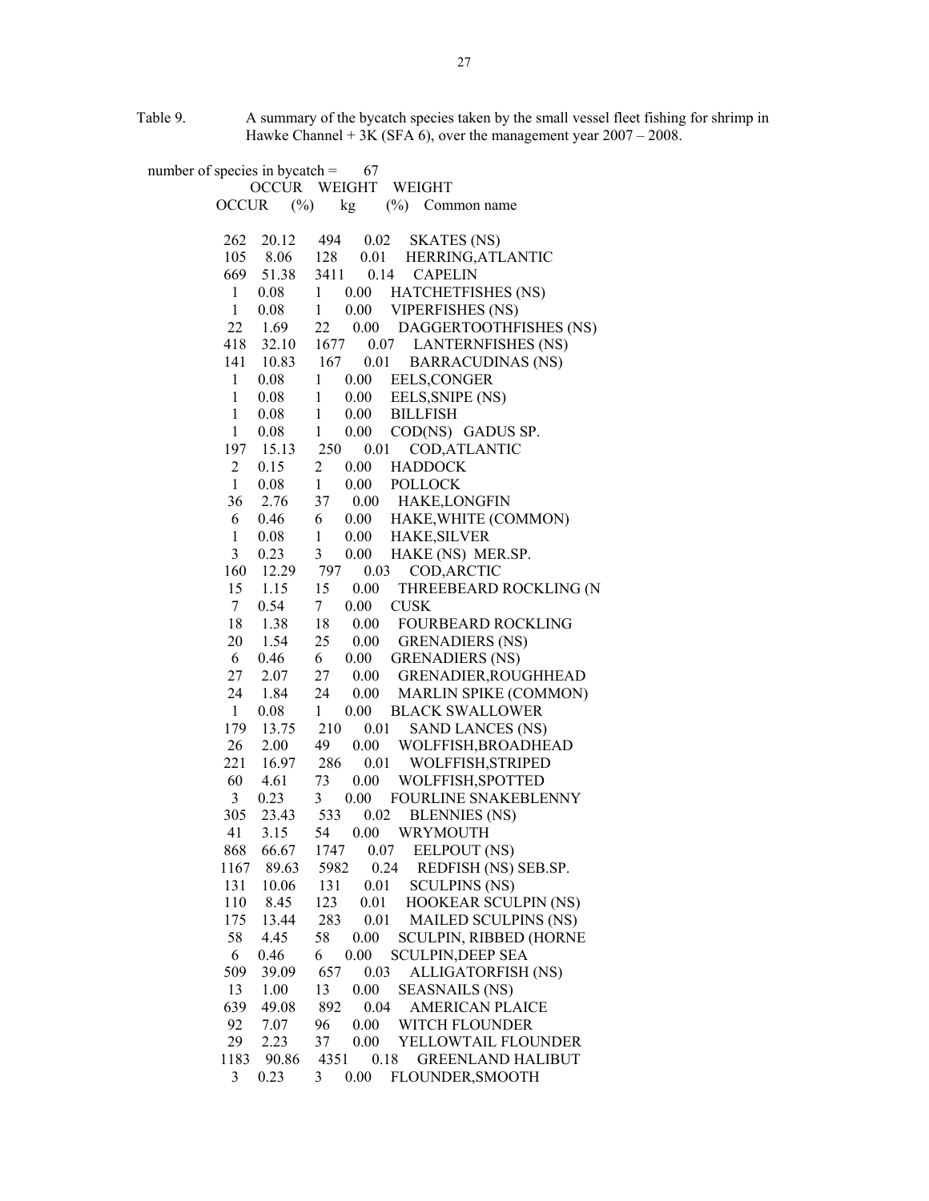Table 9. A summary of the bycatch species taken by the small vessel fleet fishing for shrimp in Hawke Channel + 3K (SFA 6), over the management year 2007 – 2008.

number of species in bycatch = 67

| OCCUR | OCCUR (%) | WEIGHT kg | WEIGHT (%) | Common name |
|---|---|---|---|---|
| 262 | 20.12 | 494 | 0.02 | SKATES (NS) |
| 105 | 8.06 | 128 | 0.01 | HERRING,ATLANTIC |
| 669 | 51.38 | 3411 | 0.14 | CAPELIN |
| 1 | 0.08 | 1 | 0.00 | HATCHETFISHES (NS) |
| 1 | 0.08 | 1 | 0.00 | VIPERFISHES (NS) |
| 22 | 1.69 | 22 | 0.00 | DAGGERTOOTHFISHES (NS) |
| 418 | 32.10 | 1677 | 0.07 | LANTERNFISHES (NS) |
| 141 | 10.83 | 167 | 0.01 | BARRACUDINAS (NS) |
| 1 | 0.08 | 1 | 0.00 | EELS,CONGER |
| 1 | 0.08 | 1 | 0.00 | EELS,SNIPE (NS) |
| 1 | 0.08 | 1 | 0.00 | BILLFISH |
| 1 | 0.08 | 1 | 0.00 | COD(NS) GADUS SP. |
| 197 | 15.13 | 250 | 0.01 | COD,ATLANTIC |
| 2 | 0.15 | 2 | 0.00 | HADDOCK |
| 1 | 0.08 | 1 | 0.00 | POLLOCK |
| 36 | 2.76 | 37 | 0.00 | HAKE,LONGFIN |
| 6 | 0.46 | 6 | 0.00 | HAKE,WHITE (COMMON) |
| 1 | 0.08 | 1 | 0.00 | HAKE,SILVER |
| 3 | 0.23 | 3 | 0.00 | HAKE (NS) MER.SP. |
| 160 | 12.29 | 797 | 0.03 | COD,ARCTIC |
| 15 | 1.15 | 15 | 0.00 | THREEBEARD ROCKLING (N |
| 7 | 0.54 | 7 | 0.00 | CUSK |
| 18 | 1.38 | 18 | 0.00 | FOURBEARD ROCKLING |
| 20 | 1.54 | 25 | 0.00 | GRENADIERS (NS) |
| 6 | 0.46 | 6 | 0.00 | GRENADIERS (NS) |
| 27 | 2.07 | 27 | 0.00 | GRENADIER,ROUGHHEAD |
| 24 | 1.84 | 24 | 0.00 | MARLIN SPIKE (COMMON) |
| 1 | 0.08 | 1 | 0.00 | BLACK SWALLOWER |
| 179 | 13.75 | 210 | 0.01 | SAND LANCES (NS) |
| 26 | 2.00 | 49 | 0.00 | WOLFFISH,BROADHEAD |
| 221 | 16.97 | 286 | 0.01 | WOLFFISH,STRIPED |
| 60 | 4.61 | 73 | 0.00 | WOLFFISH,SPOTTED |
| 3 | 0.23 | 3 | 0.00 | FOURLINE SNAKEBLENNY |
| 305 | 23.43 | 533 | 0.02 | BLENNIES (NS) |
| 41 | 3.15 | 54 | 0.00 | WRYMOUTH |
| 868 | 66.67 | 1747 | 0.07 | EELPOUT (NS) |
| 1167 | 89.63 | 5982 | 0.24 | REDFISH (NS) SEB.SP. |
| 131 | 10.06 | 131 | 0.01 | SCULPINS (NS) |
| 110 | 8.45 | 123 | 0.01 | HOOKEAR SCULPIN (NS) |
| 175 | 13.44 | 283 | 0.01 | MAILED SCULPINS (NS) |
| 58 | 4.45 | 58 | 0.00 | SCULPIN, RIBBED (HORNE |
| 6 | 0.46 | 6 | 0.00 | SCULPIN,DEEP SEA |
| 509 | 39.09 | 657 | 0.03 | ALLIGATORFISH (NS) |
| 13 | 1.00 | 13 | 0.00 | SEASNAILS (NS) |
| 639 | 49.08 | 892 | 0.04 | AMERICAN PLAICE |
| 92 | 7.07 | 96 | 0.00 | WITCH FLOUNDER |
| 29 | 2.23 | 37 | 0.00 | YELLOWTAIL FLOUNDER |
| 1183 | 90.86 | 4351 | 0.18 | GREENLAND HALIBUT |
| 3 | 0.23 | 3 | 0.00 | FLOUNDER,SMOOTH |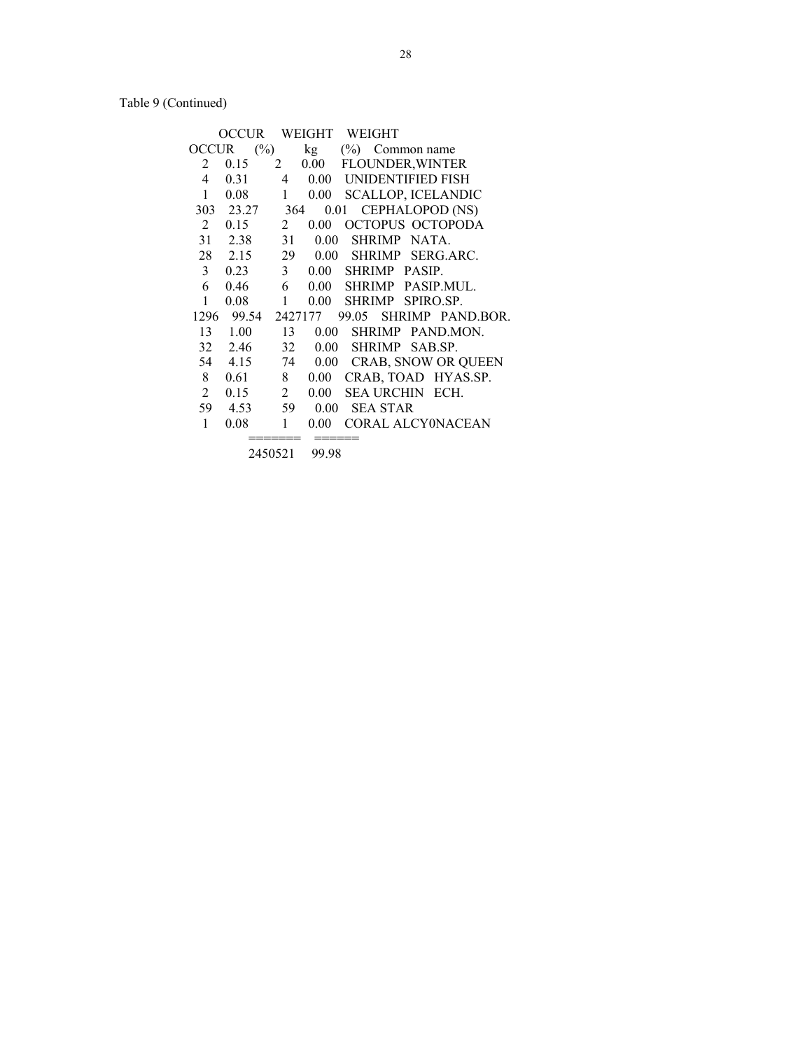Table 9 (Continued)

| OCCUR | OCCUR (%) | WEIGHT kg | WEIGHT (%) | Common name |
|---|---|---|---|---|
| 2 | 0.15 | 2 | 0.00 | FLOUNDER,WINTER |
| 4 | 0.31 | 4 | 0.00 | UNIDENTIFIED FISH |
| 1 | 0.08 | 1 | 0.00 | SCALLOP, ICELANDIC |
| 303 | 23.27 | 364 | 0.01 | CEPHALOPOD (NS) |
| 2 | 0.15 | 2 | 0.00 | OCTOPUS OCTOPODA |
| 31 | 2.38 | 31 | 0.00 | SHRIMP NATA. |
| 28 | 2.15 | 29 | 0.00 | SHRIMP SERG.ARC. |
| 3 | 0.23 | 3 | 0.00 | SHRIMP PASIP. |
| 6 | 0.46 | 6 | 0.00 | SHRIMP PASIP.MUL. |
| 1 | 0.08 | 1 | 0.00 | SHRIMP SPIRO.SP. |
| 1296 | 99.54 | 2427177 | 99.05 | SHRIMP PAND.BOR. |
| 13 | 1.00 | 13 | 0.00 | SHRIMP PAND.MON. |
| 32 | 2.46 | 32 | 0.00 | SHRIMP SAB.SP. |
| 54 | 4.15 | 74 | 0.00 | CRAB, SNOW OR QUEEN |
| 8 | 0.61 | 8 | 0.00 | CRAB, TOAD HYAS.SP. |
| 2 | 0.15 | 2 | 0.00 | SEA URCHIN ECH. |
| 59 | 4.53 | 59 | 0.00 | SEA STAR |
| 1 | 0.08 | 1 | 0.00 | CORAL ALCY0NACEAN |
| | | ======= | ====== | |
| | | 2450521 | 99.98 | |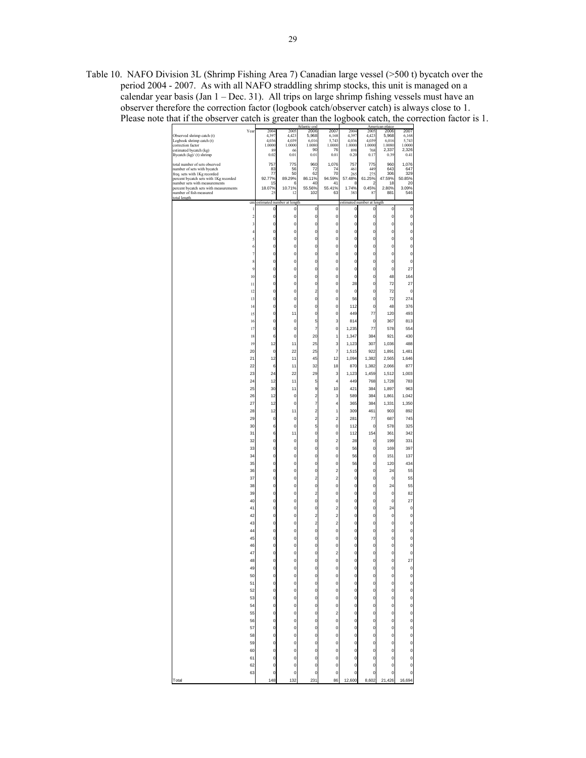Table 10. NAFO Division 3L (Shrimp Fishing Area 7) Canadian large vessel (>500 t) bycatch over the period 2004 - 2007. As with all NAFO straddling shrimp stocks, this unit is managed on a calendar year basis (Jan 1 – Dec. 31). All trips on large shrimp fishing vessels must have an observer therefore the correction factor (logbook catch/observer catch) is always close to 1. Please note that if the observer catch is greater than the logbook catch, the correction factor is 1.

| | Atlantic cod | | | | American plaice | | | |
|---|---|---|---|---|---|---|---|---|
| Year | 2004 | 2005 | 2006 | 2007 | 2004 | 2005 | 2006 | 2007 |
| Observed shrimp catch (t) | 4,397 | 4,423 | 5,968 | 6,168 | 4,397 | 4,423 | 5,968 | 6,168 |
| Logbook shrimp catch (t) | 4,036 | 4,039 | 6,016 | 5,743 | 4,036 | 4,039 | 6,016 | 5,743 |
| correction factor | 1.0000 | 1.0000 | 1.0080 | 1.0000 | 1.0000 | 1.0000 | 1.0080 | 1.0000 |
| estimated bycatch (kg) | 89 | 66 | 90 | 76 | 898 | 768 | 2,337 | 2,326 |
| Bycatch (kg)/ (t) shrimp | 0.02 | 0.01 | 0.01 | 0.01 | 0.20 | 0.17 | 0.39 | 0.41 |
| total number of sets observed | 757 | 775 | 960 | 1,076 | 757 | 775 | 960 | 1,076 |
| number of sets with bycatch | 83 | 56 | 72 | 74 | 461 | 449 | 643 | 647 |
| freq. sets with 1Kg recorded | 77 | 50 | 62 | 70 | 265 | 275 | 306 | 329 |
| percent bycatch sets with 1Kg recorded | 92.77% | 89.29% | 86.11% | 94.59% | 57.48% | 61.25% | 47.59% | 50.85% |
| number sets with measurements | 15 | 6 | 40 | 41 | 8 | 2 | 18 | 20 |
| percent bycatch sets with measurements | 18.07% | 10.71% | 55.56% | 55.41% | 1.74% | 0.45% | 2.80% | 3.09% |
| number of fish measured | 25 | 12 | 102 | 63 | 383 | 87 | 881 | 546 |
| total length | | | | | | | | |
| cm | estimated number at length | | | | estimated number at length | | | |
| 1 | 0 | 0 | 0 | 0 | 0 | 0 | 0 | 0 |
| 2 | 0 | 0 | 0 | 0 | 0 | 0 | 0 | 0 |
| 3 | 0 | 0 | 0 | 0 | 0 | 0 | 0 | 0 |
| 4 | 0 | 0 | 0 | 0 | 0 | 0 | 0 | 0 |
| 5 | 0 | 0 | 0 | 0 | 0 | 0 | 0 | 0 |
| 6 | 0 | 0 | 0 | 0 | 0 | 0 | 0 | 0 |
| 7 | 0 | 0 | 0 | 0 | 0 | 0 | 0 | 0 |
| 8 | 0 | 0 | 0 | 0 | 0 | 0 | 0 | 0 |
| 9 | 0 | 0 | 0 | 0 | 0 | 0 | 0 | 27 |
| 10 | 0 | 0 | 0 | 0 | 0 | 0 | 48 | 164 |
| 11 | 0 | 0 | 0 | 0 | 28 | 0 | 72 | 27 |
| 12 | 0 | 0 | 2 | 0 | 0 | 0 | 72 | 0 |
| 13 | 0 | 0 | 0 | 0 | 56 | 0 | 72 | 274 |
| 14 | 0 | 0 | 0 | 0 | 112 | 0 | 48 | 376 |
| 15 | 0 | 11 | 0 | 0 | 449 | 77 | 120 | 493 |
| 16 | 0 | 0 | 5 | 3 | 814 | 0 | 367 | 813 |
| 17 | 0 | 0 | 7 | 0 | 1,235 | 77 | 578 | 554 |
| 18 | 6 | 0 | 20 | 1 | 1,347 | 384 | 921 | 430 |
| 19 | 12 | 11 | 25 | 3 | 1,123 | 307 | 1,036 | 488 |
| 20 | 0 | 22 | 25 | 7 | 1,515 | 922 | 1,891 | 1,481 |
| 21 | 12 | 11 | 45 | 12 | 1,094 | 1,382 | 2,565 | 1,646 |
| 22 | 6 | 11 | 32 | 18 | 870 | 1,382 | 2,066 | 877 |
| 23 | 24 | 22 | 29 | 3 | 1,123 | 1,459 | 1,512 | 1,003 |
| 24 | 12 | 11 | 5 | 4 | 449 | 768 | 1,728 | 783 |
| 25 | 30 | 11 | 9 | 10 | 421 | 384 | 1,897 | 963 |
| 26 | 12 | 0 | 2 | 3 | 589 | 384 | 1,861 | 1,042 |
| 27 | 12 | 0 | 7 | 4 | 365 | 384 | 1,331 | 1,350 |
| 28 | 12 | 11 | 2 | 1 | 309 | 461 | 903 | 892 |
| 29 | 0 | 0 | 2 | 2 | 281 | 77 | 687 | 745 |
| 30 | 6 | 0 | 5 | 0 | 112 | 0 | 578 | 325 |
| 31 | 6 | 11 | 0 | 0 | 112 | 154 | 361 | 342 |
| 32 | 0 | 0 | 0 | 2 | 28 | 0 | 199 | 331 |
| 33 | 0 | 0 | 0 | 0 | 56 | 0 | 169 | 397 |
| 34 | 0 | 0 | 0 | 0 | 56 | 0 | 151 | 137 |
| 35 | 0 | 0 | 0 | 0 | 56 | 0 | 120 | 434 |
| 36 | 0 | 0 | 0 | 2 | 0 | 0 | 24 | 55 |
| 37 | 0 | 0 | 2 | 2 | 0 | 0 | 0 | 55 |
| 38 | 0 | 0 | 0 | 0 | 0 | 0 | 24 | 55 |
| 39 | 0 | 0 | 2 | 0 | 0 | 0 | 0 | 82 |
| 40 | 0 | 0 | 0 | 0 | 0 | 0 | 0 | 27 |
| 41 | 0 | 0 | 0 | 2 | 0 | 0 | 24 | 0 |
| 42 | 0 | 0 | 2 | 2 | 0 | 0 | 0 | 0 |
| 43 | 0 | 0 | 2 | 2 | 0 | 0 | 0 | 0 |
| 44 | 0 | 0 | 0 | 0 | 0 | 0 | 0 | 0 |
| 45 | 0 | 0 | 0 | 0 | 0 | 0 | 0 | 0 |
| 46 | 0 | 0 | 0 | 0 | 0 | 0 | 0 | 0 |
| 47 | 0 | 0 | 0 | 2 | 0 | 0 | 0 | 0 |
| 48 | 0 | 0 | 0 | 0 | 0 | 0 | 0 | 27 |
| 49 | 0 | 0 | 0 | 0 | 0 | 0 | 0 | 0 |
| 50 | 0 | 0 | 0 | 0 | 0 | 0 | 0 | 0 |
| 51 | 0 | 0 | 0 | 0 | 0 | 0 | 0 | 0 |
| 52 | 0 | 0 | 0 | 0 | 0 | 0 | 0 | 0 |
| 53 | 0 | 0 | 0 | 0 | 0 | 0 | 0 | 0 |
| 54 | 0 | 0 | 0 | 0 | 0 | 0 | 0 | 0 |
| 55 | 0 | 0 | 0 | 2 | 0 | 0 | 0 | 0 |
| 56 | 0 | 0 | 0 | 0 | 0 | 0 | 0 | 0 |
| 57 | 0 | 0 | 0 | 0 | 0 | 0 | 0 | 0 |
| 58 | 0 | 0 | 0 | 0 | 0 | 0 | 0 | 0 |
| 59 | 0 | 0 | 0 | 0 | 0 | 0 | 0 | 0 |
| 60 | 0 | 0 | 0 | 0 | 0 | 0 | 0 | 0 |
| 61 | 0 | 0 | 0 | 0 | 0 | 0 | 0 | 0 |
| 62 | 0 | 0 | 0 | 0 | 0 | 0 | 0 | 0 |
| 63 | 0 | 0 | 0 | 0 | 0 | 0 | 0 | 0 |
| Total | 148 | 132 | 231 | 86 | 12,600 | 8,602 | 21,426 | 16,694 |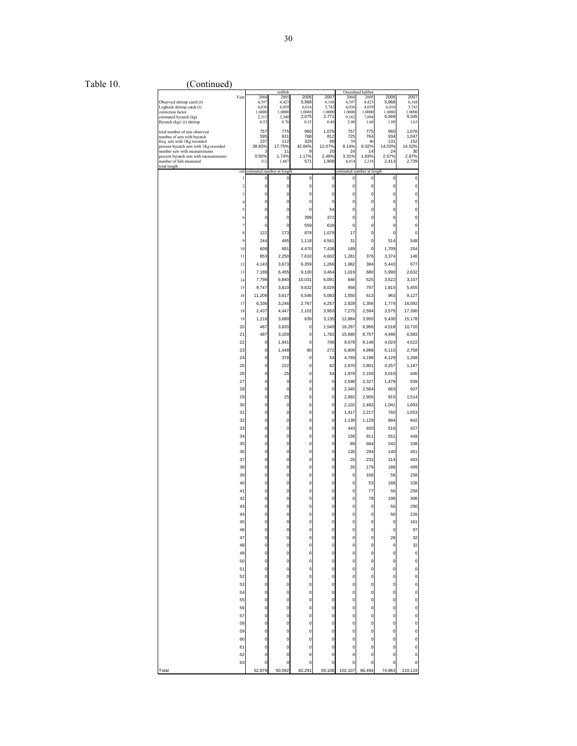Table 10. (Continued)

| | redfish | | | | Greenland halibut | | | |
|---|---|---|---|---|---|---|---|---|
| Year | 2004 | 2005 | 2006 | 2007 | 2004 | 2005 | 2006 | 2007 |
| Observed shrimp catch (t) | 4,397 | 4,423 | 5,968 | 6,168 | 4,397 | 4,423 | 5,968 | 6,168 |
| Logbook shrimp catch (t) | 4,036 | 4,039 | 6,016 | 5,743 | 4,036 | 4,039 | 6,016 | 5,743 |
| correction factor | 1.0000 | 1.0000 | 1.0080 | 1.0000 | 1.0000 | 1.0000 | 1.0080 | 1.0000 |
| estimated bycatch (kg) | 2,315 | 3,340 | 2,075 | 2,771 | 9,162 | 7,094 | 6,568 | 9,345 |
| Bycatch (kg)/ (t) shrimp | 0.53 | 0.76 | 0.35 | 0.48 | 2.08 | 1.60 | 1.09 | 1.63 |
| total number of sets observed | 757 | 775 | 960 | 1,076 | 757 | 775 | 960 | 1,076 |
| number of sets with bycatch | 595 | 631 | 768 | 812 | 725 | 764 | 934 | 1,047 |
| freq. sets with 1Kg recorded | 237 | 112 | 329 | 98 | 59 | 46 | 131 | 152 |
| percent bycatch sets with 1Kg recorded | 39.83% | 17.75% | 42.84% | 12.07% | 8.14% | 6.02% | 14.03% | 14.52% |
| number sets with measurements | 3 | 11 | 9 | 20 | 24 | 14 | 24 | 30 |
| percent bycatch sets with measurements | 0.50% | 1.74% | 1.17% | 2.46% | 3.31% | 1.83% | 2.57% | 2.87% |
| number of fish measured | 312 | 1,667 | 571 | 1,908 | 4,014 | 2,218 | 2,413 | 2,739 |
| total length | | | | | | | | |
| cm | estimated number at length | | | | estimated number at length | | | |
| 1 | 0 | 0 | 0 | 0 | 0 | 0 | 0 | 0 |
| 2 | 0 | 0 | 0 | 0 | 0 | 0 | 0 | 0 |
| 3 | 0 | 0 | 0 | 0 | 0 | 0 | 0 | 0 |
| 4 | 0 | 0 | 0 | 0 | 0 | 0 | 0 | 0 |
| 5 | 0 | 0 | 0 | 54 | 0 | 0 | 0 | 0 |
| 6 | 0 | 0 | 399 | 372 | 0 | 0 | 0 | 0 |
| 7 | 0 | 0 | 559 | 628 | 0 | 0 | 0 | 0 |
| 8 | 122 | 173 | 878 | 1,679 | 17 | 0 | 0 | 0 |
| 9 | 244 | 495 | 1,118 | 4,561 | 31 | 0 | 514 | 548 |
| 10 | 609 | 891 | 4,470 | 7,438 | 189 | 0 | 1,709 | 204 |
| 11 | 853 | 2,250 | 7,610 | 4,602 | 1,281 | 376 | 3,374 | 140 |
| 12 | 4,143 | 3,673 | 6,359 | 1,266 | 1,982 | 394 | 5,443 | 677 |
| 13 | 7,189 | 6,455 | 9,100 | 3,464 | 1,019 | 680 | 5,990 | 2,632 |
| 14 | 7,798 | 6,840 | 10,031 | 6,091 | 846 | 525 | 3,522 | 3,157 |
| 15 | 9,747 | 3,810 | 9,632 | 8,028 | 958 | 797 | 1,815 | 5,455 |
| 16 | 11,209 | 3,617 | 6,546 | 5,083 | 1,550 | 613 | 963 | 9,127 |
| 17 | 6,336 | 3,246 | 2,767 | 4,257 | 2,828 | 1,356 | 1,774 | 16,092 |
| 18 | 2,437 | 4,447 | 2,102 | 3,950 | 7,275 | 2,594 | 3,575 | 17,390 |
| 19 | 1,218 | 3,680 | 639 | 3,135 | 12,884 | 3,950 | 5,430 | 15,178 |
| 20 | 487 | 3,820 | 0 | 1,549 | 16,297 | 6,956 | 4,518 | 10,720 |
| 21 | 487 | 3,159 | 0 | 1,782 | 15,680 | 8,757 | 4,486 | 6,583 |
| 22 | 0 | 1,941 | 0 | 706 | 9,678 | 8,148 | 4,024 | 4,522 |
| 23 | 0 | 1,448 | 80 | 272 | 6,809 | 4,998 | 6,115 | 2,758 |
| 24 | 0 | 378 | 0 | 54 | 4,769 | 4,198 | 6,129 | 1,268 |
| 25 | 0 | 222 | 0 | 82 | 2,870 | 2,801 | 4,257 | 1,187 |
| 26 | 0 | 25 | 0 | 54 | 1,978 | 2,150 | 3,010 | 440 |
| 27 | 0 | 0 | 0 | 0 | 2,598 | 2,327 | 1,479 | 939 |
| 28 | 0 | 0 | 0 | 0 | 2,345 | 2,564 | 663 | 937 |
| 29 | 0 | 25 | 0 | 0 | 2,692 | 2,905 | 815 | 1,514 |
| 30 | 0 | 0 | 0 | 0 | 2,102 | 2,482 | 1,041 | 1,693 |
| 31 | 0 | 0 | 0 | 0 | 1,417 | 2,217 | 760 | 1,553 |
| 32 | 0 | 0 | 0 | 0 | 1,139 | 1,129 | 994 | 842 |
| 33 | 0 | 0 | 0 | 0 | 443 | 920 | 516 | 427 |
| 34 | 0 | 0 | 0 | 0 | 156 | 911 | 551 | 449 |
| 35 | 0 | 0 | 0 | 0 | 89 | 664 | 242 | 338 |
| 36 | 0 | 0 | 0 | 0 | 135 | 294 | 140 | 451 |
| 37 | 0 | 0 | 0 | 0 | 26 | 232 | 314 | 403 |
| 38 | 0 | 0 | 0 | 0 | 26 | 179 | 186 | 499 |
| 39 | 0 | 0 | 0 | 0 | 0 | 166 | 56 | 258 |
| 40 | 0 | 0 | 0 | 0 | 0 | 53 | 168 | 338 |
| 41 | 0 | 0 | 0 | 0 | 0 | 77 | 56 | 258 |
| 42 | 0 | 0 | 0 | 0 | 0 | 78 | 196 | 306 |
| 43 | 0 | 0 | 0 | 0 | 0 | 0 | 56 | 290 |
| 44 | 0 | 0 | 0 | 0 | 0 | 0 | 56 | 226 |
| 45 | 0 | 0 | 0 | 0 | 0 | 0 | 0 | 161 |
| 46 | 0 | 0 | 0 | 0 | 0 | 0 | 0 | 97 |
| 47 | 0 | 0 | 0 | 0 | 0 | 0 | 28 | 32 |
| 48 | 0 | 0 | 0 | 0 | 0 | 0 | 0 | 32 |
| 49 | 0 | 0 | 0 | 0 | 0 | 0 | 0 | 0 |
| 50 | 0 | 0 | 0 | 0 | 0 | 0 | 0 | 0 |
| 51 | 0 | 0 | 0 | 0 | 0 | 0 | 0 | 0 |
| 52 | 0 | 0 | 0 | 0 | 0 | 0 | 0 | 0 |
| 53 | 0 | 0 | 0 | 0 | 0 | 0 | 0 | 0 |
| 54 | 0 | 0 | 0 | 0 | 0 | 0 | 0 | 0 |
| 55 | 0 | 0 | 0 | 0 | 0 | 0 | 0 | 0 |
| 56 | 0 | 0 | 0 | 0 | 0 | 0 | 0 | 0 |
| 57 | 0 | 0 | 0 | 0 | 0 | 0 | 0 | 0 |
| 58 | 0 | 0 | 0 | 0 | 0 | 0 | 0 | 0 |
| 59 | 0 | 0 | 0 | 0 | 0 | 0 | 0 | 0 |
| 60 | 0 | 0 | 0 | 0 | 0 | 0 | 0 | 0 |
| 61 | 0 | 0 | 0 | 0 | 0 | 0 | 0 | 0 |
| 62 | 0 | 0 | 0 | 0 | 0 | 0 | 0 | 0 |
| 63 | 0 | 0 | 0 | 0 | 0 | 0 | 0 | 0 |
| Total | 52,879 | 50,592 | 62,291 | 59,106 | 102,107 | 66,494 | 74,963 | 110,119 |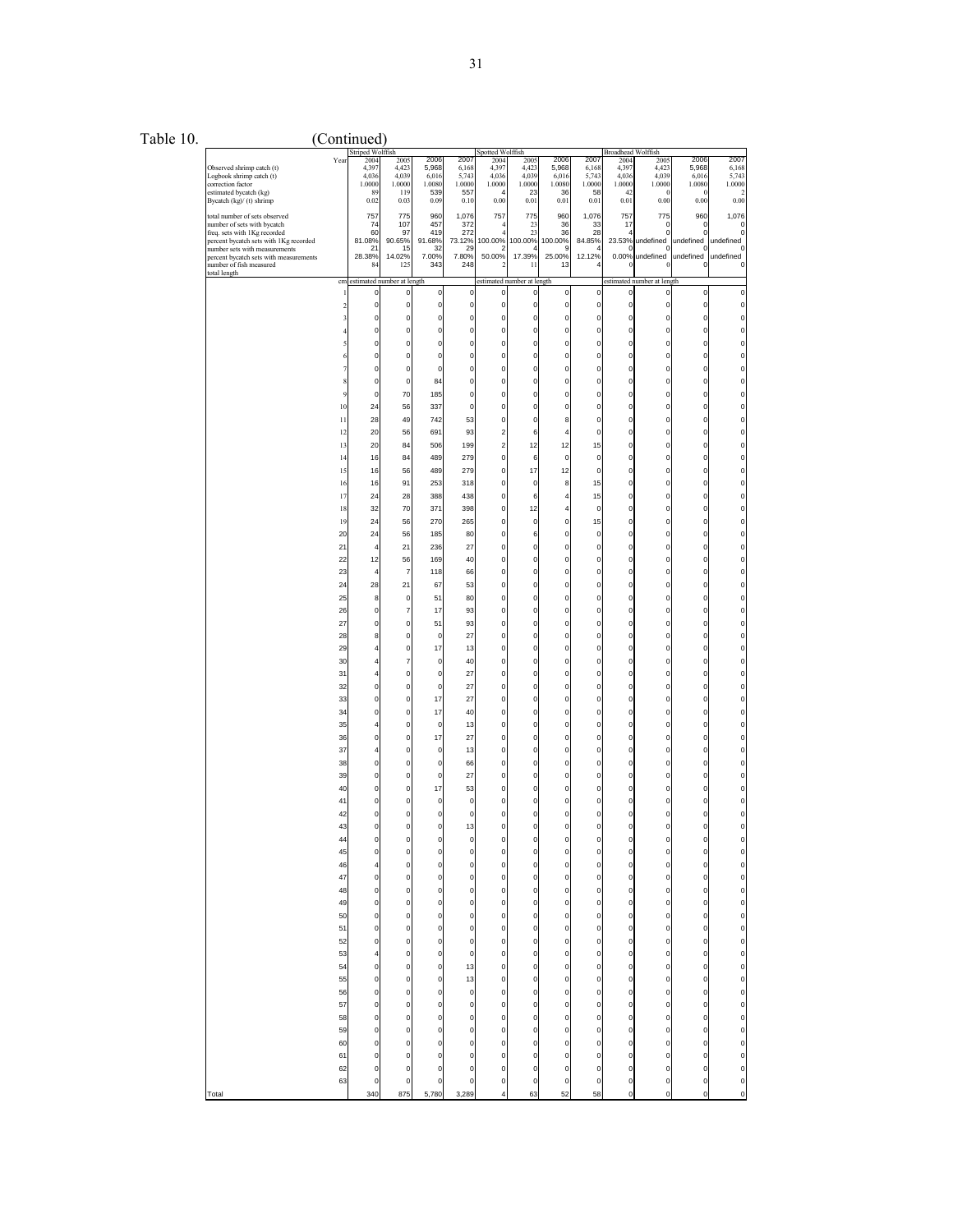Table 10. (Continued)

| | Striped Wolffish | | | | Spotted Wolffish | | | | Broadhead Wolffish | | | |
|---|---|---|---|---|---|---|---|---|---|---|---|---|
| Year | 2004 | 2005 | 2006 | 2007 | 2004 | 2005 | 2006 | 2007 | 2004 | 2005 | 2006 | 2007 |
| Observed shrimp catch (t) | 4,397 | 4,423 | 5,968 | 6,168 | 4,397 | 4,423 | 5,968 | 6,168 | 4,397 | 4,423 | 5,968 | 6,168 |
| Logbook shrimp catch (t) | 4,036 | 4,039 | 6,016 | 5,743 | 4,036 | 4,039 | 6,016 | 5,743 | 4,036 | 4,039 | 6,016 | 5,743 |
| correction factor | 1.0000 | 1.0000 | 1.0080 | 1.0000 | 1.0000 | 1.0000 | 1.0080 | 1.0000 | 1.0000 | 1.0000 | 1.0080 | 1.0000 |
| estimated bycatch (kg) | 89 | 119 | 539 | 557 | 4 | 23 | 36 | 58 | 42 | 0 | 0 | 2 |
| Bycatch (kg)/ (t) shrimp | 0.02 | 0.03 | 0.09 | 0.10 | 0.00 | 0.01 | 0.01 | 0.01 | 0.01 | 0.00 | 0.00 | 0.00 |
| total number of sets observed | 757 | 775 | 960 | 1,076 | 757 | 775 | 960 | 1,076 | 757 | 775 | 960 | 1,076 |
| number of sets with bycatch | 74 | 107 | 457 | 372 | 4 | 23 | 36 | 33 | 17 | 0 | 0 | 0 |
| freq. sets with 1Kg recorded | 60 | 97 | 419 | 272 | 4 | 23 | 36 | 28 | 4 | 0 | 0 | 0 |
| percent bycatch sets with 1Kg recorded | 81.08% | 90.65% | 91.68% | 73.12% | 100.00% | 100.00% | 100.00% | 84.85% | 23.53% | undefined | undefined | undefined |
| number sets with measurements | 21 | 15 | 32 | 29 | 2 | 4 | 9 | 4 | 0 | 0 | 0 | 0 |
| percent bycatch sets with measurements | 28.38% | 14.02% | 7.00% | 7.80% | 50.00% | 17.39% | 25.00% | 12.12% | 0.00% | undefined | undefined | undefined |
| number of fish measured | 84 | 125 | 343 | 248 | 2 | 11 | 13 | 4 | 0 | 0 | 0 | 0 |
| total length | | | | | | | | | | | | |
| cm | estimated number at length | | | | estimated number at length | | | | estimated number at length | | | |
| 1 | 0 | 0 | 0 | 0 | 0 | 0 | 0 | 0 | 0 | 0 | 0 | 0 |
| 2 | 0 | 0 | 0 | 0 | 0 | 0 | 0 | 0 | 0 | 0 | 0 | 0 |
| 3 | 0 | 0 | 0 | 0 | 0 | 0 | 0 | 0 | 0 | 0 | 0 | 0 |
| 4 | 0 | 0 | 0 | 0 | 0 | 0 | 0 | 0 | 0 | 0 | 0 | 0 |
| 5 | 0 | 0 | 0 | 0 | 0 | 0 | 0 | 0 | 0 | 0 | 0 | 0 |
| 6 | 0 | 0 | 0 | 0 | 0 | 0 | 0 | 0 | 0 | 0 | 0 | 0 |
| 7 | 0 | 0 | 0 | 0 | 0 | 0 | 0 | 0 | 0 | 0 | 0 | 0 |
| 8 | 0 | 0 | 84 | 0 | 0 | 0 | 0 | 0 | 0 | 0 | 0 | 0 |
| 9 | 0 | 70 | 185 | 0 | 0 | 0 | 0 | 0 | 0 | 0 | 0 | 0 |
| 10 | 24 | 56 | 337 | 0 | 0 | 0 | 0 | 0 | 0 | 0 | 0 | 0 |
| 11 | 28 | 49 | 742 | 53 | 0 | 0 | 8 | 0 | 0 | 0 | 0 | 0 |
| 12 | 20 | 56 | 691 | 93 | 2 | 6 | 4 | 0 | 0 | 0 | 0 | 0 |
| 13 | 20 | 84 | 506 | 199 | 2 | 12 | 12 | 15 | 0 | 0 | 0 | 0 |
| 14 | 16 | 84 | 489 | 279 | 0 | 6 | 0 | 0 | 0 | 0 | 0 | 0 |
| 15 | 16 | 56 | 489 | 279 | 0 | 17 | 12 | 0 | 0 | 0 | 0 | 0 |
| 16 | 16 | 91 | 253 | 318 | 0 | 0 | 8 | 15 | 0 | 0 | 0 | 0 |
| 17 | 24 | 28 | 388 | 438 | 0 | 6 | 4 | 15 | 0 | 0 | 0 | 0 |
| 18 | 32 | 70 | 371 | 398 | 0 | 12 | 4 | 0 | 0 | 0 | 0 | 0 |
| 19 | 24 | 56 | 270 | 265 | 0 | 0 | 0 | 15 | 0 | 0 | 0 | 0 |
| 20 | 24 | 56 | 185 | 80 | 0 | 6 | 0 | 0 | 0 | 0 | 0 | 0 |
| 21 | 4 | 21 | 236 | 27 | 0 | 0 | 0 | 0 | 0 | 0 | 0 | 0 |
| 22 | 12 | 56 | 169 | 40 | 0 | 0 | 0 | 0 | 0 | 0 | 0 | 0 |
| 23 | 4 | 7 | 118 | 66 | 0 | 0 | 0 | 0 | 0 | 0 | 0 | 0 |
| 24 | 28 | 21 | 67 | 53 | 0 | 0 | 0 | 0 | 0 | 0 | 0 | 0 |
| 25 | 8 | 0 | 51 | 80 | 0 | 0 | 0 | 0 | 0 | 0 | 0 | 0 |
| 26 | 0 | 7 | 17 | 93 | 0 | 0 | 0 | 0 | 0 | 0 | 0 | 0 |
| 27 | 0 | 0 | 51 | 93 | 0 | 0 | 0 | 0 | 0 | 0 | 0 | 0 |
| 28 | 8 | 0 | 0 | 27 | 0 | 0 | 0 | 0 | 0 | 0 | 0 | 0 |
| 29 | 4 | 0 | 17 | 13 | 0 | 0 | 0 | 0 | 0 | 0 | 0 | 0 |
| 30 | 4 | 7 | 0 | 40 | 0 | 0 | 0 | 0 | 0 | 0 | 0 | 0 |
| 31 | 4 | 0 | 0 | 27 | 0 | 0 | 0 | 0 | 0 | 0 | 0 | 0 |
| 32 | 0 | 0 | 0 | 27 | 0 | 0 | 0 | 0 | 0 | 0 | 0 | 0 |
| 33 | 0 | 0 | 17 | 27 | 0 | 0 | 0 | 0 | 0 | 0 | 0 | 0 |
| 34 | 0 | 0 | 17 | 40 | 0 | 0 | 0 | 0 | 0 | 0 | 0 | 0 |
| 35 | 4 | 0 | 0 | 13 | 0 | 0 | 0 | 0 | 0 | 0 | 0 | 0 |
| 36 | 0 | 0 | 17 | 27 | 0 | 0 | 0 | 0 | 0 | 0 | 0 | 0 |
| 37 | 4 | 0 | 0 | 13 | 0 | 0 | 0 | 0 | 0 | 0 | 0 | 0 |
| 38 | 0 | 0 | 0 | 66 | 0 | 0 | 0 | 0 | 0 | 0 | 0 | 0 |
| 39 | 0 | 0 | 0 | 27 | 0 | 0 | 0 | 0 | 0 | 0 | 0 | 0 |
| 40 | 0 | 0 | 17 | 53 | 0 | 0 | 0 | 0 | 0 | 0 | 0 | 0 |
| 41 | 0 | 0 | 0 | 0 | 0 | 0 | 0 | 0 | 0 | 0 | 0 | 0 |
| 42 | 0 | 0 | 0 | 0 | 0 | 0 | 0 | 0 | 0 | 0 | 0 | 0 |
| 43 | 0 | 0 | 0 | 13 | 0 | 0 | 0 | 0 | 0 | 0 | 0 | 0 |
| 44 | 0 | 0 | 0 | 0 | 0 | 0 | 0 | 0 | 0 | 0 | 0 | 0 |
| 45 | 0 | 0 | 0 | 0 | 0 | 0 | 0 | 0 | 0 | 0 | 0 | 0 |
| 46 | 4 | 0 | 0 | 0 | 0 | 0 | 0 | 0 | 0 | 0 | 0 | 0 |
| 47 | 0 | 0 | 0 | 0 | 0 | 0 | 0 | 0 | 0 | 0 | 0 | 0 |
| 48 | 0 | 0 | 0 | 0 | 0 | 0 | 0 | 0 | 0 | 0 | 0 | 0 |
| 49 | 0 | 0 | 0 | 0 | 0 | 0 | 0 | 0 | 0 | 0 | 0 | 0 |
| 50 | 0 | 0 | 0 | 0 | 0 | 0 | 0 | 0 | 0 | 0 | 0 | 0 |
| 51 | 0 | 0 | 0 | 0 | 0 | 0 | 0 | 0 | 0 | 0 | 0 | 0 |
| 52 | 0 | 0 | 0 | 0 | 0 | 0 | 0 | 0 | 0 | 0 | 0 | 0 |
| 53 | 4 | 0 | 0 | 0 | 0 | 0 | 0 | 0 | 0 | 0 | 0 | 0 |
| 54 | 0 | 0 | 0 | 13 | 0 | 0 | 0 | 0 | 0 | 0 | 0 | 0 |
| 55 | 0 | 0 | 0 | 13 | 0 | 0 | 0 | 0 | 0 | 0 | 0 | 0 |
| 56 | 0 | 0 | 0 | 0 | 0 | 0 | 0 | 0 | 0 | 0 | 0 | 0 |
| 57 | 0 | 0 | 0 | 0 | 0 | 0 | 0 | 0 | 0 | 0 | 0 | 0 |
| 58 | 0 | 0 | 0 | 0 | 0 | 0 | 0 | 0 | 0 | 0 | 0 | 0 |
| 59 | 0 | 0 | 0 | 0 | 0 | 0 | 0 | 0 | 0 | 0 | 0 | 0 |
| 60 | 0 | 0 | 0 | 0 | 0 | 0 | 0 | 0 | 0 | 0 | 0 | 0 |
| 61 | 0 | 0 | 0 | 0 | 0 | 0 | 0 | 0 | 0 | 0 | 0 | 0 |
| 62 | 0 | 0 | 0 | 0 | 0 | 0 | 0 | 0 | 0 | 0 | 0 | 0 |
| 63 | 0 | 0 | 0 | 0 | 0 | 0 | 0 | 0 | 0 | 0 | 0 | 0 |
| Total | 340 | 875 | 5,780 | 3,289 | 4 | 63 | 52 | 58 | 0 | 0 | 0 | 0 |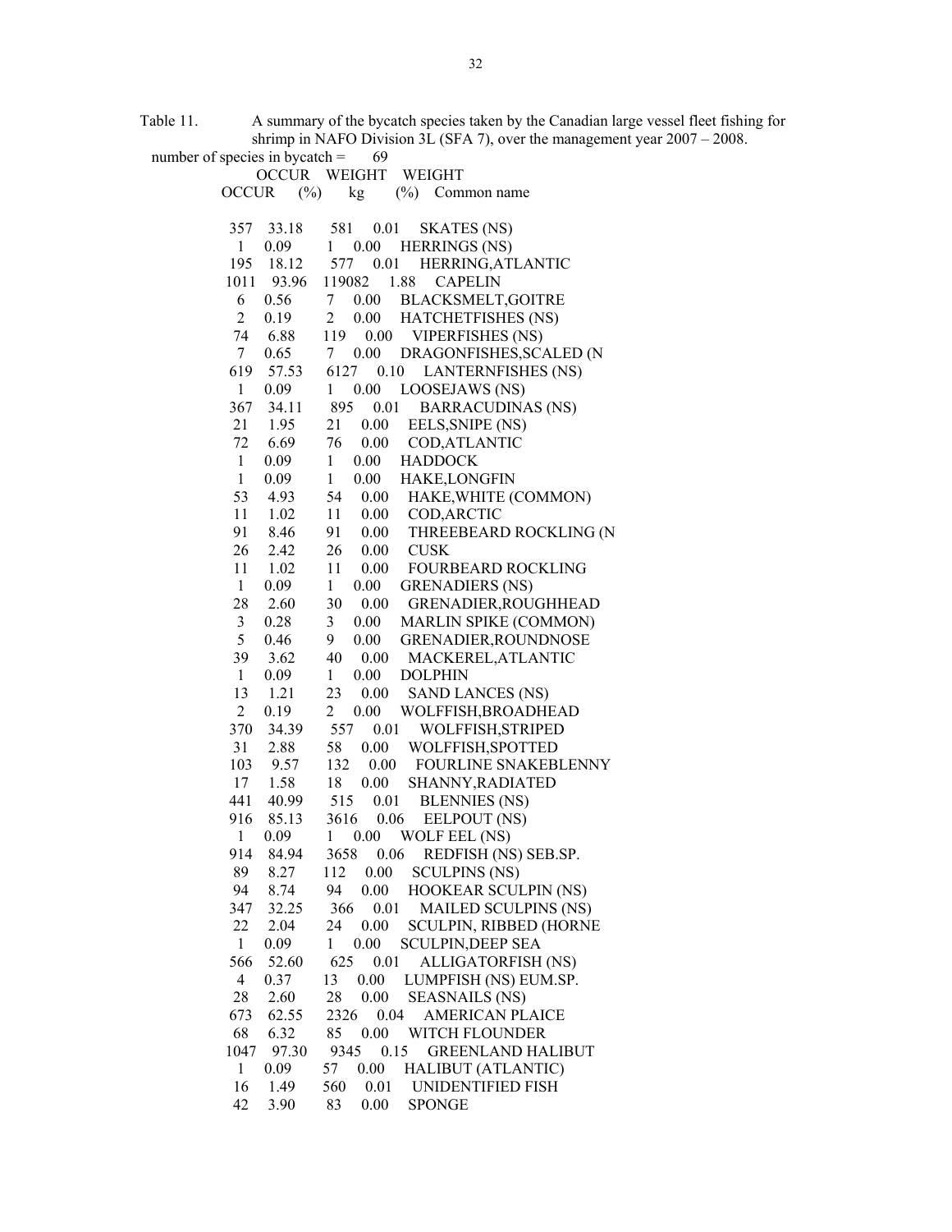Table 11. A summary of the bycatch species taken by the Canadian large vessel fleet fishing for shrimp in NAFO Division 3L (SFA 7), over the management year 2007 – 2008.

number of species in bycatch = 69

| OCCUR | OCCUR (%) | WEIGHT kg | WEIGHT (%) | Common name |
|---|---|---|---|---|
| 357 | 33.18 | 581 | 0.01 | SKATES (NS) |
| 1 | 0.09 | 1 | 0.00 | HERRINGS (NS) |
| 195 | 18.12 | 577 | 0.01 | HERRING,ATLANTIC |
| 1011 | 93.96 | 119082 | 1.88 | CAPELIN |
| 6 | 0.56 | 7 | 0.00 | BLACKSMELT,GOITRE |
| 2 | 0.19 | 2 | 0.00 | HATCHETFISHES (NS) |
| 74 | 6.88 | 119 | 0.00 | VIPERFISHES (NS) |
| 7 | 0.65 | 7 | 0.00 | DRAGONFISHES,SCALED (N |
| 619 | 57.53 | 6127 | 0.10 | LANTERNFISHES (NS) |
| 1 | 0.09 | 1 | 0.00 | LOOSEJAWS (NS) |
| 367 | 34.11 | 895 | 0.01 | BARRACUDINAS (NS) |
| 21 | 1.95 | 21 | 0.00 | EELS,SNIPE (NS) |
| 72 | 6.69 | 76 | 0.00 | COD,ATLANTIC |
| 1 | 0.09 | 1 | 0.00 | HADDOCK |
| 1 | 0.09 | 1 | 0.00 | HAKE,LONGFIN |
| 53 | 4.93 | 54 | 0.00 | HAKE,WHITE (COMMON) |
| 11 | 1.02 | 11 | 0.00 | COD,ARCTIC |
| 91 | 8.46 | 91 | 0.00 | THREEBEARD ROCKLING (N |
| 26 | 2.42 | 26 | 0.00 | CUSK |
| 11 | 1.02 | 11 | 0.00 | FOURBEARD ROCKLING |
| 1 | 0.09 | 1 | 0.00 | GRENADIERS (NS) |
| 28 | 2.60 | 30 | 0.00 | GRENADIER,ROUGHHEAD |
| 3 | 0.28 | 3 | 0.00 | MARLIN SPIKE (COMMON) |
| 5 | 0.46 | 9 | 0.00 | GRENADIER,ROUNDNOSE |
| 39 | 3.62 | 40 | 0.00 | MACKEREL,ATLANTIC |
| 1 | 0.09 | 1 | 0.00 | DOLPHIN |
| 13 | 1.21 | 23 | 0.00 | SAND LANCES (NS) |
| 2 | 0.19 | 2 | 0.00 | WOLFFISH,BROADHEAD |
| 370 | 34.39 | 557 | 0.01 | WOLFFISH,STRIPED |
| 31 | 2.88 | 58 | 0.00 | WOLFFISH,SPOTTED |
| 103 | 9.57 | 132 | 0.00 | FOURLINE SNAKEBLENNY |
| 17 | 1.58 | 18 | 0.00 | SHANNY,RADIATED |
| 441 | 40.99 | 515 | 0.01 | BLENNIES (NS) |
| 916 | 85.13 | 3616 | 0.06 | EELPOUT (NS) |
| 1 | 0.09 | 1 | 0.00 | WOLF EEL (NS) |
| 914 | 84.94 | 3658 | 0.06 | REDFISH (NS) SEB.SP. |
| 89 | 8.27 | 112 | 0.00 | SCULPINS (NS) |
| 94 | 8.74 | 94 | 0.00 | HOOKEAR SCULPIN (NS) |
| 347 | 32.25 | 366 | 0.01 | MAILED SCULPINS (NS) |
| 22 | 2.04 | 24 | 0.00 | SCULPIN, RIBBED (HORNE |
| 1 | 0.09 | 1 | 0.00 | SCULPIN,DEEP SEA |
| 566 | 52.60 | 625 | 0.01 | ALLIGATORFISH (NS) |
| 4 | 0.37 | 13 | 0.00 | LUMPFISH (NS) EUM.SP. |
| 28 | 2.60 | 28 | 0.00 | SEASNAILS (NS) |
| 673 | 62.55 | 2326 | 0.04 | AMERICAN PLAICE |
| 68 | 6.32 | 85 | 0.00 | WITCH FLOUNDER |
| 1047 | 97.30 | 9345 | 0.15 | GREENLAND HALIBUT |
| 1 | 0.09 | 57 | 0.00 | HALIBUT (ATLANTIC) |
| 16 | 1.49 | 560 | 0.01 | UNIDENTIFIED FISH |
| 42 | 3.90 | 83 | 0.00 | SPONGE |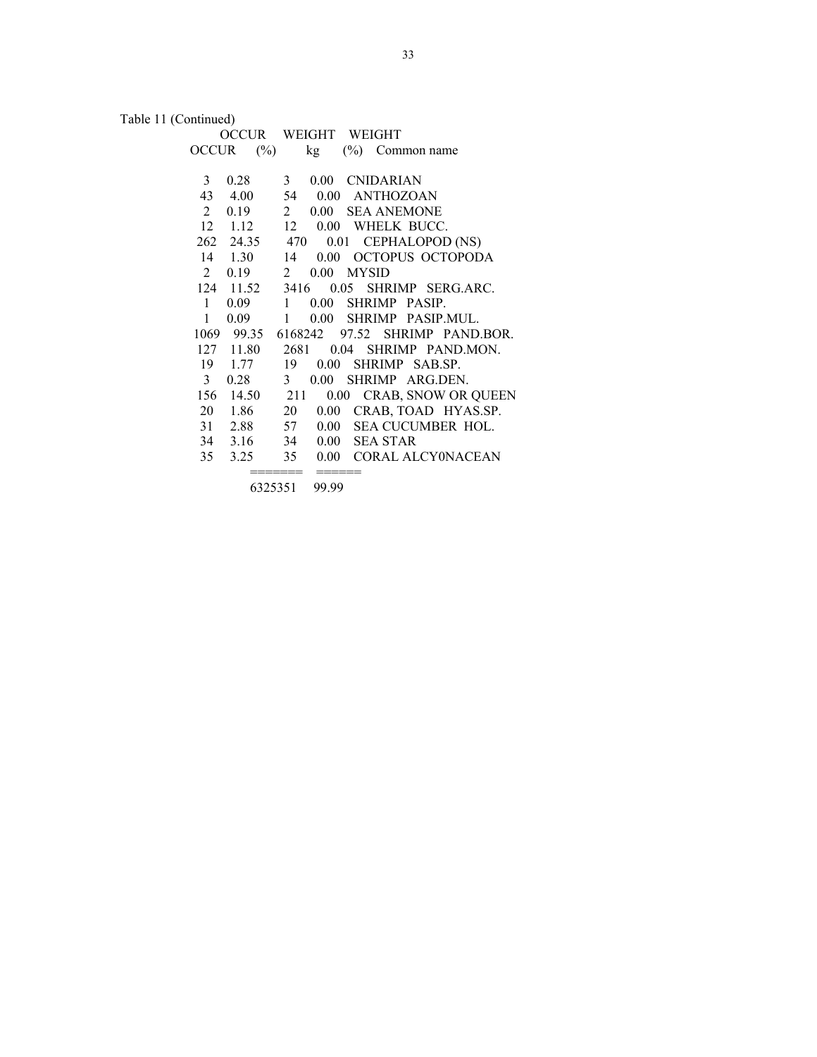Table 11 (Continued)

| OCCUR | OCCUR (%) | WEIGHT kg | WEIGHT (%) | Common name |
|---|---|---|---|---|
| 3 | 0.28 | 3 | 0.00 | CNIDARIAN |
| 43 | 4.00 | 54 | 0.00 | ANTHOZOAN |
| 2 | 0.19 | 2 | 0.00 | SEA ANEMONE |
| 12 | 1.12 | 12 | 0.00 | WHELK BUCC. |
| 262 | 24.35 | 470 | 0.01 | CEPHALOPOD (NS) |
| 14 | 1.30 | 14 | 0.00 | OCTOPUS OCTOPODA |
| 2 | 0.19 | 2 | 0.00 | MYSID |
| 124 | 11.52 | 3416 | 0.05 | SHRIMP SERG.ARC. |
| 1 | 0.09 | 1 | 0.00 | SHRIMP PASIP. |
| 1 | 0.09 | 1 | 0.00 | SHRIMP PASIP.MUL. |
| 1069 | 99.35 | 6168242 | 97.52 | SHRIMP PAND.BOR. |
| 127 | 11.80 | 2681 | 0.04 | SHRIMP PAND.MON. |
| 19 | 1.77 | 19 | 0.00 | SHRIMP SAB.SP. |
| 3 | 0.28 | 3 | 0.00 | SHRIMP ARG.DEN. |
| 156 | 14.50 | 211 | 0.00 | CRAB, SNOW OR QUEEN |
| 20 | 1.86 | 20 | 0.00 | CRAB, TOAD HYAS.SP. |
| 31 | 2.88 | 57 | 0.00 | SEA CUCUMBER HOL. |
| 34 | 3.16 | 34 | 0.00 | SEA STAR |
| 35 | 3.25 | 35 | 0.00 | CORAL ALCY0NACEAN |
| | | ======= | ====== | |
| | | 6325351 | 99.99 | |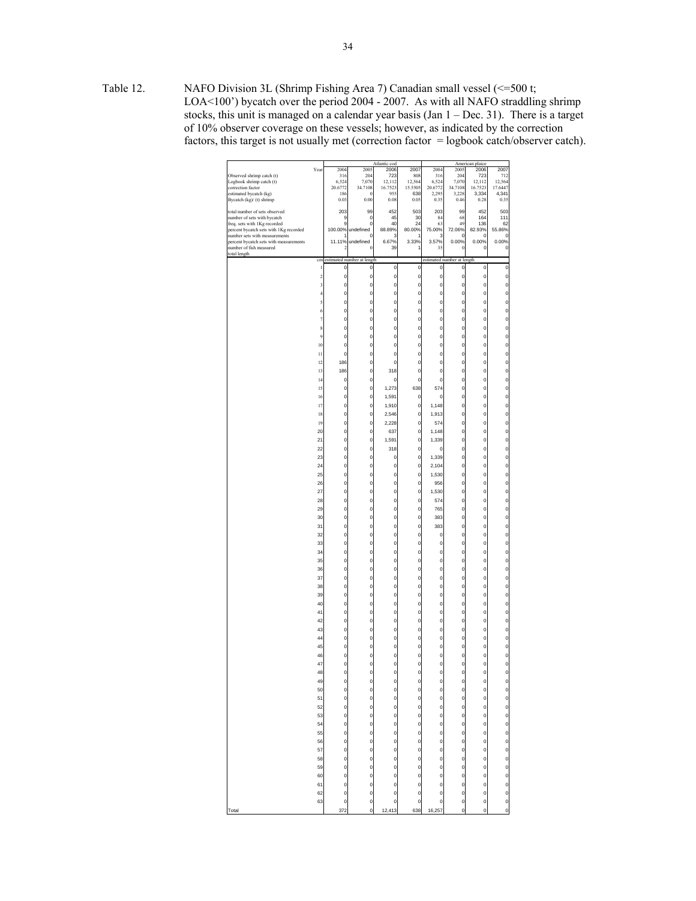Table 12. NAFO Division 3L (Shrimp Fishing Area 7) Canadian small vessel (<=500 t; LOA<100') bycatch over the period 2004 - 2007. As with all NAFO straddling shrimp stocks, this unit is managed on a calendar year basis (Jan 1 – Dec. 31). There is a target of 10% observer coverage on these vessels; however, as indicated by the correction factors, this target is not usually met (correction factor = logbook catch/observer catch).

| | Atlantic cod | | | | American plaice | | | |
|---|---|---|---|---|---|---|---|---|
| Year | 2004 | 2005 | 2006 | 2007 | 2004 | 2005 | 2006 | 2007 |
| Observed shrimp catch (t) | 316 | 204 | 723 | 808 | 316 | 204 | 723 | 712 |
| Logbook shrimp catch (t) | 6,524 | 7,070 | 12,112 | 12,564 | 6,524 | 7,070 | 12,112 | 12,564 |
| correction factor | 20.6772 | 34.7108 | 16.7523 | 15.5505 | 20.6772 | 34.7108 | 16.7523 | 17.6447 |
| estimated bycatch (kg) | 186 | 0 | 955 | 638 | 2,295 | 3,228 | 3,334 | 4,341 |
| Bycatch (kg)/ (t) shrimp | 0.03 | 0.00 | 0.08 | 0.05 | 0.35 | 0.46 | 0.28 | 0.35 |
| total number of sets observed | 203 | 99 | 452 | 503 | 203 | 99 | 452 | 503 |
| number of sets with bycatch | 9 | 0 | 45 | 30 | 84 | 68 | 164 | 111 |
| freq. sets with 1Kg recorded | 9 | 0 | 40 | 24 | 63 | 49 | 136 | 62 |
| percent bycatch sets with 1Kg recorded | 100.00% | undefined | 88.89% | 80.00% | 75.00% | 72.06% | 82.93% | 55.86% |
| number sets with measurements | 1 | 0 | 3 | 1 | 3 | 0 | 0 | 0 |
| percent bycatch sets with measurements | 11.11% | undefined | 6.67% | 3.33% | 3.57% | 0.00% | 0.00% | 0.00% |
| number of fish measured | 2 | 0 | 39 | 1 | 35 | 0 | 0 | 0 |
| total length | | | | | | | | |
| cm | estimated number at length | | | | estimated number at length | | | |
| 1 | 0 | 0 | 0 | 0 | 0 | 0 | 0 | 0 |
| 2 | 0 | 0 | 0 | 0 | 0 | 0 | 0 | 0 |
| 3 | 0 | 0 | 0 | 0 | 0 | 0 | 0 | 0 |
| 4 | 0 | 0 | 0 | 0 | 0 | 0 | 0 | 0 |
| 5 | 0 | 0 | 0 | 0 | 0 | 0 | 0 | 0 |
| 6 | 0 | 0 | 0 | 0 | 0 | 0 | 0 | 0 |
| 7 | 0 | 0 | 0 | 0 | 0 | 0 | 0 | 0 |
| 8 | 0 | 0 | 0 | 0 | 0 | 0 | 0 | 0 |
| 9 | 0 | 0 | 0 | 0 | 0 | 0 | 0 | 0 |
| 10 | 0 | 0 | 0 | 0 | 0 | 0 | 0 | 0 |
| 11 | 0 | 0 | 0 | 0 | 0 | 0 | 0 | 0 |
| 12 | 186 | 0 | 0 | 0 | 0 | 0 | 0 | 0 |
| 13 | 186 | 0 | 318 | 0 | 0 | 0 | 0 | 0 |
| 14 | 0 | 0 | 0 | 0 | 0 | 0 | 0 | 0 |
| 15 | 0 | 0 | 1,273 | 638 | 574 | 0 | 0 | 0 |
| 16 | 0 | 0 | 1,591 | 0 | 0 | 0 | 0 | 0 |
| 17 | 0 | 0 | 1,910 | 0 | 1,148 | 0 | 0 | 0 |
| 18 | 0 | 0 | 2,546 | 0 | 1,913 | 0 | 0 | 0 |
| 19 | 0 | 0 | 2,228 | 0 | 574 | 0 | 0 | 0 |
| 20 | 0 | 0 | 637 | 0 | 1,148 | 0 | 0 | 0 |
| 21 | 0 | 0 | 1,591 | 0 | 1,339 | 0 | 0 | 0 |
| 22 | 0 | 0 | 318 | 0 | 0 | 0 | 0 | 0 |
| 23 | 0 | 0 | 0 | 0 | 1,339 | 0 | 0 | 0 |
| 24 | 0 | 0 | 0 | 0 | 2,104 | 0 | 0 | 0 |
| 25 | 0 | 0 | 0 | 0 | 1,530 | 0 | 0 | 0 |
| 26 | 0 | 0 | 0 | 0 | 956 | 0 | 0 | 0 |
| 27 | 0 | 0 | 0 | 0 | 1,530 | 0 | 0 | 0 |
| 28 | 0 | 0 | 0 | 0 | 574 | 0 | 0 | 0 |
| 29 | 0 | 0 | 0 | 0 | 765 | 0 | 0 | 0 |
| 30 | 0 | 0 | 0 | 0 | 383 | 0 | 0 | 0 |
| 31 | 0 | 0 | 0 | 0 | 383 | 0 | 0 | 0 |
| 32 | 0 | 0 | 0 | 0 | 0 | 0 | 0 | 0 |
| 33 | 0 | 0 | 0 | 0 | 0 | 0 | 0 | 0 |
| 34 | 0 | 0 | 0 | 0 | 0 | 0 | 0 | 0 |
| 35 | 0 | 0 | 0 | 0 | 0 | 0 | 0 | 0 |
| 36 | 0 | 0 | 0 | 0 | 0 | 0 | 0 | 0 |
| 37 | 0 | 0 | 0 | 0 | 0 | 0 | 0 | 0 |
| 38 | 0 | 0 | 0 | 0 | 0 | 0 | 0 | 0 |
| 39 | 0 | 0 | 0 | 0 | 0 | 0 | 0 | 0 |
| 40 | 0 | 0 | 0 | 0 | 0 | 0 | 0 | 0 |
| 41 | 0 | 0 | 0 | 0 | 0 | 0 | 0 | 0 |
| 42 | 0 | 0 | 0 | 0 | 0 | 0 | 0 | 0 |
| 43 | 0 | 0 | 0 | 0 | 0 | 0 | 0 | 0 |
| 44 | 0 | 0 | 0 | 0 | 0 | 0 | 0 | 0 |
| 45 | 0 | 0 | 0 | 0 | 0 | 0 | 0 | 0 |
| 46 | 0 | 0 | 0 | 0 | 0 | 0 | 0 | 0 |
| 47 | 0 | 0 | 0 | 0 | 0 | 0 | 0 | 0 |
| 48 | 0 | 0 | 0 | 0 | 0 | 0 | 0 | 0 |
| 49 | 0 | 0 | 0 | 0 | 0 | 0 | 0 | 0 |
| 50 | 0 | 0 | 0 | 0 | 0 | 0 | 0 | 0 |
| 51 | 0 | 0 | 0 | 0 | 0 | 0 | 0 | 0 |
| 52 | 0 | 0 | 0 | 0 | 0 | 0 | 0 | 0 |
| 53 | 0 | 0 | 0 | 0 | 0 | 0 | 0 | 0 |
| 54 | 0 | 0 | 0 | 0 | 0 | 0 | 0 | 0 |
| 55 | 0 | 0 | 0 | 0 | 0 | 0 | 0 | 0 |
| 56 | 0 | 0 | 0 | 0 | 0 | 0 | 0 | 0 |
| 57 | 0 | 0 | 0 | 0 | 0 | 0 | 0 | 0 |
| 58 | 0 | 0 | 0 | 0 | 0 | 0 | 0 | 0 |
| 59 | 0 | 0 | 0 | 0 | 0 | 0 | 0 | 0 |
| 60 | 0 | 0 | 0 | 0 | 0 | 0 | 0 | 0 |
| 61 | 0 | 0 | 0 | 0 | 0 | 0 | 0 | 0 |
| 62 | 0 | 0 | 0 | 0 | 0 | 0 | 0 | 0 |
| 63 | 0 | 0 | 0 | 0 | 0 | 0 | 0 | 0 |
| Total | 372 | 0 | 12,413 | 638 | 16,257 | 0 | 0 | 0 |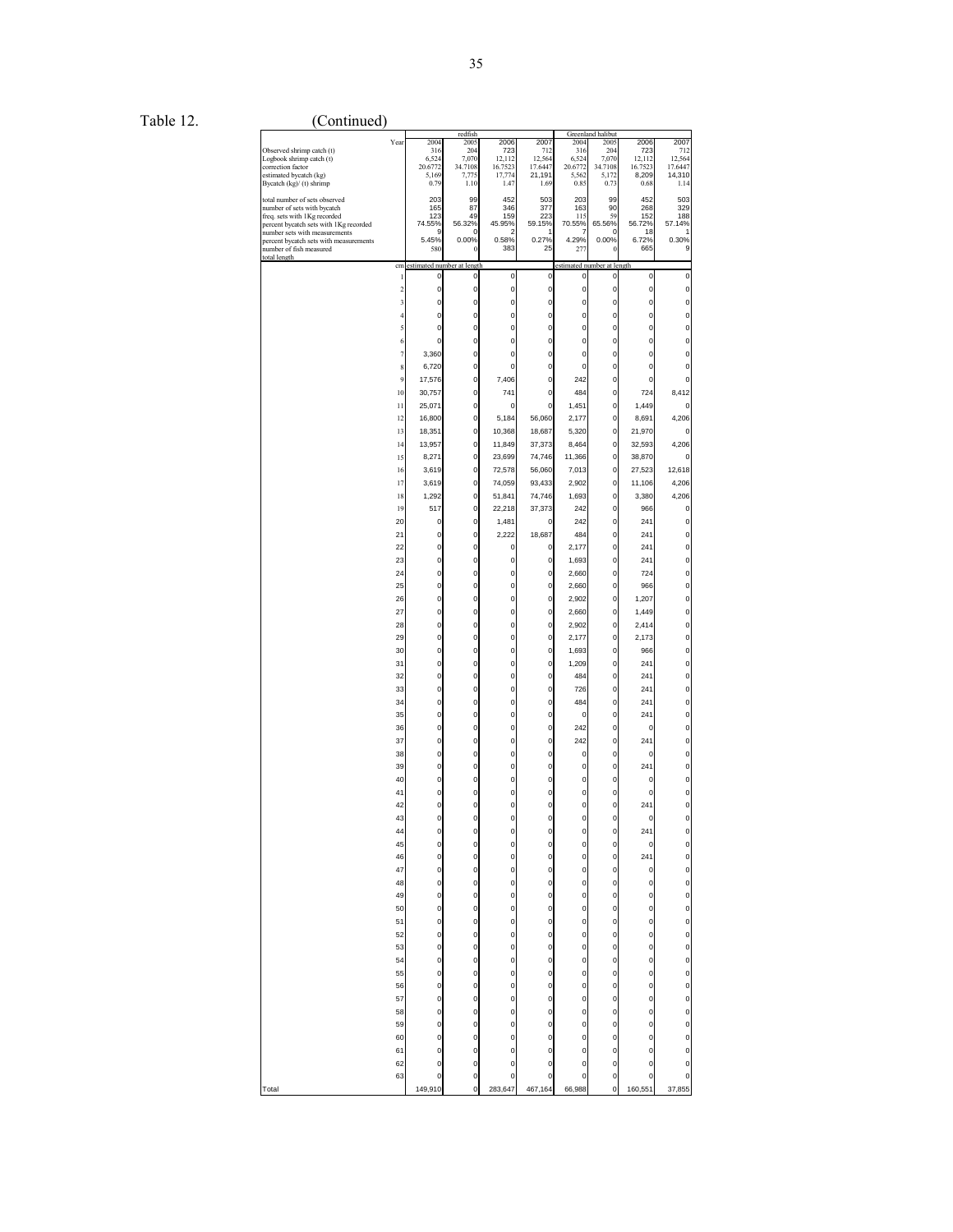Table 12. (Continued)

| Year | redfish 2004 | 2005 | 2006 | 2007 | Greenland halibut 2004 | 2005 | 2006 | 2007 |
|---|---|---|---|---|---|---|---|---|
| Observed shrimp catch (t) | 316 | 204 | 723 | 712 | 316 | 204 | 723 | 712 |
| Logbook shrimp catch (t) | 6,524 | 7,070 | 12,112 | 12,564 | 6,524 | 7,070 | 12,112 | 12,564 |
| correction factor | 20.6772 | 34.7108 | 16.7523 | 17.6447 | 20.6772 | 34.7108 | 16.7523 | 17.6447 |
| estimated bycatch (kg) | 5,169 | 7,775 | 17,774 | 21,191 | 5,562 | 5,172 | 8,209 | 14,310 |
| Bycatch (kg)/ (t) shrimp | 0.79 | 1.10 | 1.47 | 1.69 | 0.85 | 0.73 | 0.68 | 1.14 |
| total number of sets observed | 203 | 99 | 452 | 503 | 203 | 99 | 452 | 503 |
| number of sets with bycatch | 165 | 87 | 346 | 377 | 163 | 90 | 268 | 329 |
| freq. sets with 1Kg recorded | 123 | 49 | 159 | 223 | 115 | 59 | 152 | 188 |
| percent bycatch sets with 1Kg recorded | 74.55% | 56.32% | 45.95% | 59.15% | 70.55% | 65.56% | 56.72% | 57.14% |
| number sets with measurements | 9 | 0 | 2 | 1 | 7 | 0 | 18 | 1 |
| percent bycatch sets with measurements | 5.45% | 0.00% | 0.58% | 0.27% | 4.29% | 0.00% | 6.72% | 0.30% |
| number of fish measured | 580 | 0 | 383 | 25 | 277 | 0 | 665 | 9 |
| total length cm | estimated number at length | | | | estimated number at length | | | |
| 1 | 0 | 0 | 0 | 0 | 0 | 0 | 0 | 0 |
| 2 | 0 | 0 | 0 | 0 | 0 | 0 | 0 | 0 |
| 3 | 0 | 0 | 0 | 0 | 0 | 0 | 0 | 0 |
| 4 | 0 | 0 | 0 | 0 | 0 | 0 | 0 | 0 |
| 5 | 0 | 0 | 0 | 0 | 0 | 0 | 0 | 0 |
| 6 | 0 | 0 | 0 | 0 | 0 | 0 | 0 | 0 |
| 7 | 3,360 | 0 | 0 | 0 | 0 | 0 | 0 | 0 |
| 8 | 6,720 | 0 | 0 | 0 | 0 | 0 | 0 | 0 |
| 9 | 17,576 | 0 | 7,406 | 0 | 242 | 0 | 0 | 0 |
| 10 | 30,757 | 0 | 741 | 0 | 484 | 0 | 724 | 8,412 |
| 11 | 25,071 | 0 | 0 | 0 | 1,451 | 0 | 1,449 | 0 |
| 12 | 16,800 | 0 | 5,184 | 56,060 | 2,177 | 0 | 8,691 | 4,206 |
| 13 | 18,351 | 0 | 10,368 | 18,687 | 5,320 | 0 | 21,970 | 0 |
| 14 | 13,957 | 0 | 11,849 | 37,373 | 8,464 | 0 | 32,593 | 4,206 |
| 15 | 8,271 | 0 | 23,699 | 74,746 | 11,366 | 0 | 38,870 | 0 |
| 16 | 3,619 | 0 | 72,578 | 56,060 | 7,013 | 0 | 27,523 | 12,618 |
| 17 | 3,619 | 0 | 74,059 | 93,433 | 2,902 | 0 | 11,106 | 4,206 |
| 18 | 1,292 | 0 | 51,841 | 74,746 | 1,693 | 0 | 3,380 | 4,206 |
| 19 | 517 | 0 | 22,218 | 37,373 | 242 | 0 | 966 | 0 |
| 20 | 0 | 0 | 1,481 | 0 | 242 | 0 | 241 | 0 |
| 21 | 0 | 0 | 2,222 | 18,687 | 484 | 0 | 241 | 0 |
| 22 | 0 | 0 | 0 | 0 | 2,177 | 0 | 241 | 0 |
| 23 | 0 | 0 | 0 | 0 | 1,693 | 0 | 241 | 0 |
| 24 | 0 | 0 | 0 | 0 | 2,660 | 0 | 724 | 0 |
| 25 | 0 | 0 | 0 | 0 | 2,660 | 0 | 966 | 0 |
| 26 | 0 | 0 | 0 | 0 | 2,902 | 0 | 1,207 | 0 |
| 27 | 0 | 0 | 0 | 0 | 2,660 | 0 | 1,449 | 0 |
| 28 | 0 | 0 | 0 | 0 | 2,902 | 0 | 2,414 | 0 |
| 29 | 0 | 0 | 0 | 0 | 2,177 | 0 | 2,173 | 0 |
| 30 | 0 | 0 | 0 | 0 | 1,693 | 0 | 966 | 0 |
| 31 | 0 | 0 | 0 | 0 | 1,209 | 0 | 241 | 0 |
| 32 | 0 | 0 | 0 | 0 | 484 | 0 | 241 | 0 |
| 33 | 0 | 0 | 0 | 0 | 726 | 0 | 241 | 0 |
| 34 | 0 | 0 | 0 | 0 | 484 | 0 | 241 | 0 |
| 35 | 0 | 0 | 0 | 0 | 0 | 0 | 241 | 0 |
| 36 | 0 | 0 | 0 | 0 | 242 | 0 | 0 | 0 |
| 37 | 0 | 0 | 0 | 0 | 242 | 0 | 241 | 0 |
| 38 | 0 | 0 | 0 | 0 | 0 | 0 | 0 | 0 |
| 39 | 0 | 0 | 0 | 0 | 0 | 0 | 241 | 0 |
| 40 | 0 | 0 | 0 | 0 | 0 | 0 | 0 | 0 |
| 41 | 0 | 0 | 0 | 0 | 0 | 0 | 0 | 0 |
| 42 | 0 | 0 | 0 | 0 | 0 | 0 | 241 | 0 |
| 43 | 0 | 0 | 0 | 0 | 0 | 0 | 0 | 0 |
| 44 | 0 | 0 | 0 | 0 | 0 | 0 | 241 | 0 |
| 45 | 0 | 0 | 0 | 0 | 0 | 0 | 0 | 0 |
| 46 | 0 | 0 | 0 | 0 | 0 | 0 | 241 | 0 |
| 47 | 0 | 0 | 0 | 0 | 0 | 0 | 0 | 0 |
| 48 | 0 | 0 | 0 | 0 | 0 | 0 | 0 | 0 |
| 49 | 0 | 0 | 0 | 0 | 0 | 0 | 0 | 0 |
| 50 | 0 | 0 | 0 | 0 | 0 | 0 | 0 | 0 |
| 51 | 0 | 0 | 0 | 0 | 0 | 0 | 0 | 0 |
| 52 | 0 | 0 | 0 | 0 | 0 | 0 | 0 | 0 |
| 53 | 0 | 0 | 0 | 0 | 0 | 0 | 0 | 0 |
| 54 | 0 | 0 | 0 | 0 | 0 | 0 | 0 | 0 |
| 55 | 0 | 0 | 0 | 0 | 0 | 0 | 0 | 0 |
| 56 | 0 | 0 | 0 | 0 | 0 | 0 | 0 | 0 |
| 57 | 0 | 0 | 0 | 0 | 0 | 0 | 0 | 0 |
| 58 | 0 | 0 | 0 | 0 | 0 | 0 | 0 | 0 |
| 59 | 0 | 0 | 0 | 0 | 0 | 0 | 0 | 0 |
| 60 | 0 | 0 | 0 | 0 | 0 | 0 | 0 | 0 |
| 61 | 0 | 0 | 0 | 0 | 0 | 0 | 0 | 0 |
| 62 | 0 | 0 | 0 | 0 | 0 | 0 | 0 | 0 |
| 63 | 0 | 0 | 0 | 0 | 0 | 0 | 0 | 0 |
| Total | 149,910 | 0 | 283,647 | 467,164 | 66,988 | 0 | 160,551 | 37,855 |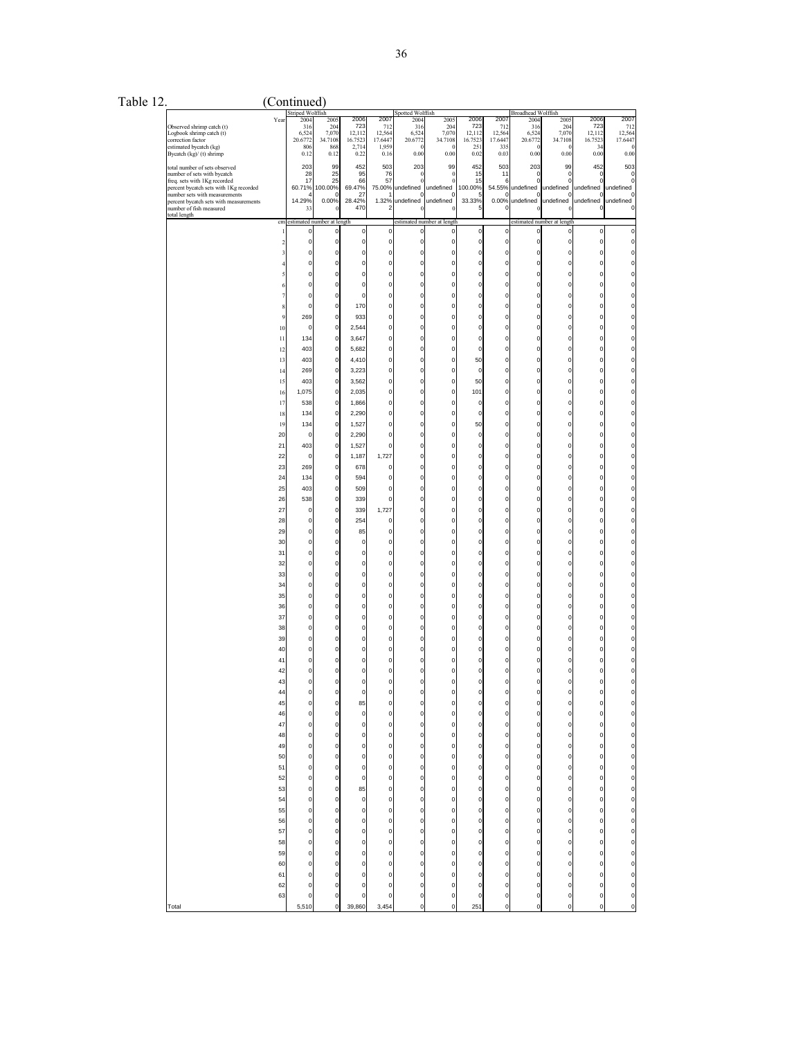Table 12. (Continued)

| Year | Striped Wolffish 2004 | 2005 | 2006 | 2007 | Spotted Wolffish 2004 | 2005 | 2006 | 2007 | Broadhead Wolffish 2004 | 2005 | 2006 | 2007 |
|---|---|---|---|---|---|---|---|---|---|---|---|---|
| Observed shrimp catch (t) | 316 | 204 | 723 | 712 | 316 | 204 | 723 | 712 | 316 | 204 | 723 | 712 |
| Logbook shrimp catch (t) | 6,524 | 7,070 | 12,112 | 12,564 | 6,524 | 7,070 | 12,112 | 12,564 | 6,524 | 7,070 | 12,112 | 12,564 |
| correction factor | 20.6772 | 34.7108 | 16.7523 | 17.6447 | 20.6772 | 34.7108 | 16.7523 | 17.6447 | 20.6772 | 34.7108 | 16.7523 | 17.6447 |
| estimated bycatch (kg) | 806 | 868 | 2,714 | 1,959 | 0 | 0 | 251 | 335 | 0 | 0 | 34 | 0 |
| Bycatch (kg)/ (t) shrimp | 0.12 | 0.12 | 0.22 | 0.16 | 0.00 | 0.00 | 0.02 | 0.03 | 0.00 | 0.00 | 0.00 | 0.00 |
| total number of sets observed | 203 | 99 | 452 | 503 | 203 | 99 | 452 | 503 | 203 | 99 | 452 | 503 |
| number of sets with bycatch | 28 | 25 | 95 | 76 | 0 | 0 | 15 | 11 | 0 | 0 | 0 | 0 |
| freq. sets with 1Kg recorded | 17 | 25 | 66 | 57 | 0 | 0 | 15 | 6 | 0 | 0 | 0 | 0 |
| percent bycatch sets with 1Kg recorded | 60.71% | 100.00% | 69.47% | 75.00% | undefined | undefined | 100.00% | 54.55% | undefined | undefined | undefined | undefined |
| number sets with measurements | 4 | 0 | 27 | 1 | 0 | 0 | 5 | 0 | 0 | 0 | 0 | 0 |
| percent bycatch sets with measurements | 14.29% | 0.00% | 28.42% | 1.32% | undefined | undefined | 33.33% | 0.00% | undefined | undefined | undefined | undefined |
| number of fish measured | 33 | 0 | 470 | 2 | 0 | 0 | 5 | 0 | 0 | 0 | 0 | 0 |
| total length | | | | | | | | | | | | |
| cm | estimated number at length | | | | estimated number at length | | | | estimated number at length | | | |
| 1 | 0 | 0 | 0 | 0 | 0 | 0 | 0 | 0 | 0 | 0 | 0 | 0 |
| 2 | 0 | 0 | 0 | 0 | 0 | 0 | 0 | 0 | 0 | 0 | 0 | 0 |
| 3 | 0 | 0 | 0 | 0 | 0 | 0 | 0 | 0 | 0 | 0 | 0 | 0 |
| 4 | 0 | 0 | 0 | 0 | 0 | 0 | 0 | 0 | 0 | 0 | 0 | 0 |
| 5 | 0 | 0 | 0 | 0 | 0 | 0 | 0 | 0 | 0 | 0 | 0 | 0 |
| 6 | 0 | 0 | 0 | 0 | 0 | 0 | 0 | 0 | 0 | 0 | 0 | 0 |
| 7 | 0 | 0 | 0 | 0 | 0 | 0 | 0 | 0 | 0 | 0 | 0 | 0 |
| 8 | 0 | 0 | 170 | 0 | 0 | 0 | 0 | 0 | 0 | 0 | 0 | 0 |
| 9 | 269 | 0 | 933 | 0 | 0 | 0 | 0 | 0 | 0 | 0 | 0 | 0 |
| 10 | 0 | 0 | 2,544 | 0 | 0 | 0 | 0 | 0 | 0 | 0 | 0 | 0 |
| 11 | 134 | 0 | 3,647 | 0 | 0 | 0 | 0 | 0 | 0 | 0 | 0 | 0 |
| 12 | 403 | 0 | 5,682 | 0 | 0 | 0 | 0 | 0 | 0 | 0 | 0 | 0 |
| 13 | 403 | 0 | 4,410 | 0 | 0 | 0 | 50 | 0 | 0 | 0 | 0 | 0 |
| 14 | 269 | 0 | 3,223 | 0 | 0 | 0 | 0 | 0 | 0 | 0 | 0 | 0 |
| 15 | 403 | 0 | 3,562 | 0 | 0 | 0 | 50 | 0 | 0 | 0 | 0 | 0 |
| 16 | 1,075 | 0 | 2,035 | 0 | 0 | 0 | 101 | 0 | 0 | 0 | 0 | 0 |
| 17 | 538 | 0 | 1,866 | 0 | 0 | 0 | 0 | 0 | 0 | 0 | 0 | 0 |
| 18 | 134 | 0 | 2,290 | 0 | 0 | 0 | 0 | 0 | 0 | 0 | 0 | 0 |
| 19 | 134 | 0 | 1,527 | 0 | 0 | 0 | 50 | 0 | 0 | 0 | 0 | 0 |
| 20 | 0 | 0 | 2,290 | 0 | 0 | 0 | 0 | 0 | 0 | 0 | 0 | 0 |
| 21 | 403 | 0 | 1,527 | 0 | 0 | 0 | 0 | 0 | 0 | 0 | 0 | 0 |
| 22 | 0 | 0 | 1,187 | 1,727 | 0 | 0 | 0 | 0 | 0 | 0 | 0 | 0 |
| 23 | 269 | 0 | 678 | 0 | 0 | 0 | 0 | 0 | 0 | 0 | 0 | 0 |
| 24 | 134 | 0 | 594 | 0 | 0 | 0 | 0 | 0 | 0 | 0 | 0 | 0 |
| 25 | 403 | 0 | 509 | 0 | 0 | 0 | 0 | 0 | 0 | 0 | 0 | 0 |
| 26 | 538 | 0 | 339 | 0 | 0 | 0 | 0 | 0 | 0 | 0 | 0 | 0 |
| 27 | 0 | 0 | 339 | 1,727 | 0 | 0 | 0 | 0 | 0 | 0 | 0 | 0 |
| 28 | 0 | 0 | 254 | 0 | 0 | 0 | 0 | 0 | 0 | 0 | 0 | 0 |
| 29 | 0 | 0 | 85 | 0 | 0 | 0 | 0 | 0 | 0 | 0 | 0 | 0 |
| 30 | 0 | 0 | 0 | 0 | 0 | 0 | 0 | 0 | 0 | 0 | 0 | 0 |
| 31 | 0 | 0 | 0 | 0 | 0 | 0 | 0 | 0 | 0 | 0 | 0 | 0 |
| 32 | 0 | 0 | 0 | 0 | 0 | 0 | 0 | 0 | 0 | 0 | 0 | 0 |
| 33 | 0 | 0 | 0 | 0 | 0 | 0 | 0 | 0 | 0 | 0 | 0 | 0 |
| 34 | 0 | 0 | 0 | 0 | 0 | 0 | 0 | 0 | 0 | 0 | 0 | 0 |
| 35 | 0 | 0 | 0 | 0 | 0 | 0 | 0 | 0 | 0 | 0 | 0 | 0 |
| 36 | 0 | 0 | 0 | 0 | 0 | 0 | 0 | 0 | 0 | 0 | 0 | 0 |
| 37 | 0 | 0 | 0 | 0 | 0 | 0 | 0 | 0 | 0 | 0 | 0 | 0 |
| 38 | 0 | 0 | 0 | 0 | 0 | 0 | 0 | 0 | 0 | 0 | 0 | 0 |
| 39 | 0 | 0 | 0 | 0 | 0 | 0 | 0 | 0 | 0 | 0 | 0 | 0 |
| 40 | 0 | 0 | 0 | 0 | 0 | 0 | 0 | 0 | 0 | 0 | 0 | 0 |
| 41 | 0 | 0 | 0 | 0 | 0 | 0 | 0 | 0 | 0 | 0 | 0 | 0 |
| 42 | 0 | 0 | 0 | 0 | 0 | 0 | 0 | 0 | 0 | 0 | 0 | 0 |
| 43 | 0 | 0 | 0 | 0 | 0 | 0 | 0 | 0 | 0 | 0 | 0 | 0 |
| 44 | 0 | 0 | 0 | 0 | 0 | 0 | 0 | 0 | 0 | 0 | 0 | 0 |
| 45 | 0 | 0 | 85 | 0 | 0 | 0 | 0 | 0 | 0 | 0 | 0 | 0 |
| 46 | 0 | 0 | 0 | 0 | 0 | 0 | 0 | 0 | 0 | 0 | 0 | 0 |
| 47 | 0 | 0 | 0 | 0 | 0 | 0 | 0 | 0 | 0 | 0 | 0 | 0 |
| 48 | 0 | 0 | 0 | 0 | 0 | 0 | 0 | 0 | 0 | 0 | 0 | 0 |
| 49 | 0 | 0 | 0 | 0 | 0 | 0 | 0 | 0 | 0 | 0 | 0 | 0 |
| 50 | 0 | 0 | 0 | 0 | 0 | 0 | 0 | 0 | 0 | 0 | 0 | 0 |
| 51 | 0 | 0 | 0 | 0 | 0 | 0 | 0 | 0 | 0 | 0 | 0 | 0 |
| 52 | 0 | 0 | 0 | 0 | 0 | 0 | 0 | 0 | 0 | 0 | 0 | 0 |
| 53 | 0 | 0 | 85 | 0 | 0 | 0 | 0 | 0 | 0 | 0 | 0 | 0 |
| 54 | 0 | 0 | 0 | 0 | 0 | 0 | 0 | 0 | 0 | 0 | 0 | 0 |
| 55 | 0 | 0 | 0 | 0 | 0 | 0 | 0 | 0 | 0 | 0 | 0 | 0 |
| 56 | 0 | 0 | 0 | 0 | 0 | 0 | 0 | 0 | 0 | 0 | 0 | 0 |
| 57 | 0 | 0 | 0 | 0 | 0 | 0 | 0 | 0 | 0 | 0 | 0 | 0 |
| 58 | 0 | 0 | 0 | 0 | 0 | 0 | 0 | 0 | 0 | 0 | 0 | 0 |
| 59 | 0 | 0 | 0 | 0 | 0 | 0 | 0 | 0 | 0 | 0 | 0 | 0 |
| 60 | 0 | 0 | 0 | 0 | 0 | 0 | 0 | 0 | 0 | 0 | 0 | 0 |
| 61 | 0 | 0 | 0 | 0 | 0 | 0 | 0 | 0 | 0 | 0 | 0 | 0 |
| 62 | 0 | 0 | 0 | 0 | 0 | 0 | 0 | 0 | 0 | 0 | 0 | 0 |
| 63 | 0 | 0 | 0 | 0 | 0 | 0 | 0 | 0 | 0 | 0 | 0 | 0 |
| Total | 5,510 | 0 | 39,860 | 3,454 | 0 | 0 | 251 | 0 | 0 | 0 | 0 | 0 |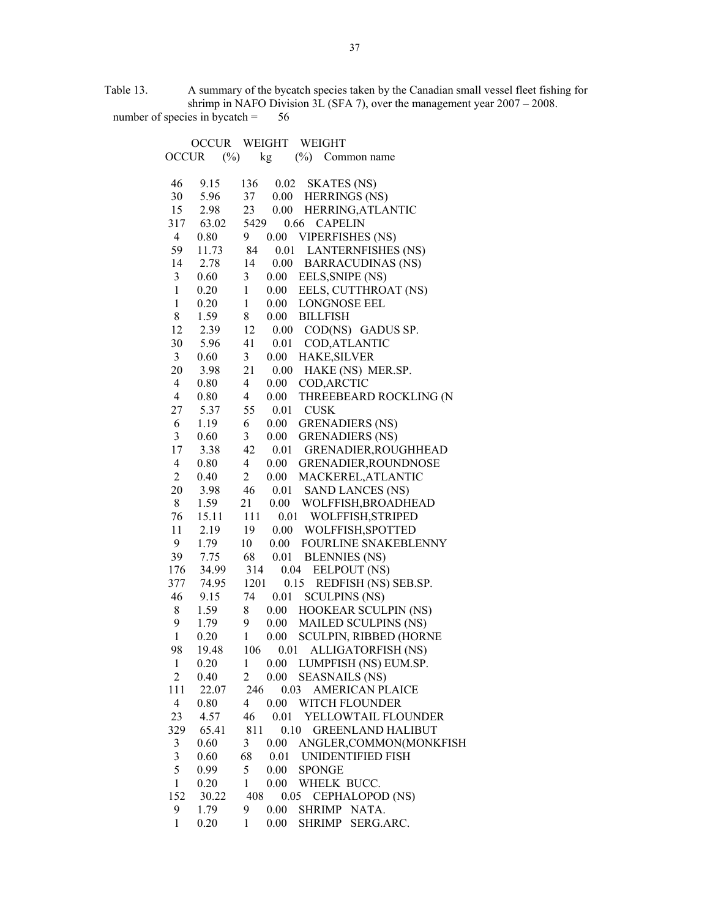Table 13. A summary of the bycatch species taken by the Canadian small vessel fleet fishing for shrimp in NAFO Division 3L (SFA 7), over the management year 2007 – 2008.

number of species in bycatch = 56

| OCCUR | OCCUR (%) | WEIGHT kg | WEIGHT (%) | Common name |
|---|---|---|---|---|
| 46 | 9.15 | 136 | 0.02 | SKATES (NS) |
| 30 | 5.96 | 37 | 0.00 | HERRINGS (NS) |
| 15 | 2.98 | 23 | 0.00 | HERRING,ATLANTIC |
| 317 | 63.02 | 5429 | 0.66 | CAPELIN |
| 4 | 0.80 | 9 | 0.00 | VIPERFISHES (NS) |
| 59 | 11.73 | 84 | 0.01 | LANTERNFISHES (NS) |
| 14 | 2.78 | 14 | 0.00 | BARRACUDINAS (NS) |
| 3 | 0.60 | 3 | 0.00 | EELS,SNIPE (NS) |
| 1 | 0.20 | 1 | 0.00 | EELS, CUTTHROAT (NS) |
| 1 | 0.20 | 1 | 0.00 | LONGNOSE EEL |
| 8 | 1.59 | 8 | 0.00 | BILLFISH |
| 12 | 2.39 | 12 | 0.00 | COD(NS) GADUS SP. |
| 30 | 5.96 | 41 | 0.01 | COD,ATLANTIC |
| 3 | 0.60 | 3 | 0.00 | HAKE,SILVER |
| 20 | 3.98 | 21 | 0.00 | HAKE (NS) MER.SP. |
| 4 | 0.80 | 4 | 0.00 | COD,ARCTIC |
| 4 | 0.80 | 4 | 0.00 | THREEBEARD ROCKLING (N |
| 27 | 5.37 | 55 | 0.01 | CUSK |
| 6 | 1.19 | 6 | 0.00 | GRENADIERS (NS) |
| 3 | 0.60 | 3 | 0.00 | GRENADIERS (NS) |
| 17 | 3.38 | 42 | 0.01 | GRENADIER,ROUGHHEAD |
| 4 | 0.80 | 4 | 0.00 | GRENADIER,ROUNDNOSE |
| 2 | 0.40 | 2 | 0.00 | MACKEREL,ATLANTIC |
| 20 | 3.98 | 46 | 0.01 | SAND LANCES (NS) |
| 8 | 1.59 | 21 | 0.00 | WOLFFISH,BROADHEAD |
| 76 | 15.11 | 111 | 0.01 | WOLFFISH,STRIPED |
| 11 | 2.19 | 19 | 0.00 | WOLFFISH,SPOTTED |
| 9 | 1.79 | 10 | 0.00 | FOURLINE SNAKEBLENNY |
| 39 | 7.75 | 68 | 0.01 | BLENNIES (NS) |
| 176 | 34.99 | 314 | 0.04 | EELPOUT (NS) |
| 377 | 74.95 | 1201 | 0.15 | REDFISH (NS) SEB.SP. |
| 46 | 9.15 | 74 | 0.01 | SCULPINS (NS) |
| 8 | 1.59 | 8 | 0.00 | HOOKEAR SCULPIN (NS) |
| 9 | 1.79 | 9 | 0.00 | MAILED SCULPINS (NS) |
| 1 | 0.20 | 1 | 0.00 | SCULPIN, RIBBED (HORNE |
| 98 | 19.48 | 106 | 0.01 | ALLIGATORFISH (NS) |
| 1 | 0.20 | 1 | 0.00 | LUMPFISH (NS) EUM.SP. |
| 2 | 0.40 | 2 | 0.00 | SEASNAILS (NS) |
| 111 | 22.07 | 246 | 0.03 | AMERICAN PLAICE |
| 4 | 0.80 | 4 | 0.00 | WITCH FLOUNDER |
| 23 | 4.57 | 46 | 0.01 | YELLOWTAIL FLOUNDER |
| 329 | 65.41 | 811 | 0.10 | GREENLAND HALIBUT |
| 3 | 0.60 | 3 | 0.00 | ANGLER,COMMON(MONKFISH |
| 3 | 0.60 | 68 | 0.01 | UNIDENTIFIED FISH |
| 5 | 0.99 | 5 | 0.00 | SPONGE |
| 1 | 0.20 | 1 | 0.00 | WHELK BUCC. |
| 152 | 30.22 | 408 | 0.05 | CEPHALOPOD (NS) |
| 9 | 1.79 | 9 | 0.00 | SHRIMP NATA. |
| 1 | 0.20 | 1 | 0.00 | SHRIMP SERG.ARC. |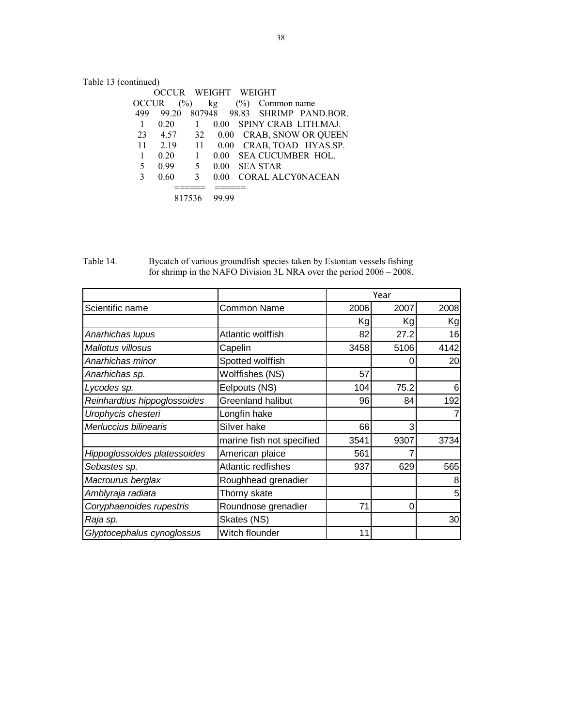Table 13 (continued)

| OCCUR | OCCUR (%) | WEIGHT kg | WEIGHT (%) | Common name |
|---|---|---|---|---|
| 499 | 99.20 | 807948 | 98.83 | SHRIMP PAND.BOR. |
| 1 | 0.20 | 1 | 0.00 | SPINY CRAB LITH.MAJ. |
| 23 | 4.57 | 32 | 0.00 | CRAB, SNOW OR QUEEN |
| 11 | 2.19 | 11 | 0.00 | CRAB, TOAD HYAS.SP. |
| 1 | 0.20 | 1 | 0.00 | SEA CUCUMBER HOL. |
| 5 | 0.99 | 5 | 0.00 | SEA STAR |
| 3 | 0.60 | 3 | 0.00 | CORAL ALCY0NACEAN |
| | | ====== | ====== | |
| | | 817536 | 99.99 | |

Table 14. Bycatch of various groundfish species taken by Estonian vessels fishing for shrimp in the NAFO Division 3L NRA over the period 2006 – 2008.

| | | Year | | |
|---|---|---|---|---|
| Scientific name | Common Name | 2006 | 2007 | 2008 |
| | | Kg | Kg | Kg |
| *Anarhichas lupus* | Atlantic wolffish | 82 | 27.2 | 16 |
| *Mallotus villosus* | Capelin | 3458 | 5106 | 4142 |
| *Anarhichas minor* | Spotted wolffish | | 0 | 20 |
| *Anarhichas sp.* | Wolffishes (NS) | 57 | | |
| *Lycodes sp.* | Eelpouts (NS) | 104 | 75.2 | 6 |
| *Reinhardtius hippoglossoides* | Greenland halibut | 96 | 84 | 192 |
| *Urophycis chesteri* | Longfin hake | | | 7 |
| *Merluccius bilinearis* | Silver hake | 66 | 3 | |
| | marine fish not specified | 3541 | 9307 | 3734 |
| *Hippoglossoides platessoides* | American plaice | 561 | 7 | |
| *Sebastes sp.* | Atlantic redfishes | 937 | 629 | 565 |
| *Macrourus berglax* | Roughhead grenadier | | | 8 |
| *Amblyraja radiata* | Thorny skate | | | 5 |
| *Coryphaenoides rupestris* | Roundnose grenadier | 71 | 0 | |
| *Raja sp.* | Skates (NS) | | | 30 |
| *Glyptocephalus cynoglossus* | Witch flounder | 11 | | |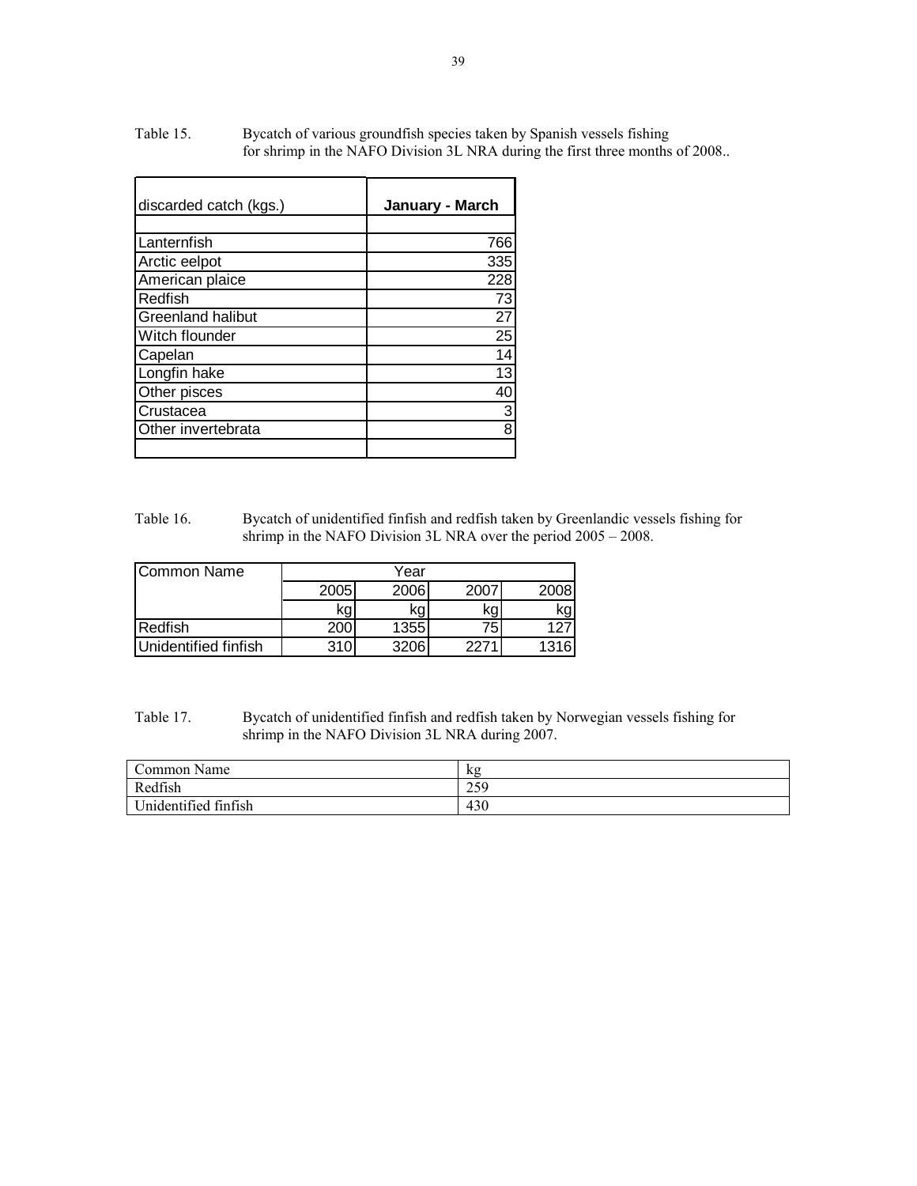Table 15. Bycatch of various groundfish species taken by Spanish vessels fishing for shrimp in the NAFO Division 3L NRA during the first three months of 2008..

| discarded catch (kgs.) | **January - March** |
|---|---:|
| | |
| Lanternfish | 766 |
| Arctic eelpot | 335 |
| American plaice | 228 |
| Redfish | 73 |
| Greenland halibut | 27 |
| Witch flounder | 25 |
| Capelan | 14 |
| Longfin hake | 13 |
| Other pisces | 40 |
| Crustacea | 3 |
| Other invertebrata | 8 |
| | |

Table 16. Bycatch of unidentified finfish and redfish taken by Greenlandic vessels fishing for shrimp in the NAFO Division 3L NRA over the period 2005 – 2008.

| Common Name | Year | | | |
|---|---:|---:|---:|---:|
| | 2005 | 2006 | 2007 | 2008 |
| | kg | kg | kg | kg |
| Redfish | 200 | 1355 | 75 | 127 |
| Unidentified finfish | 310 | 3206 | 2271 | 1316 |

Table 17. Bycatch of unidentified finfish and redfish taken by Norwegian vessels fishing for shrimp in the NAFO Division 3L NRA during 2007.

| Common Name | kg |
|---|---|
| Redfish | 259 |
| Unidentified finfish | 430 |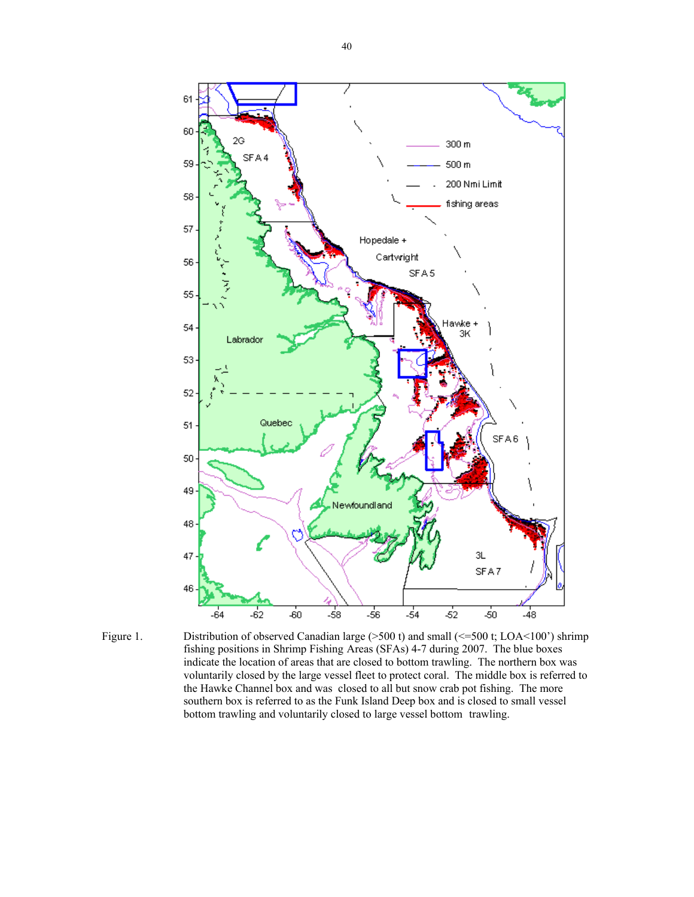Figure 1. Distribution of observed Canadian large (>500 t) and small (<=500 t; LOA<100') shrimp fishing positions in Shrimp Fishing Areas (SFAs) 4-7 during 2007. The blue boxes indicate the location of areas that are closed to bottom trawling. The northern box was voluntarily closed by the large vessel fleet to protect coral. The middle box is referred to the Hawke Channel box and was closed to all but snow crab pot fishing. The more southern box is referred to as the Funk Island Deep box and is closed to small vessel bottom trawling and voluntarily closed to large vessel bottom trawling.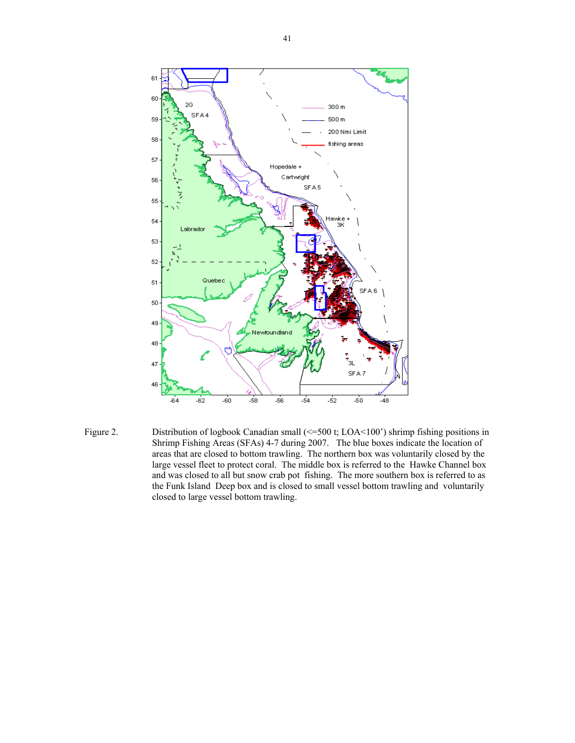Figure 2. Distribution of logbook Canadian small (<=500 t; LOA<100') shrimp fishing positions in Shrimp Fishing Areas (SFAs) 4-7 during 2007. The blue boxes indicate the location of areas that are closed to bottom trawling. The northern box was voluntarily closed by the large vessel fleet to protect coral. The middle box is referred to the Hawke Channel box and was closed to all but snow crab pot fishing. The more southern box is referred to as the Funk Island Deep box and is closed to small vessel bottom trawling and voluntarily closed to large vessel bottom trawling.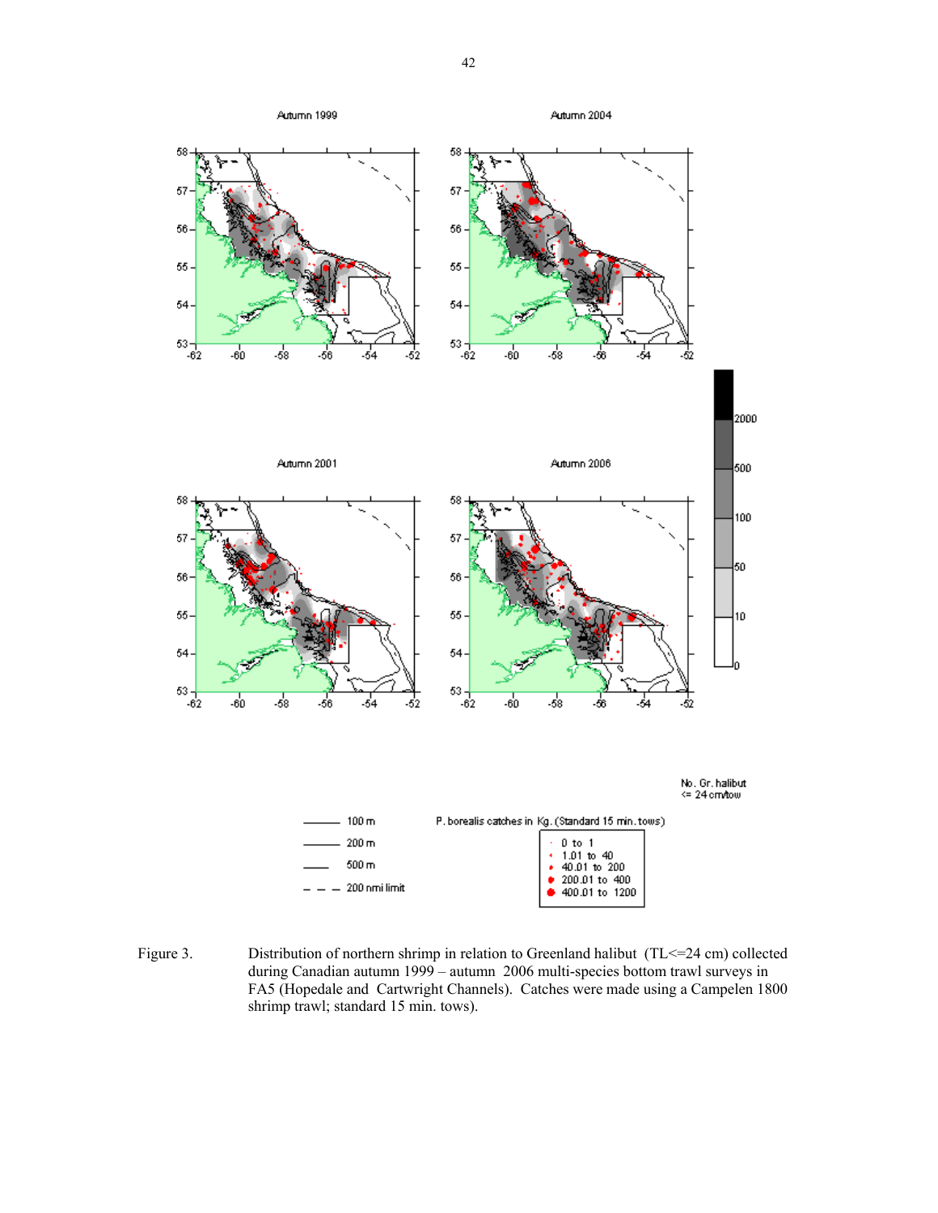Figure 3. Distribution of northern shrimp in relation to Greenland halibut (TL<=24 cm) collected during Canadian autumn 1999 – autumn 2006 multi-species bottom trawl surveys in FA5 (Hopedale and Cartwright Channels). Catches were made using a Campelen 1800 shrimp trawl; standard 15 min. tows).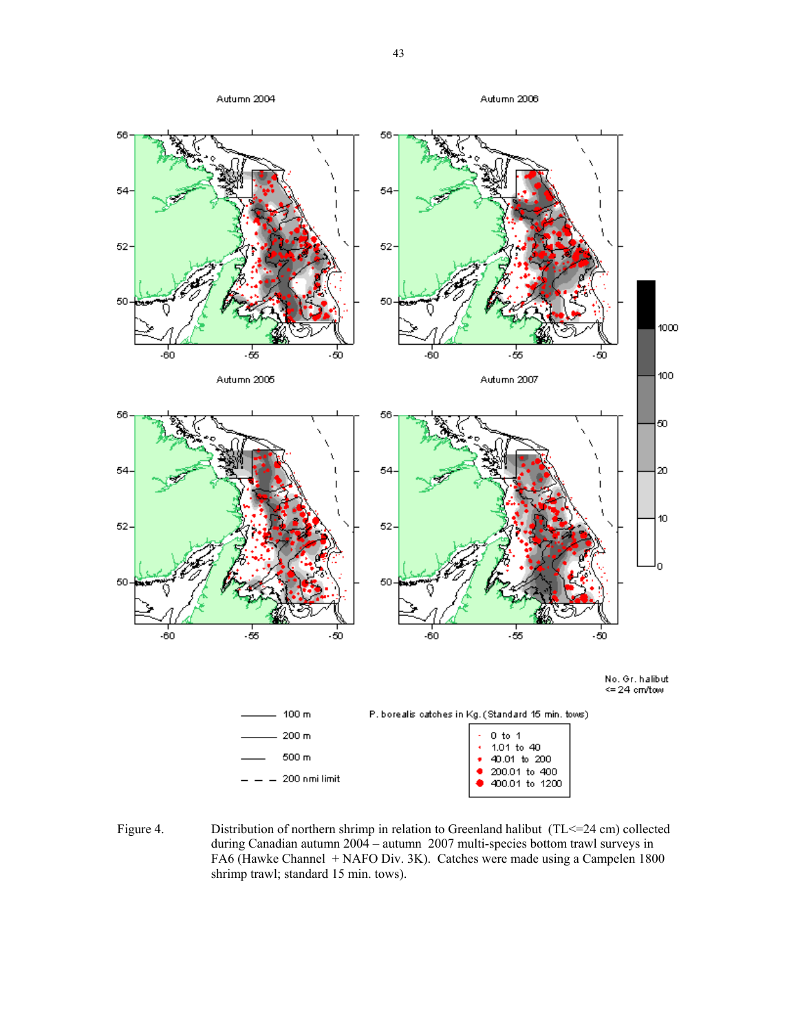Figure 4. Distribution of northern shrimp in relation to Greenland halibut (TL<=24 cm) collected during Canadian autumn 2004 – autumn 2007 multi-species bottom trawl surveys in FA6 (Hawke Channel + NAFO Div. 3K). Catches were made using a Campelen 1800 shrimp trawl; standard 15 min. tows).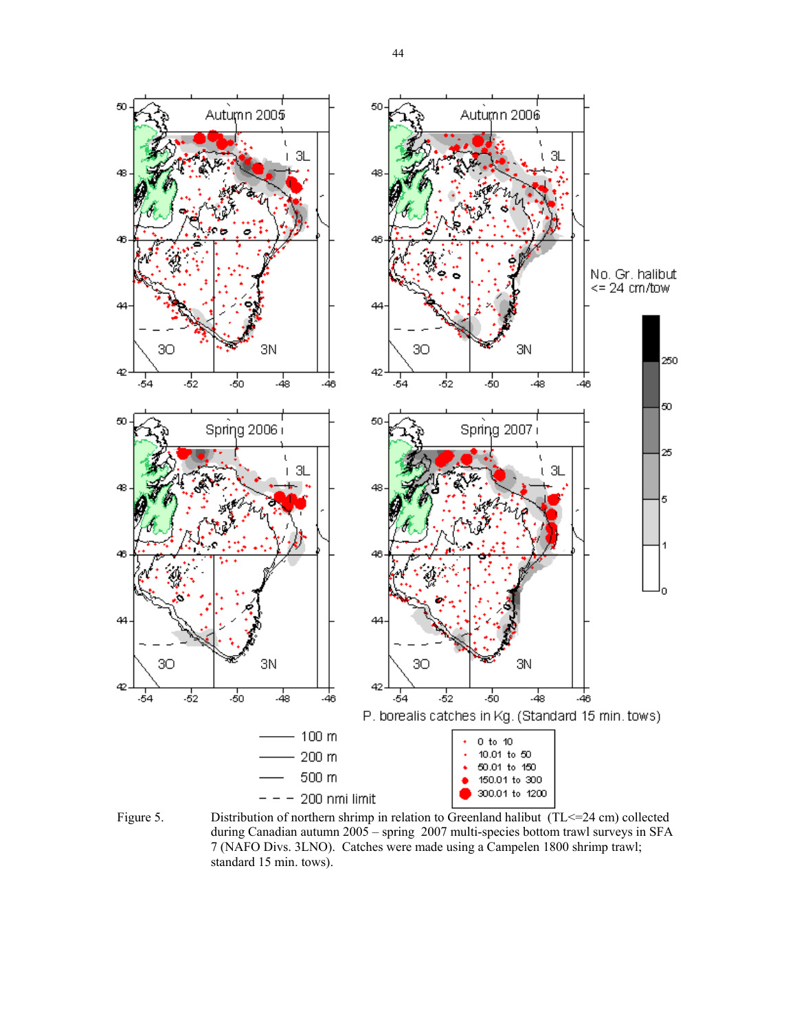Figure 5. Distribution of northern shrimp in relation to Greenland halibut (TL<=24 cm) collected during Canadian autumn 2005 – spring 2007 multi-species bottom trawl surveys in SFA 7 (NAFO Divs. 3LNO). Catches were made using a Campelen 1800 shrimp trawl; standard 15 min. tows).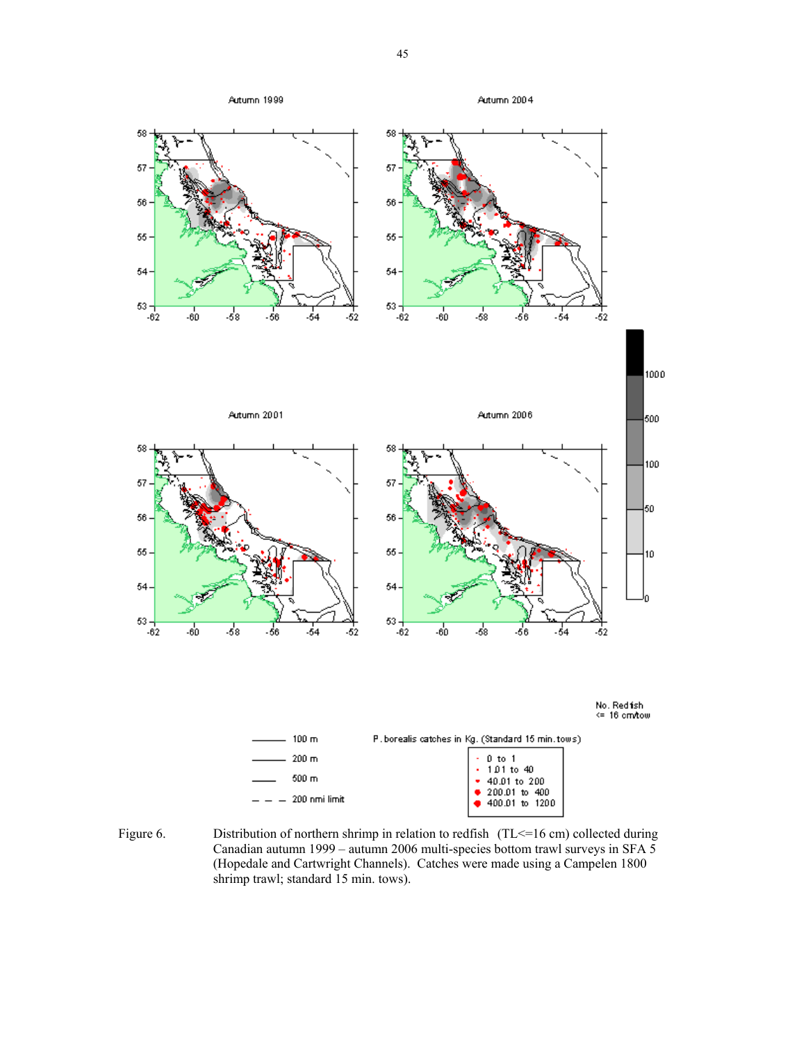Figure 6. Distribution of northern shrimp in relation to redfish (TL<=16 cm) collected during Canadian autumn 1999 – autumn 2006 multi-species bottom trawl surveys in SFA 5 (Hopedale and Cartwright Channels). Catches were made using a Campelen 1800 shrimp trawl; standard 15 min. tows).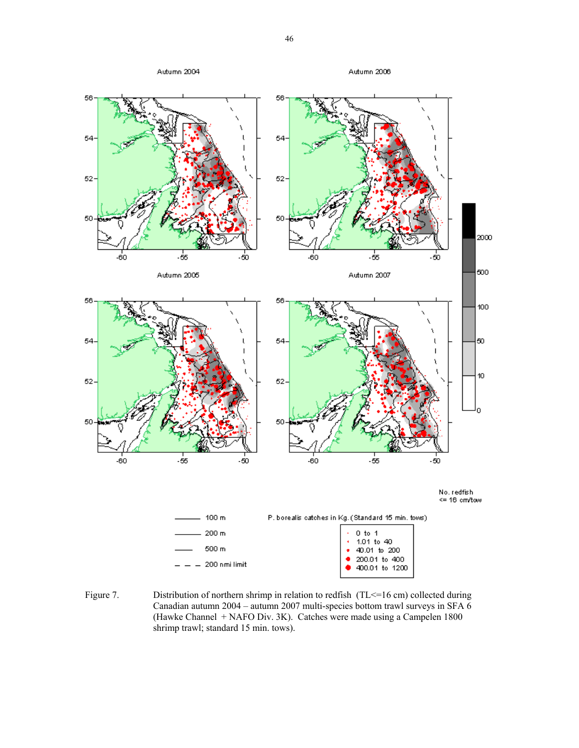Figure 7. Distribution of northern shrimp in relation to redfish (TL<=16 cm) collected during Canadian autumn 2004 – autumn 2007 multi-species bottom trawl surveys in SFA 6 (Hawke Channel + NAFO Div. 3K). Catches were made using a Campelen 1800 shrimp trawl; standard 15 min. tows).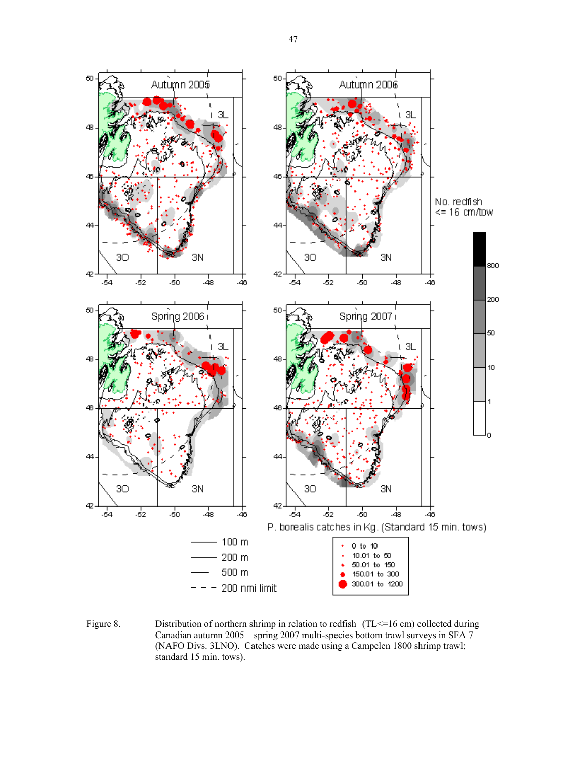Figure 8. Distribution of northern shrimp in relation to redfish (TL<=16 cm) collected during Canadian autumn 2005 – spring 2007 multi-species bottom trawl surveys in SFA 7 (NAFO Divs. 3LNO). Catches were made using a Campelen 1800 shrimp trawl; standard 15 min. tows).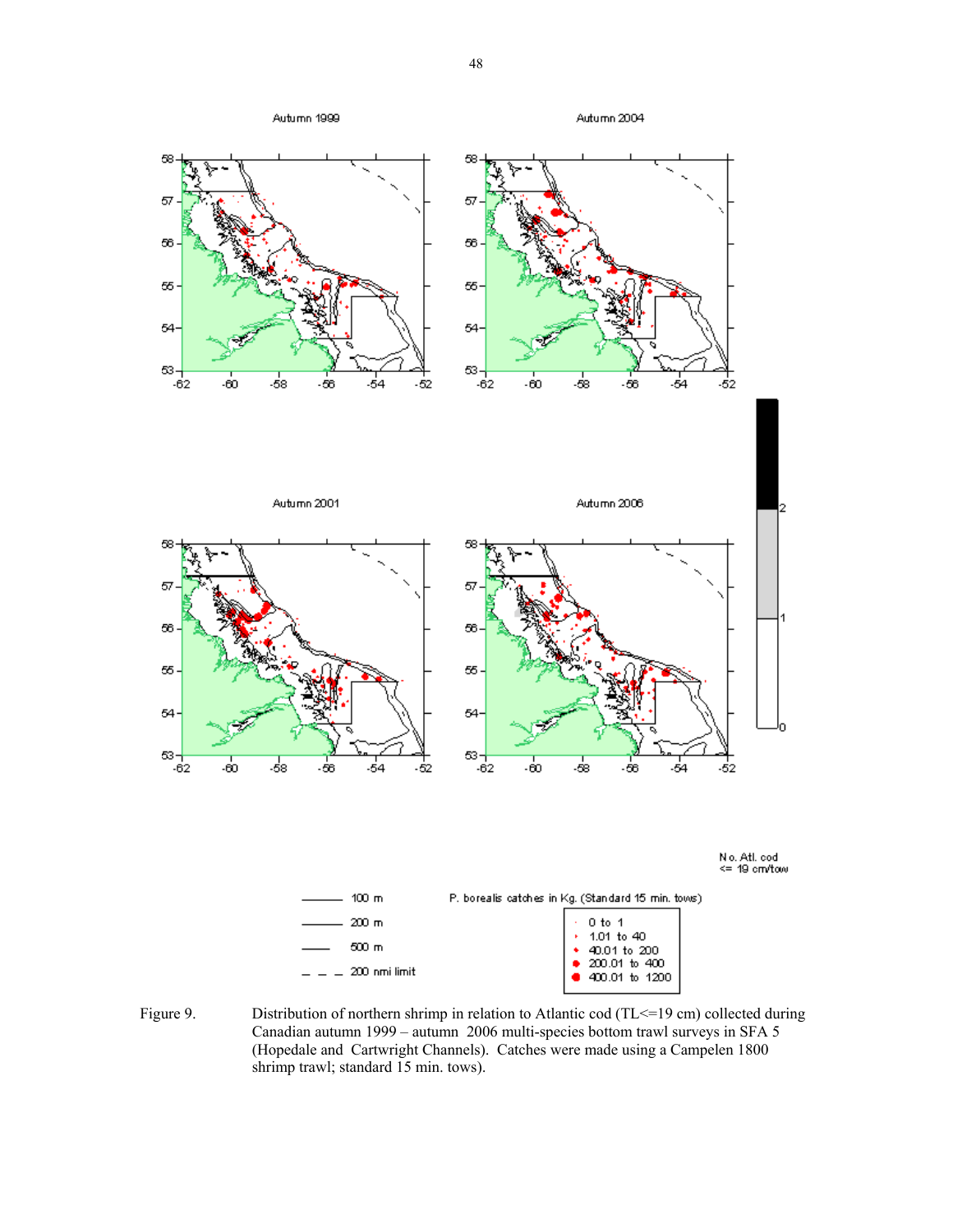Autumn 1999

Autumn 2004

Autumn 2001

Autumn 2006

No. Atl. cod <= 19 cm/tow

100 m

200 m

500 m

200 nmi limit

P. borealis catches in Kg. (Standard 15 min. tows)

0 to 1
1.01 to 40
40.01 to 200
200.01 to 400
400.01 to 1200

Figure 9. Distribution of northern shrimp in relation to Atlantic cod (TL<=19 cm) collected during Canadian autumn 1999 – autumn 2006 multi-species bottom trawl surveys in SFA 5 (Hopedale and Cartwright Channels). Catches were made using a Campelen 1800 shrimp trawl; standard 15 min. tows).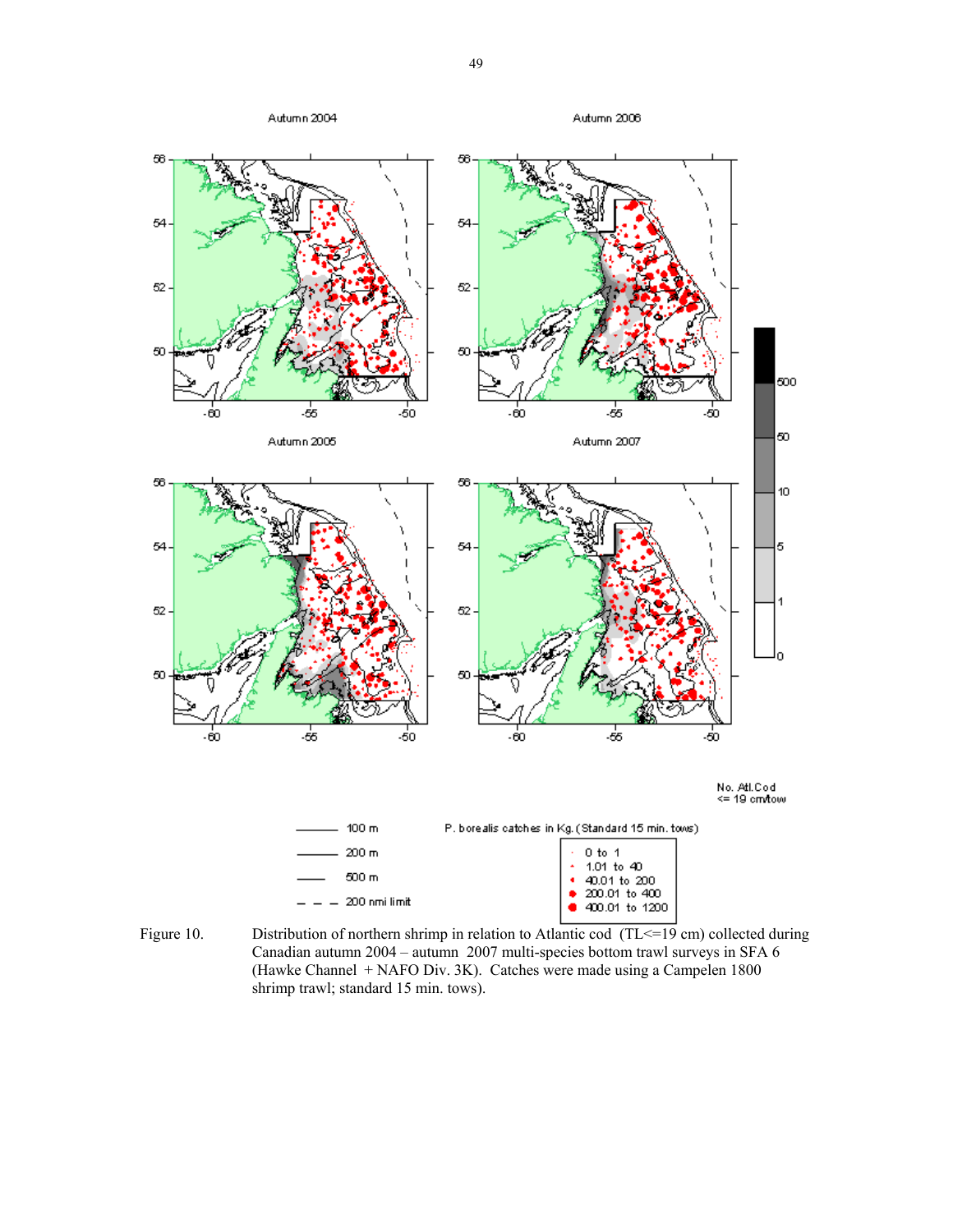Figure 10. Distribution of northern shrimp in relation to Atlantic cod (TL<=19 cm) collected during Canadian autumn 2004 – autumn 2007 multi-species bottom trawl surveys in SFA 6 (Hawke Channel + NAFO Div. 3K). Catches were made using a Campelen 1800 shrimp trawl; standard 15 min. tows).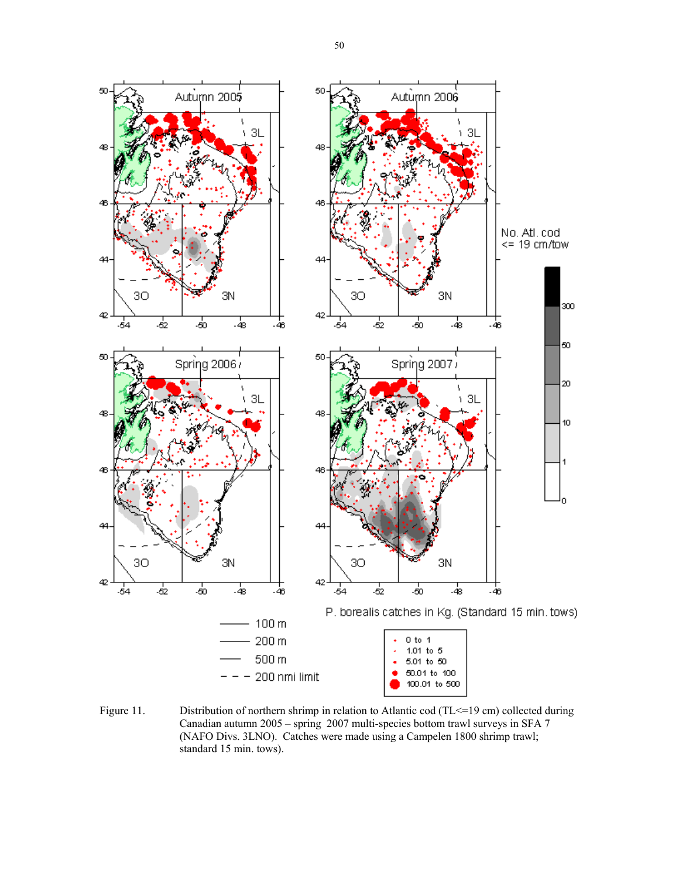Figure 11. Distribution of northern shrimp in relation to Atlantic cod (TL<=19 cm) collected during Canadian autumn 2005 – spring 2007 multi-species bottom trawl surveys in SFA 7 (NAFO Divs. 3LNO). Catches were made using a Campelen 1800 shrimp trawl; standard 15 min. tows).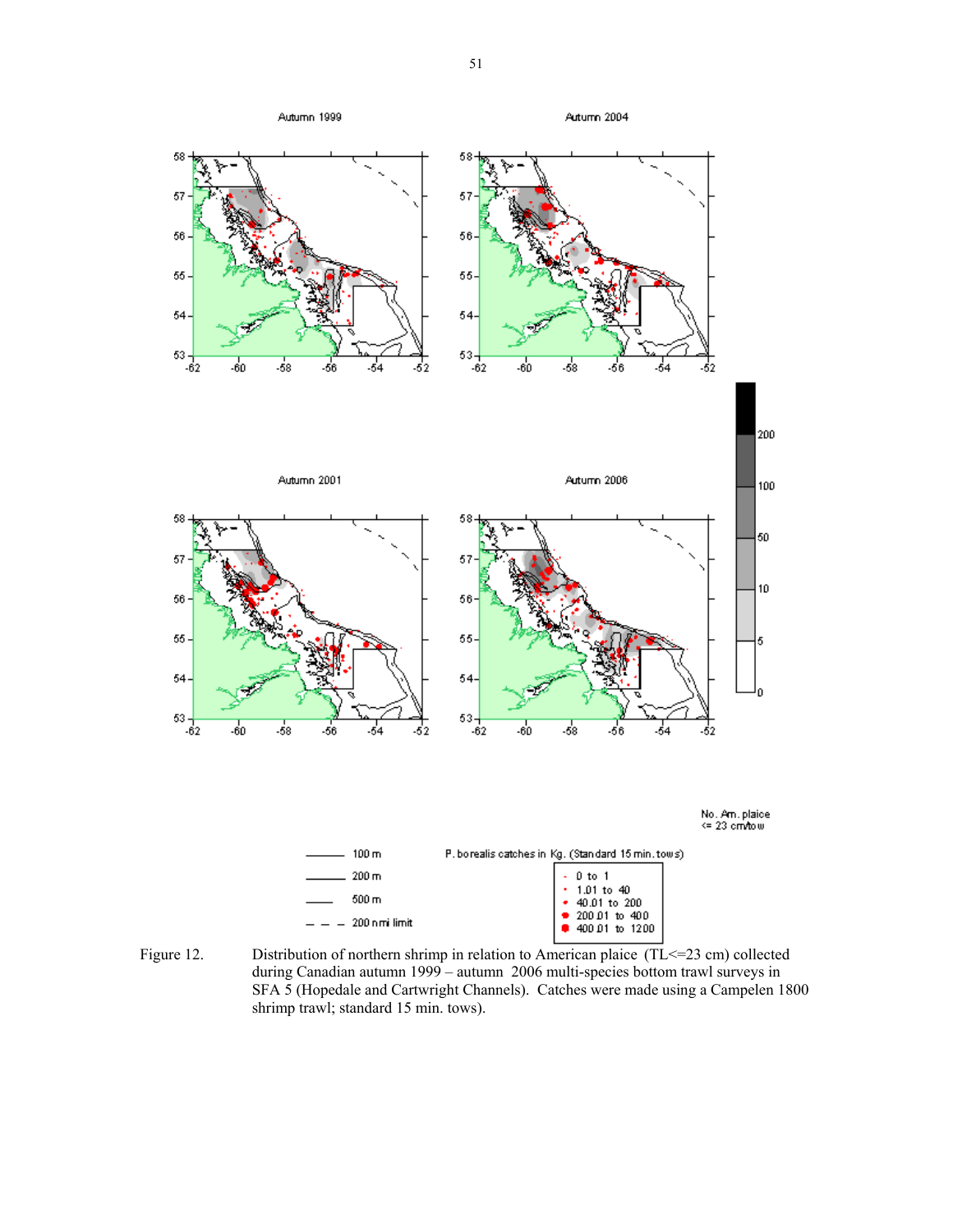Figure 12. Distribution of northern shrimp in relation to American plaice (TL<=23 cm) collected during Canadian autumn 1999 – autumn 2006 multi-species bottom trawl surveys in SFA 5 (Hopedale and Cartwright Channels). Catches were made using a Campelen 1800 shrimp trawl; standard 15 min. tows).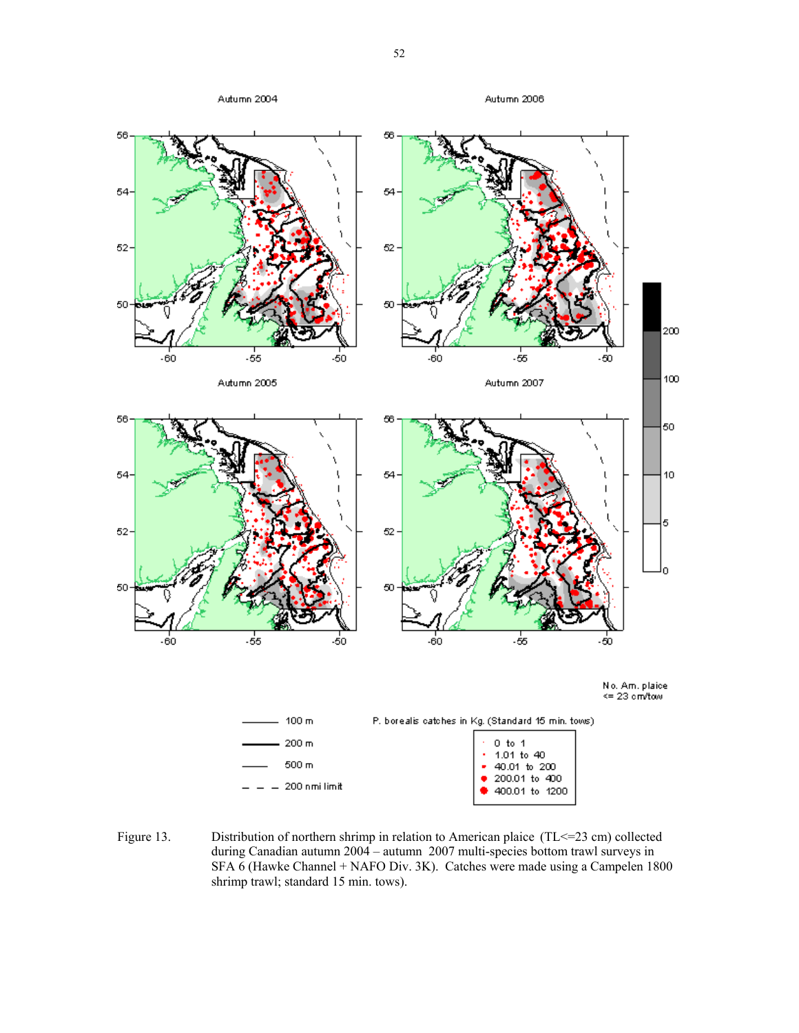Figure 13. Distribution of northern shrimp in relation to American plaice (TL<=23 cm) collected during Canadian autumn 2004 – autumn 2007 multi-species bottom trawl surveys in SFA 6 (Hawke Channel + NAFO Div. 3K). Catches were made using a Campelen 1800 shrimp trawl; standard 15 min. tows).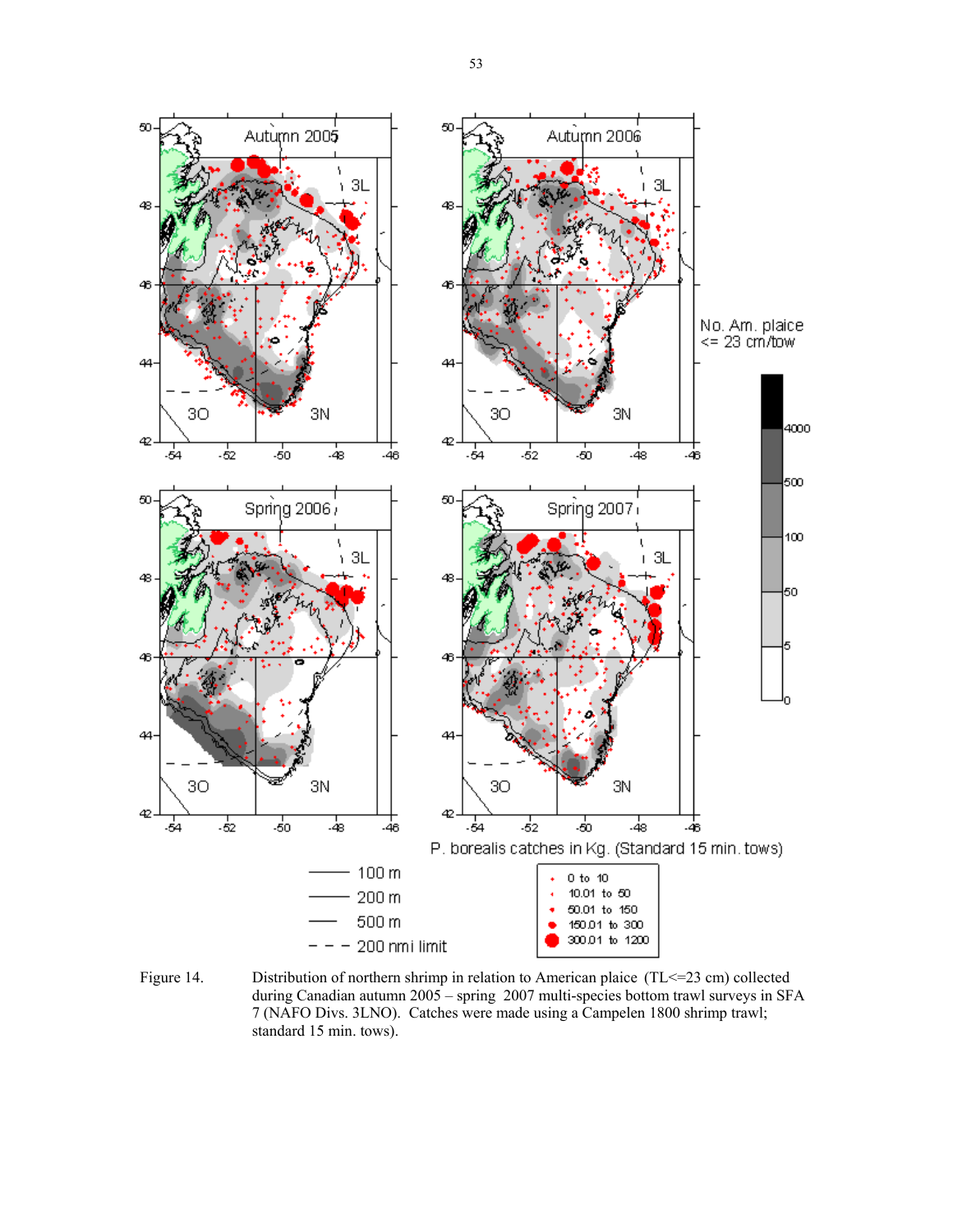Figure 14. Distribution of northern shrimp in relation to American plaice (TL<=23 cm) collected during Canadian autumn 2005 – spring 2007 multi-species bottom trawl surveys in SFA 7 (NAFO Divs. 3LNO). Catches were made using a Campelen 1800 shrimp trawl; standard 15 min. tows).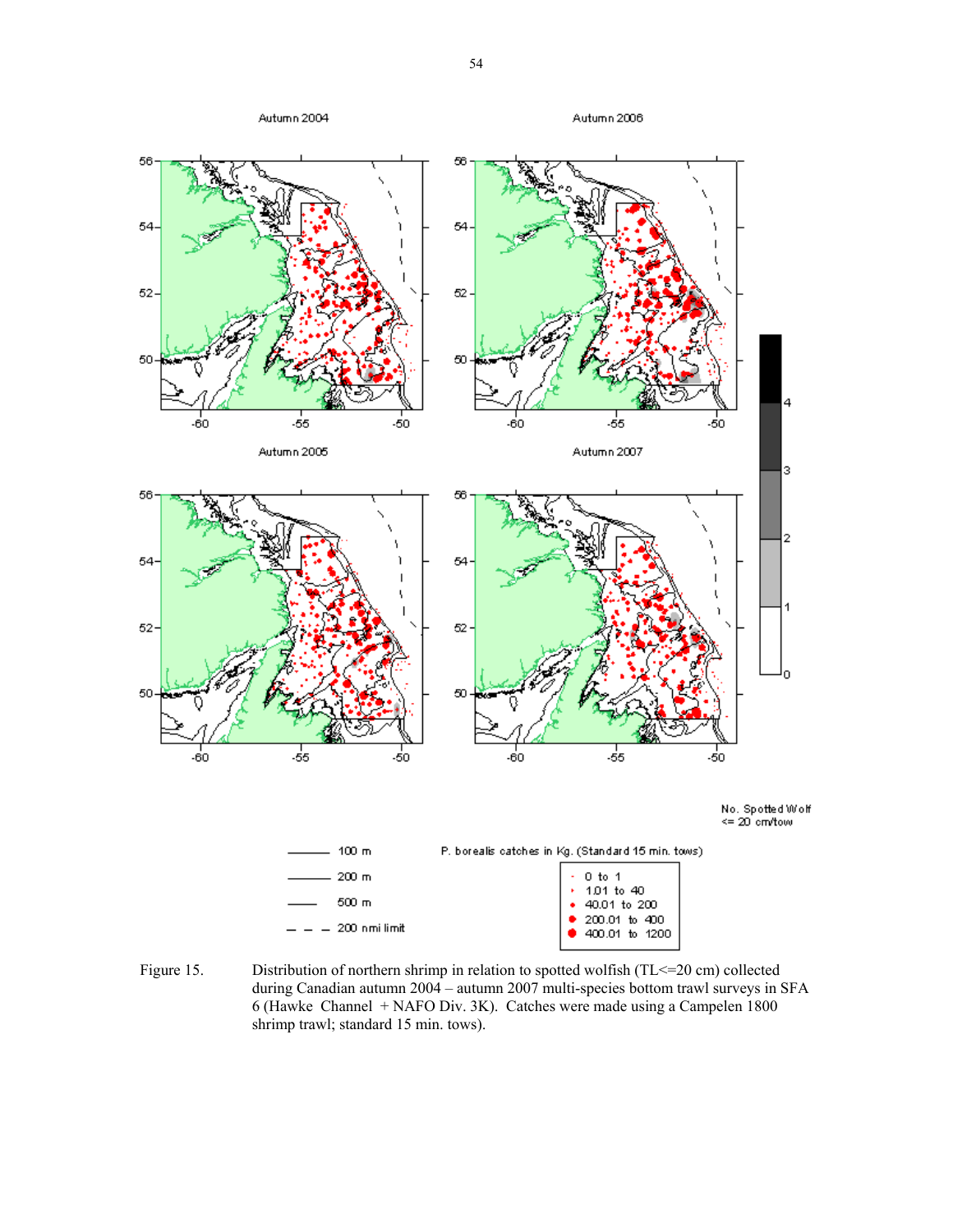Autumn 2004

Autumn 2006

Autumn 2005

Autumn 2007

No. Spotted Wolf
<= 20 cm/tow

100 m
200 m
500 m
200 nmi limit

P. borealis catches in Kg. (Standard 15 min. tows)

- 0 to 1
- 1.01 to 40
- 40.01 to 200
- 200.01 to 400
- 400.01 to 1200

Figure 15. Distribution of northern shrimp in relation to spotted wolfish (TL<=20 cm) collected during Canadian autumn 2004 – autumn 2007 multi-species bottom trawl surveys in SFA 6 (Hawke Channel + NAFO Div. 3K). Catches were made using a Campelen 1800 shrimp trawl; standard 15 min. tows).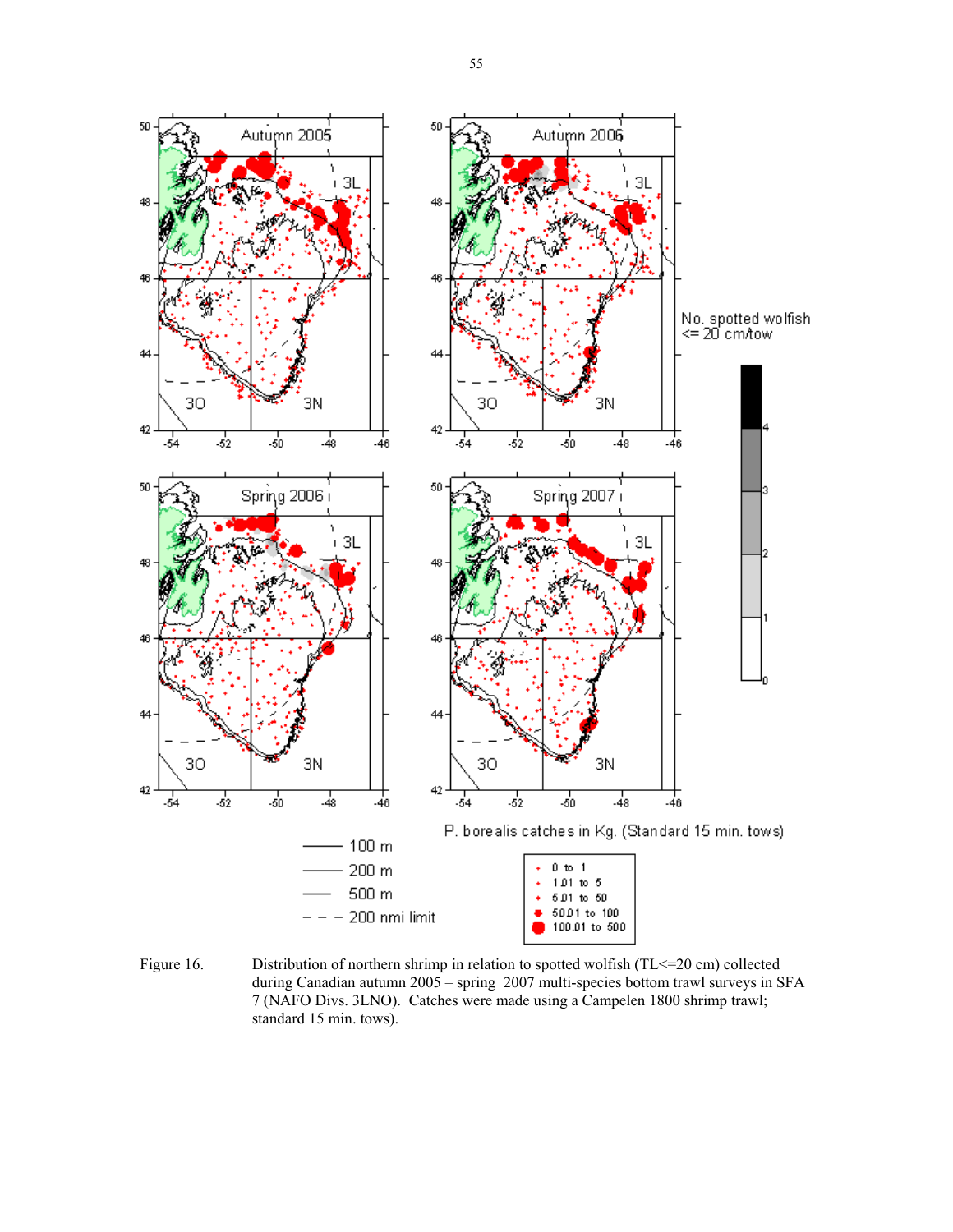Figure 16. Distribution of northern shrimp in relation to spotted wolfish (TL<=20 cm) collected during Canadian autumn 2005 – spring 2007 multi-species bottom trawl surveys in SFA 7 (NAFO Divs. 3LNO). Catches were made using a Campelen 1800 shrimp trawl; standard 15 min. tows).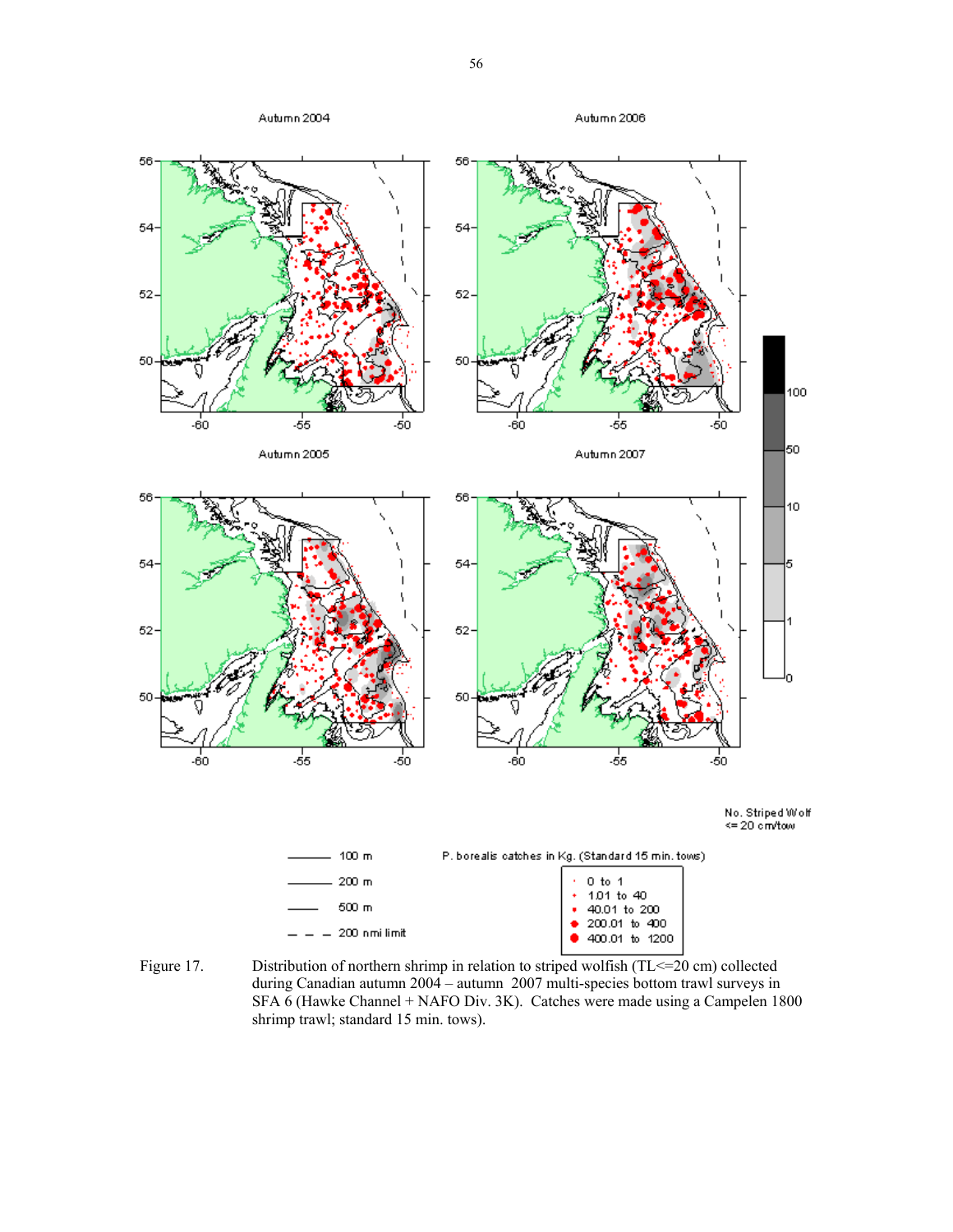Figure 17. Distribution of northern shrimp in relation to striped wolfish (TL<=20 cm) collected during Canadian autumn 2004 – autumn 2007 multi-species bottom trawl surveys in SFA 6 (Hawke Channel + NAFO Div. 3K). Catches were made using a Campelen 1800 shrimp trawl; standard 15 min. tows).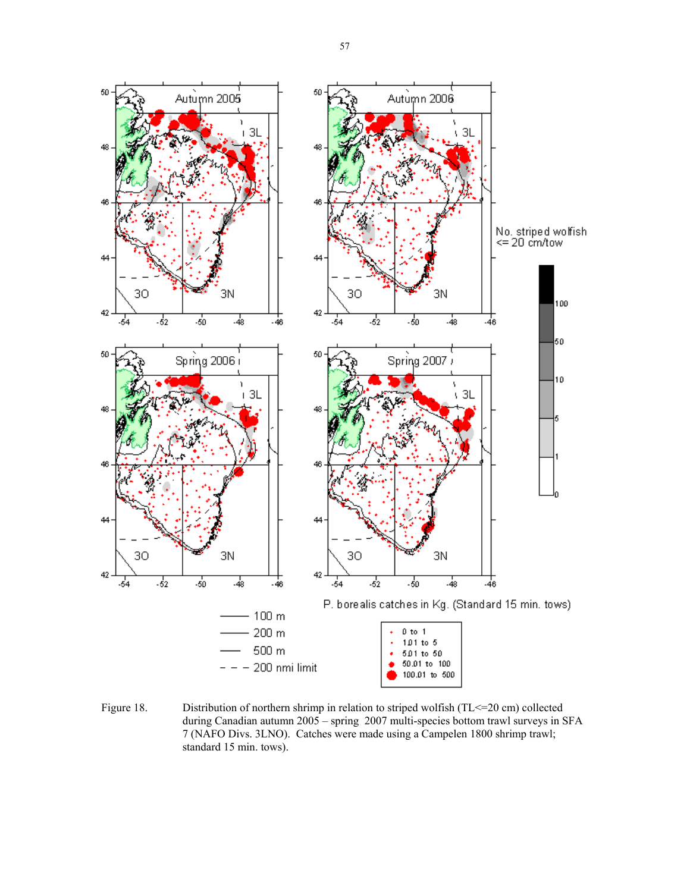Autumn 2005

Autumn 2006

Spring 2006

Spring 2007

3L

3O

3N

50

48

46

44

42

-54

-52

-50

-48

-46

No. striped wolfish <= 20 cm/tow

100

50

10

5

1

0

P. borealis catches in Kg. (Standard 15 min. tows)

100 m

200 m

500 m

200 nmi limit

0 to 1

1.01 to 5

5.01 to 50

50.01 to 100

100.01 to 500

Figure 18. Distribution of northern shrimp in relation to striped wolfish (TL<=20 cm) collected during Canadian autumn 2005 – spring 2007 multi-species bottom trawl surveys in SFA 7 (NAFO Divs. 3LNO). Catches were made using a Campelen 1800 shrimp trawl; standard 15 min. tows).